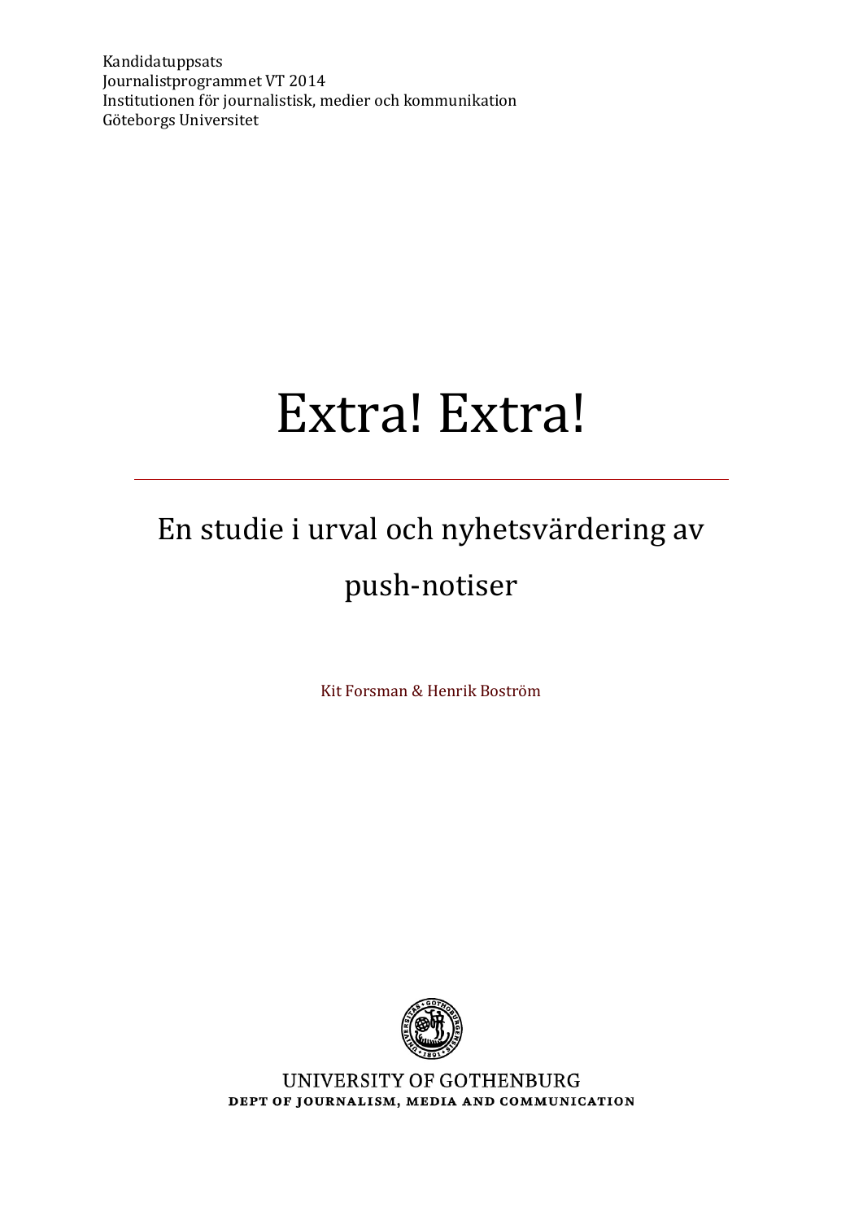Kandidatuppsats
Journalistprogrammet VT 2014
Institutionen för journalistisk, medier och kommunikation
Göteborgs Universitet

# Extra! Extra!

---

## En studie i urval och nyhetsvärdering av push-notiser

Kit Forsman & Henrik Boström

UNIVERSITY OF GOTHENBURG
DEPT OF JOURNALISM, MEDIA AND COMMUNICATION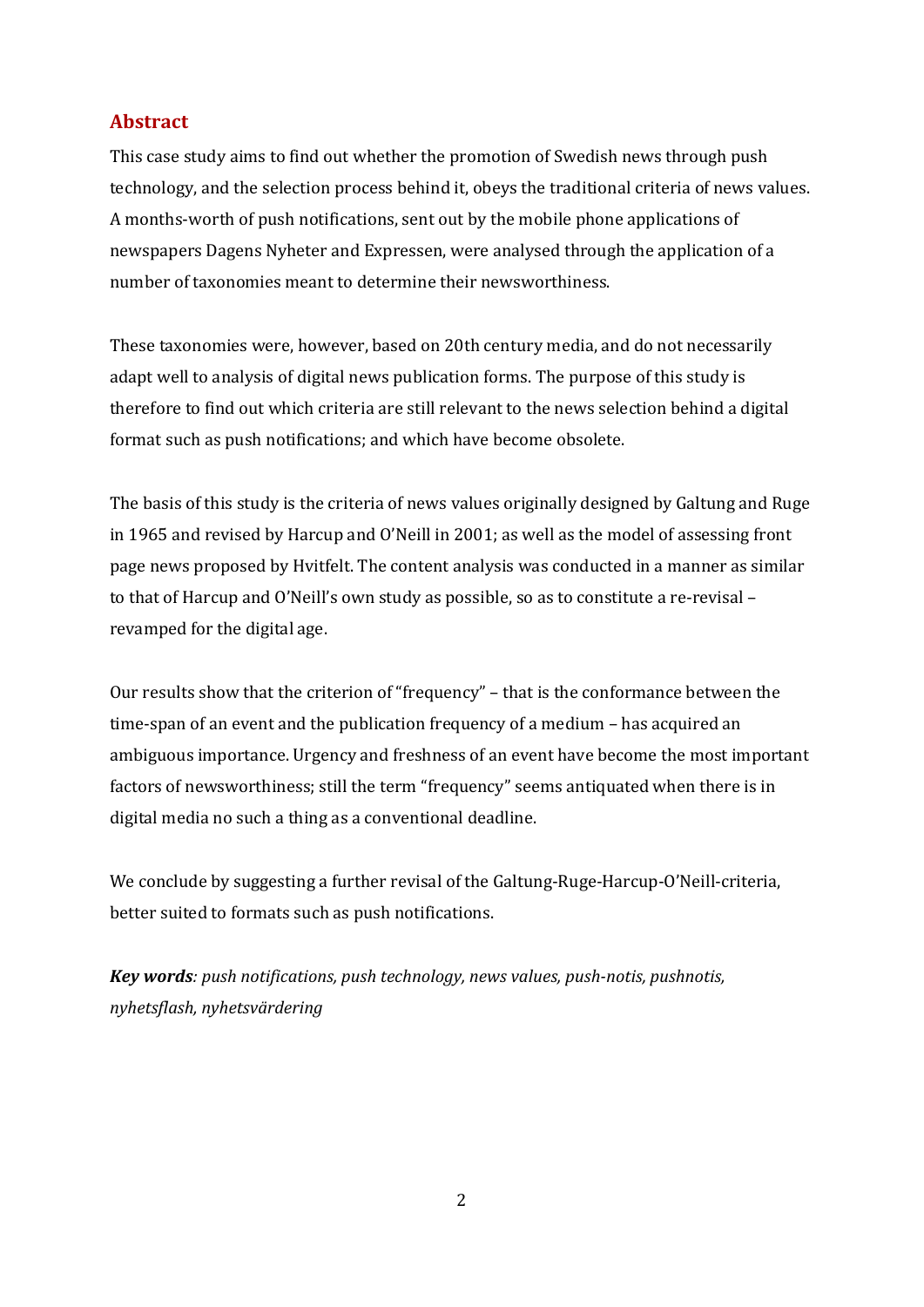## Abstract

This case study aims to find out whether the promotion of Swedish news through push technology, and the selection process behind it, obeys the traditional criteria of news values. A months-worth of push notifications, sent out by the mobile phone applications of newspapers Dagens Nyheter and Expressen, were analysed through the application of a number of taxonomies meant to determine their newsworthiness.

These taxonomies were, however, based on 20th century media, and do not necessarily adapt well to analysis of digital news publication forms. The purpose of this study is therefore to find out which criteria are still relevant to the news selection behind a digital format such as push notifications; and which have become obsolete.

The basis of this study is the criteria of news values originally designed by Galtung and Ruge in 1965 and revised by Harcup and O'Neill in 2001; as well as the model of assessing front page news proposed by Hvitfelt. The content analysis was conducted in a manner as similar to that of Harcup and O'Neill's own study as possible, so as to constitute a re-revisal – revamped for the digital age.

Our results show that the criterion of "frequency" – that is the conformance between the time-span of an event and the publication frequency of a medium – has acquired an ambiguous importance. Urgency and freshness of an event have become the most important factors of newsworthiness; still the term "frequency" seems antiquated when there is in digital media no such a thing as a conventional deadline.

We conclude by suggesting a further revisal of the Galtung-Ruge-Harcup-O'Neill-criteria, better suited to formats such as push notifications.

***Key words****: push notifications, push technology, news values, push-notis, pushnotis, nyhetsflash, nyhetsvärdering*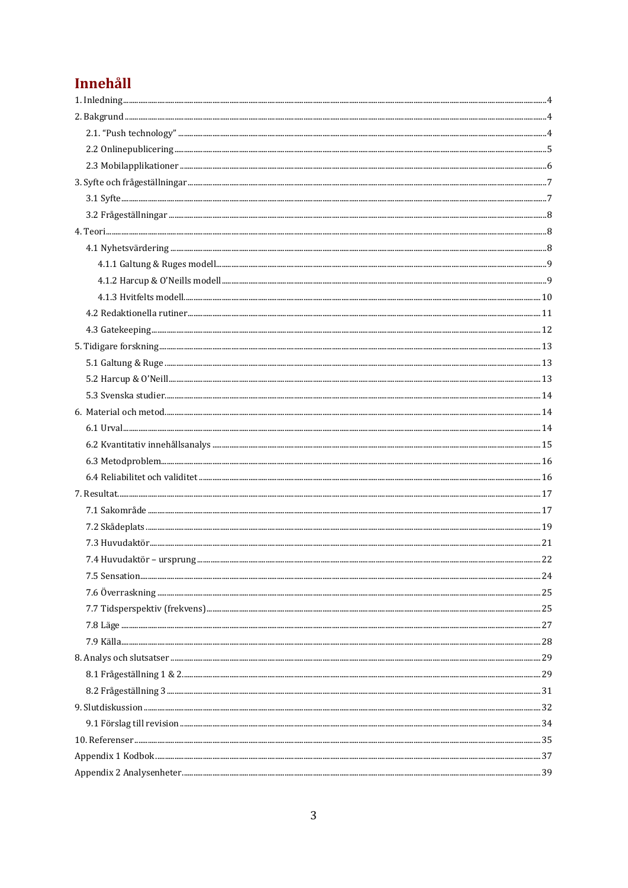# Innehåll

1. Inledning ....................................................... 4
2. Bakgrund ....................................................... 4
   - 2.1. "Push technology" ....................................................... 4
   - 2.2 Onlinepublicering ....................................................... 5
   - 2.3 Mobilapplikationer ....................................................... 6
3. Syfte och frågeställningar ....................................................... 7
   - 3.1 Syfte ....................................................... 7
   - 3.2 Frågeställningar ....................................................... 8
4. Teori ....................................................... 8
   - 4.1 Nyhetsvärdering ....................................................... 8
     - 4.1.1 Galtung & Ruges modell ....................................................... 9
     - 4.1.2 Harcup & O'Neills modell ....................................................... 9
     - 4.1.3 Hvitfelts modell ....................................................... 10
   - 4.2 Redaktionella rutiner ....................................................... 11
   - 4.3 Gatekeeping ....................................................... 12
5. Tidigare forskning ....................................................... 13
   - 5.1 Galtung & Ruge ....................................................... 13
   - 5.2 Harcup & O'Neill ....................................................... 13
   - 5.3 Svenska studier ....................................................... 14
6. Material och metod ....................................................... 14
   - 6.1 Urval ....................................................... 14
   - 6.2 Kvantitativ innehållsanalys ....................................................... 15
   - 6.3 Metodproblem ....................................................... 16
   - 6.4 Reliabilitet och validitet ....................................................... 16
7. Resultat ....................................................... 17
   - 7.1 Sakområde ....................................................... 17
   - 7.2 Skådeplats ....................................................... 19
   - 7.3 Huvudaktör ....................................................... 21
   - 7.4 Huvudaktör – ursprung ....................................................... 22
   - 7.5 Sensation ....................................................... 24
   - 7.6 Överraskning ....................................................... 25
   - 7.7 Tidsperspektiv (frekvens) ....................................................... 25
   - 7.8 Läge ....................................................... 27
   - 7.9 Källa ....................................................... 28
8. Analys och slutsatser ....................................................... 29
   - 8.1 Frågeställning 1 & 2 ....................................................... 29
   - 8.2 Frågeställning 3 ....................................................... 31
9. Slutdiskussion ....................................................... 32
   - 9.1 Förslag till revision ....................................................... 34
10. Referenser ....................................................... 35

Appendix 1 Kodbok ....................................................... 37

Appendix 2 Analysenheter ....................................................... 39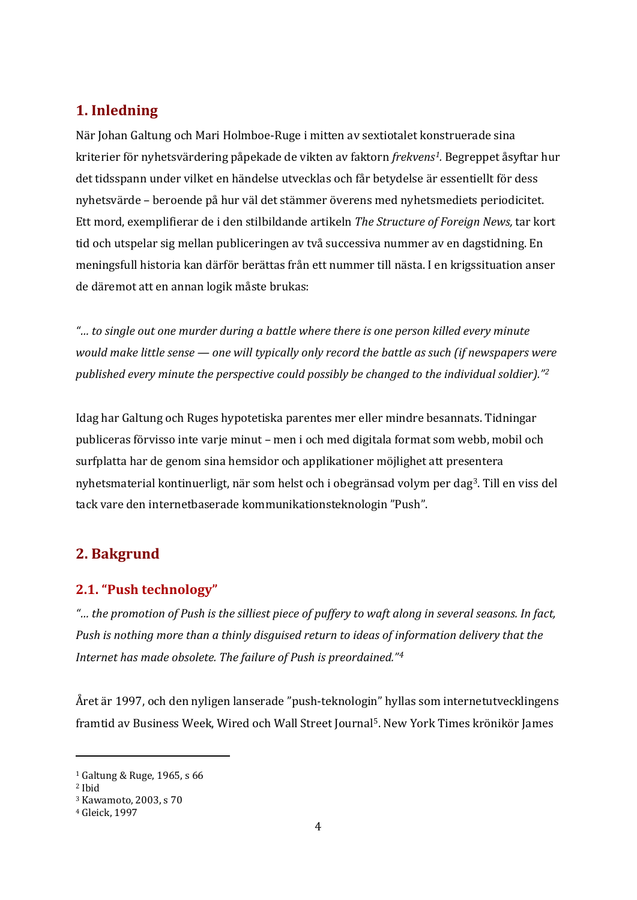## 1. Inledning

När Johan Galtung och Mari Holmboe-Ruge i mitten av sextiotalet konstruerade sina kriterier för nyhetsvärdering påpekade de vikten av faktorn *frekvens*[1]. Begreppet åsyftar hur det tidsspann under vilket en händelse utvecklas och får betydelse är essentiellt för dess nyhetsvärde – beroende på hur väl det stämmer överens med nyhetsmediets periodicitet. Ett mord, exemplifierar de i den stilbildande artikeln *The Structure of Foreign News,* tar kort tid och utspelar sig mellan publiceringen av två successiva nummer av en dagstidning. En meningsfull historia kan därför berättas från ett nummer till nästa. I en krigssituation anser de däremot att en annan logik måste brukas:

*"... to single out one murder during a battle where there is one person killed every minute would make little sense — one will typically only record the battle as such (if newspapers were published every minute the perspective could possibly be changed to the individual soldier)."*[2]

Idag har Galtung och Ruges hypotetiska parentes mer eller mindre besannats. Tidningar publiceras förvisso inte varje minut – men i och med digitala format som webb, mobil och surfplatta har de genom sina hemsidor och applikationer möjlighet att presentera nyhetsmaterial kontinuerligt, när som helst och i obegränsad volym per dag[3]. Till en viss del tack vare den internetbaserade kommunikationsteknologin "Push".

## 2. Bakgrund

### 2.1. "Push technology"

*"... the promotion of Push is the silliest piece of puffery to waft along in several seasons. In fact, Push is nothing more than a thinly disguised return to ideas of information delivery that the Internet has made obsolete. The failure of Push is preordained."*[4]

Året är 1997, och den nyligen lanserade "push-teknologin" hyllas som internetutvecklingens framtid av Business Week, Wired och Wall Street Journal[5]. New York Times krönikör James

---

[1] Galtung & Ruge, 1965, s 66
[2] Ibid
[3] Kawamoto, 2003, s 70
[4] Gleick, 1997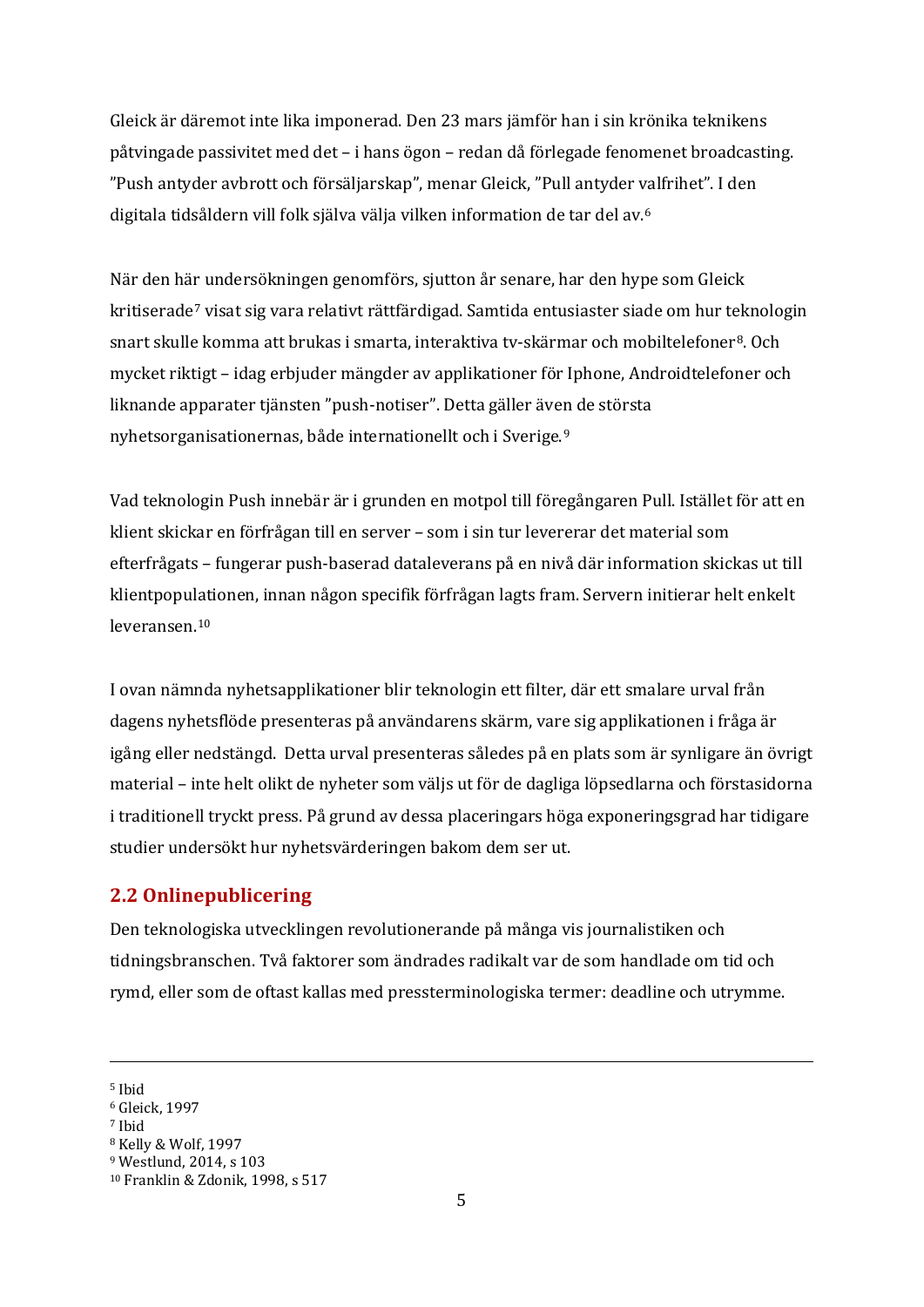Gleick är däremot inte lika imponerad. Den 23 mars jämför han i sin krönika teknikens påtvingade passivitet med det – i hans ögon – redan då förlegade fenomenet broadcasting. ”Push antyder avbrott och försäljarskap”, menar Gleick, ”Pull antyder valfrihet”. I den digitala tidsåldern vill folk själva välja vilken information de tar del av.[6]

När den här undersökningen genomförs, sjutton år senare, har den hype som Gleick kritiserade[7] visat sig vara relativt rättfärdigad. Samtida entusiaster siade om hur teknologin snart skulle komma att brukas i smarta, interaktiva tv-skärmar och mobiltelefoner[8]. Och mycket riktigt – idag erbjuder mängder av applikationer för Iphone, Androidtelefoner och liknande apparater tjänsten ”push-notiser”. Detta gäller även de största nyhetsorganisationernas, både internationellt och i Sverige.[9]

Vad teknologin Push innebär är i grunden en motpol till föregångaren Pull. Istället för att en klient skickar en förfrågan till en server – som i sin tur levererar det material som efterfrågats – fungerar push-baserad dataleverans på en nivå där information skickas ut till klientpopulationen, innan någon specifik förfrågan lagts fram. Servern initierar helt enkelt leveransen.[10]

I ovan nämnda nyhetsapplikationer blir teknologin ett filter, där ett smalare urval från dagens nyhetsflöde presenteras på användarens skärm, vare sig applikationen i fråga är igång eller nedstängd. Detta urval presenteras således på en plats som är synligare än övrigt material – inte helt olikt de nyheter som väljs ut för de dagliga löpsedlarna och förstasidorna i traditionell tryckt press. På grund av dessa placeringars höga exponeringsgrad har tidigare studier undersökt hur nyhetsvärderingen bakom dem ser ut.

## 2.2 Onlinepublicering

Den teknologiska utvecklingen revolutionerande på många vis journalistiken och tidningsbranschen. Två faktorer som ändrades radikalt var de som handlade om tid och rymd, eller som de oftast kallas med pressterminologiska termer: deadline och utrymme.

---

[5] Ibid
[6] Gleick, 1997
[7] Ibid
[8] Kelly & Wolf, 1997
[9] Westlund, 2014, s 103
[10] Franklin & Zdonik, 1998, s 517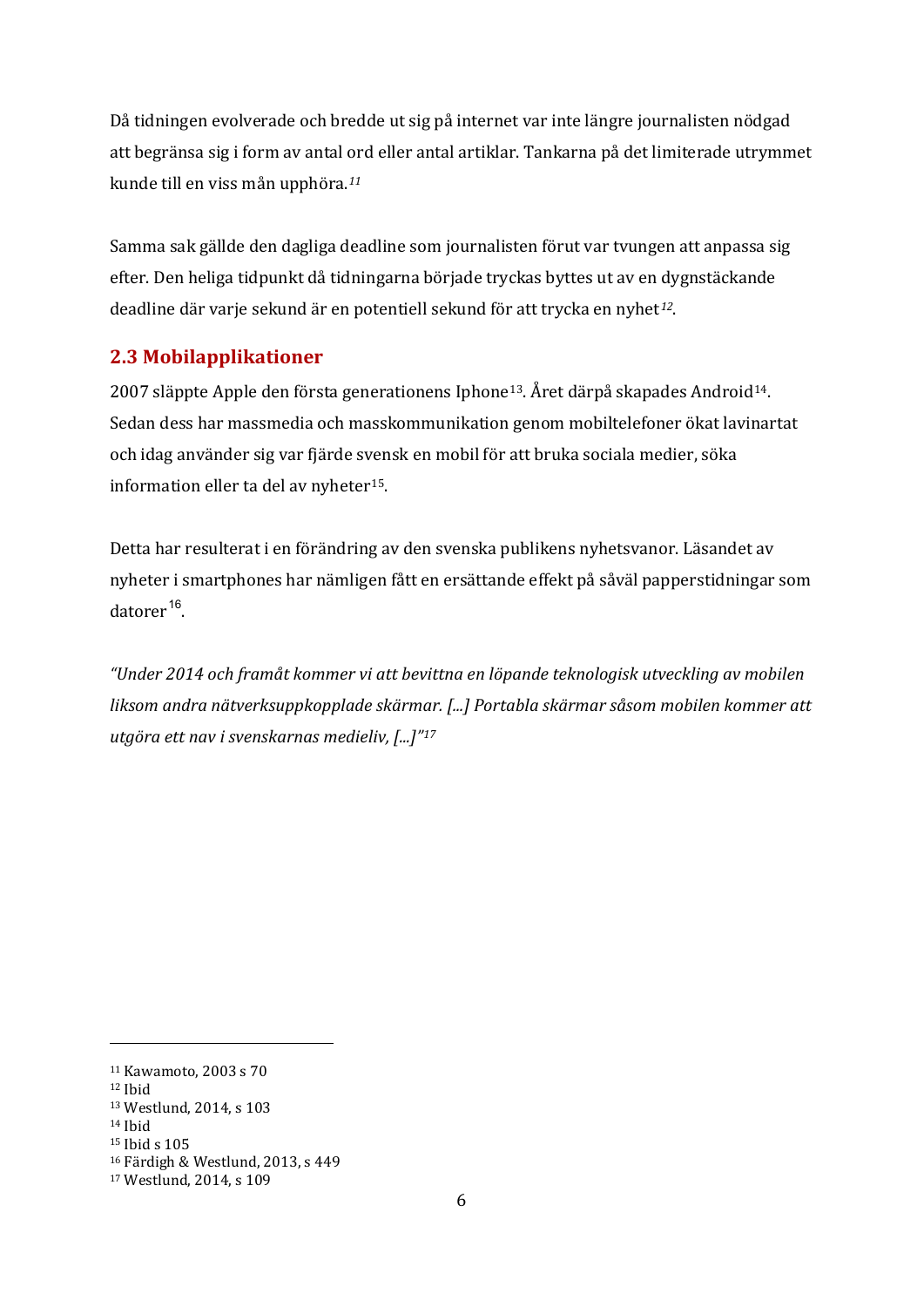Då tidningen evolverade och bredde ut sig på internet var inte längre journalisten nödgad att begränsa sig i form av antal ord eller antal artiklar. Tankarna på det limiterade utrymmet kunde till en viss mån upphöra.[11]

Samma sak gällde den dagliga deadline som journalisten förut var tvungen att anpassa sig efter. Den heliga tidpunkt då tidningarna började tryckas byttes ut av en dygnstäckande deadline där varje sekund är en potentiell sekund för att trycka en nyhet[12].

## 2.3 Mobilapplikationer

2007 släppte Apple den första generationens Iphone[13]. Året därpå skapades Android[14]. Sedan dess har massmedia och masskommunikation genom mobiltelefoner ökat lavinartat och idag använder sig var fjärde svensk en mobil för att bruka sociala medier, söka information eller ta del av nyheter[15].

Detta har resulterat i en förändring av den svenska publikens nyhetsvanor. Läsandet av nyheter i smartphones har nämligen fått en ersättande effekt på såväl papperstidningar som datorer[16].

*"Under 2014 och framåt kommer vi att bevittna en löpande teknologisk utveckling av mobilen liksom andra nätverksuppkopplade skärmar. [...] Portabla skärmar såsom mobilen kommer att utgöra ett nav i svenskarnas medieliv, [...]"*[17]

---

[11] Kawamoto, 2003 s 70
[12] Ibid
[13] Westlund, 2014, s 103
[14] Ibid
[15] Ibid s 105
[16] Färdigh & Westlund, 2013, s 449
[17] Westlund, 2014, s 109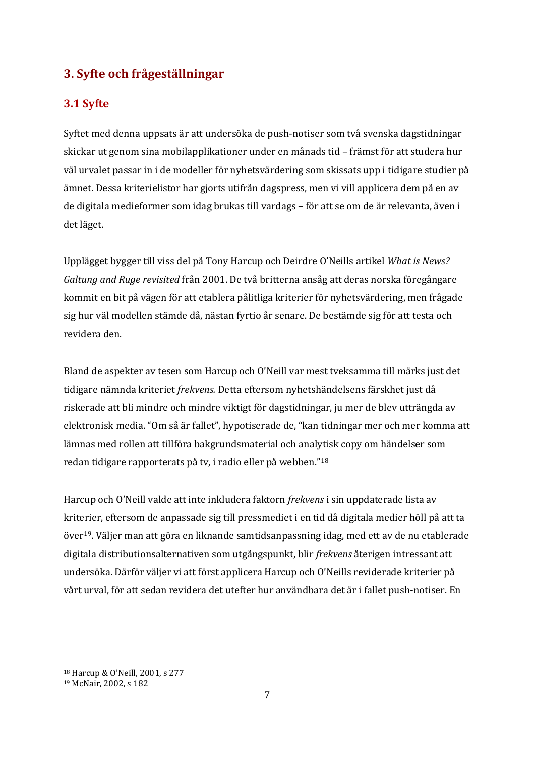## 3. Syfte och frågeställningar

### 3.1 Syfte

Syftet med denna uppsats är att undersöka de push-notiser som två svenska dagstidningar skickar ut genom sina mobilapplikationer under en månads tid – främst för att studera hur väl urvalet passar in i de modeller för nyhetsvärdering som skissats upp i tidigare studier på ämnet. Dessa kriterielistor har gjorts utifrån dagspress, men vi vill applicera dem på en av de digitala medieformer som idag brukas till vardags – för att se om de är relevanta, även i det läget.

Upplägget bygger till viss del på Tony Harcup och Deirdre O'Neills artikel *What is News? Galtung and Ruge revisited* från 2001. De två britterna ansåg att deras norska föregångare kommit en bit på vägen för att etablera pålitliga kriterier för nyhetsvärdering, men frågade sig hur väl modellen stämde då, nästan fyrtio år senare. De bestämde sig för att testa och revidera den.

Bland de aspekter av tesen som Harcup och O'Neill var mest tveksamma till märks just det tidigare nämnda kriteriet *frekvens.* Detta eftersom nyhetshändelsens färskhet just då riskerade att bli mindre och mindre viktigt för dagstidningar, ju mer de blev utträngda av elektronisk media. "Om så är fallet", hypotiserade de, "kan tidningar mer och mer komma att lämnas med rollen att tillföra bakgrundsmaterial och analytisk copy om händelser som redan tidigare rapporterats på tv, i radio eller på webben."[18]

Harcup och O'Neill valde att inte inkludera faktorn *frekvens* i sin uppdaterade lista av kriterier, eftersom de anpassade sig till pressmediet i en tid då digitala medier höll på att ta över[19]. Väljer man att göra en liknande samtidsanpassning idag, med ett av de nu etablerade digitala distributionsalternativen som utgångspunkt, blir *frekvens* återigen intressant att undersöka. Därför väljer vi att först applicera Harcup och O'Neills reviderade kriterier på vårt urval, för att sedan revidera det utefter hur användbara det är i fallet push-notiser. En

---

[18] Harcup & O'Neill, 2001, s 277

[19] McNair, 2002, s 182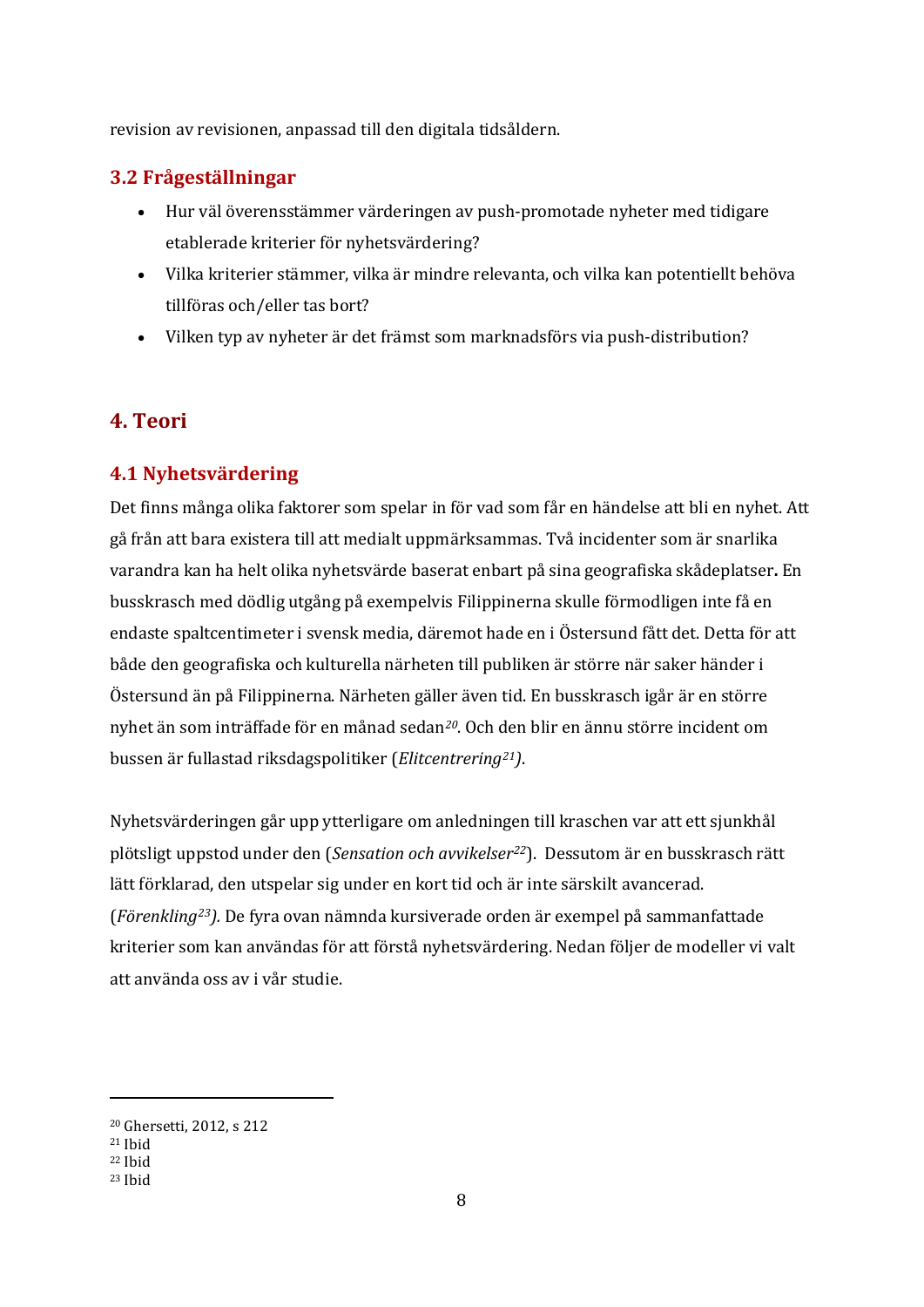revision av revisionen, anpassad till den digitala tidsåldern.

### 3.2 Frågeställningar

- Hur väl överensstämmer värderingen av push-promotade nyheter med tidigare etablerade kriterier för nyhetsvärdering?
- Vilka kriterier stämmer, vilka är mindre relevanta, och vilka kan potentiellt behöva tillföras och/eller tas bort?
- Vilken typ av nyheter är det främst som marknadsförs via push-distribution?

## 4. Teori

### 4.1 Nyhetsvärdering

Det finns många olika faktorer som spelar in för vad som får en händelse att bli en nyhet. Att gå från att bara existera till att medialt uppmärksammas. Två incidenter som är snarlika varandra kan ha helt olika nyhetsvärde baserat enbart på sina geografiska skådeplatser**.** En busskrasch med dödlig utgång på exempelvis Filippinerna skulle förmodligen inte få en endaste spaltcentimeter i svensk media, däremot hade en i Östersund fått det. Detta för att både den geografiska och kulturella närheten till publiken är större när saker händer i Östersund än på Filippinerna. Närheten gäller även tid. En busskrasch igår är en större nyhet än som inträffade för en månad sedan[20]. Och den blir en ännu större incident om bussen är fullastad riksdagspolitiker (*Elitcentrering*[21]).

Nyhetsvärderingen går upp ytterligare om anledningen till kraschen var att ett sjunkhål plötsligt uppstod under den (*Sensation och avvikelser*[22]). Dessutom är en busskrasch rätt lätt förklarad, den utspelar sig under en kort tid och är inte särskilt avancerad. (*Förenkling*[23]). De fyra ovan nämnda kursiverade orden är exempel på sammanfattade kriterier som kan användas för att förstå nyhetsvärdering. Nedan följer de modeller vi valt att använda oss av i vår studie.

---

[20] Ghersetti, 2012, s 212
[21] Ibid
[22] Ibid
[23] Ibid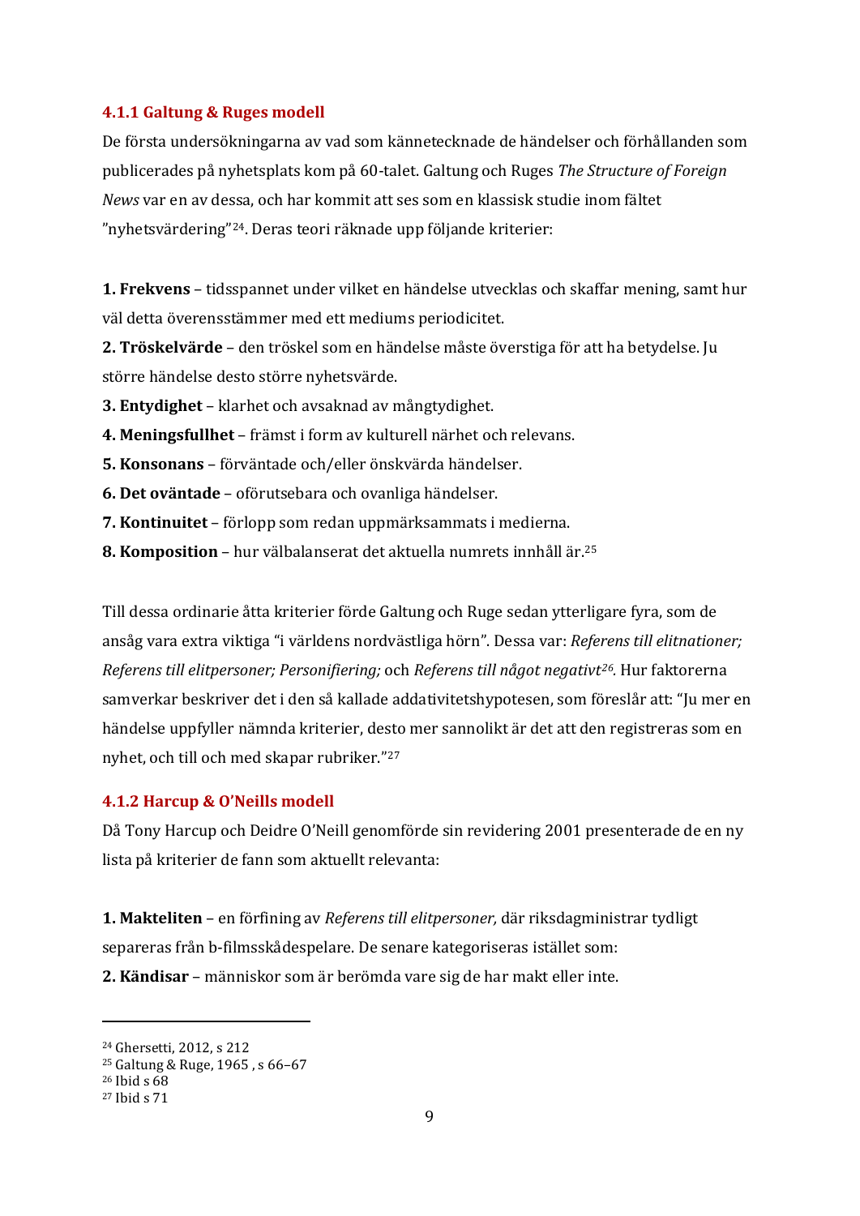### 4.1.1 Galtung & Ruges modell

De första undersökningarna av vad som kännetecknade de händelser och förhållanden som publicerades på nyhetsplats kom på 60-talet. Galtung och Ruges *The Structure of Foreign News* var en av dessa, och har kommit att ses som en klassisk studie inom fältet ”nyhetsvärdering”[24]. Deras teori räknade upp följande kriterier:

**1. Frekvens** – tidsspannet under vilket en händelse utvecklas och skaffar mening, samt hur väl detta överensstämmer med ett mediums periodicitet.
**2. Tröskelvärde** – den tröskel som en händelse måste överstiga för att ha betydelse. Ju större händelse desto större nyhetsvärde.
**3. Entydighet** – klarhet och avsaknad av mångtydighet.
**4. Meningsfullhet** – främst i form av kulturell närhet och relevans.
**5. Konsonans** – förväntade och/eller önskvärda händelser.
**6. Det oväntade** – oförutsebara och ovanliga händelser.
**7. Kontinuitet** – förlopp som redan uppmärksammats i medierna.
**8. Komposition** – hur välbalanserat det aktuella numrets innhåll är.[25]

Till dessa ordinarie åtta kriterier förde Galtung och Ruge sedan ytterligare fyra, som de ansåg vara extra viktiga “i världens nordvästliga hörn”. Dessa var: *Referens till elitnationer; Referens till elitpersoner; Personifiering;* och *Referens till något negativt*[26]. Hur faktorerna samverkar beskriver det i den så kallade addativitetshypotesen, som föreslår att: “Ju mer en händelse uppfyller nämnda kriterier, desto mer sannolikt är det att den registreras som en nyhet, och till och med skapar rubriker.”[27]

### 4.1.2 Harcup & O'Neills modell

Då Tony Harcup och Deidre O'Neill genomförde sin revidering 2001 presenterade de en ny lista på kriterier de fann som aktuellt relevanta:

**1. Makteliten** – en förfining av *Referens till elitpersoner,* där riksdagministrar tydligt separeras från b-filmsskådespelare. De senare kategoriseras istället som:
**2. Kändisar** – människor som är berömda vare sig de har makt eller inte.

---

[24] Ghersetti, 2012, s 212
[25] Galtung & Ruge, 1965 , s 66–67
[26] Ibid s 68
[27] Ibid s 71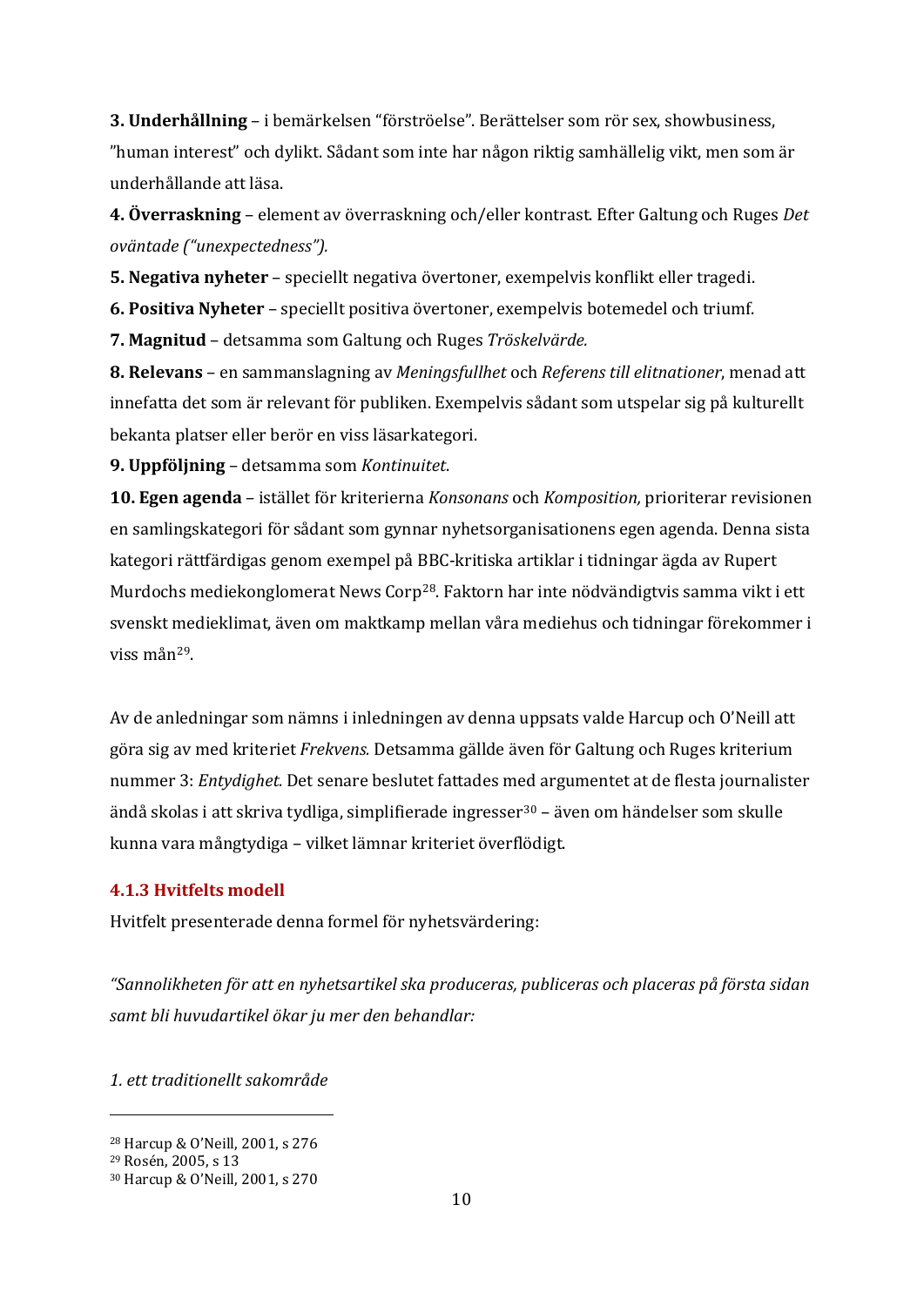**3. Underhållning** – i bemärkelsen "förströelse". Berättelser som rör sex, showbusiness, "human interest" och dylikt. Sådant som inte har någon riktig samhällelig vikt, men som är underhållande att läsa.

**4. Överraskning** – element av överraskning och/eller kontrast. Efter Galtung och Ruges *Det oväntade ("unexpectedness").*

**5. Negativa nyheter** – speciellt negativa övertoner, exempelvis konflikt eller tragedi.

**6. Positiva Nyheter** – speciellt positiva övertoner, exempelvis botemedel och triumf.

**7. Magnitud** – detsamma som Galtung och Ruges *Tröskelvärde.*

**8. Relevans** – en sammanslagning av *Meningsfullhet* och *Referens till elitnationer*, menad att innefatta det som är relevant för publiken. Exempelvis sådant som utspelar sig på kulturellt bekanta platser eller berör en viss läsarkategori.

**9. Uppföljning** – detsamma som *Kontinuitet*.

**10. Egen agenda** – istället för kriterierna *Konsonans* och *Komposition,* prioriterar revisionen en samlingskategori för sådant som gynnar nyhetsorganisationens egen agenda. Denna sista kategori rättfärdigas genom exempel på BBC-kritiska artiklar i tidningar ägda av Rupert Murdochs mediekonglomerat News Corp[28]. Faktorn har inte nödvändigtvis samma vikt i ett svenskt medieklimat, även om maktkamp mellan våra mediehus och tidningar förekommer i viss mån[29].

Av de anledningar som nämns i inledningen av denna uppsats valde Harcup och O'Neill att göra sig av med kriteriet *Frekvens.* Detsamma gällde även för Galtung och Ruges kriterium nummer 3: *Entydighet.* Det senare beslutet fattades med argumentet at de flesta journalister ändå skolas i att skriva tydliga, simplifierade ingresser[30] – även om händelser som skulle kunna vara mångtydiga – vilket lämnar kriteriet överflödigt.

### 4.1.3 Hvitfelts modell

Hvitfelt presenterade denna formel för nyhetsvärdering:

*"Sannolikheten för att en nyhetsartikel ska produceras, publiceras och placeras på första sidan samt bli huvudartikel ökar ju mer den behandlar:*

*1. ett traditionellt sakområde*

---

[28] Harcup & O'Neill, 2001, s 276
[29] Rosén, 2005, s 13
[30] Harcup & O'Neill, 2001, s 270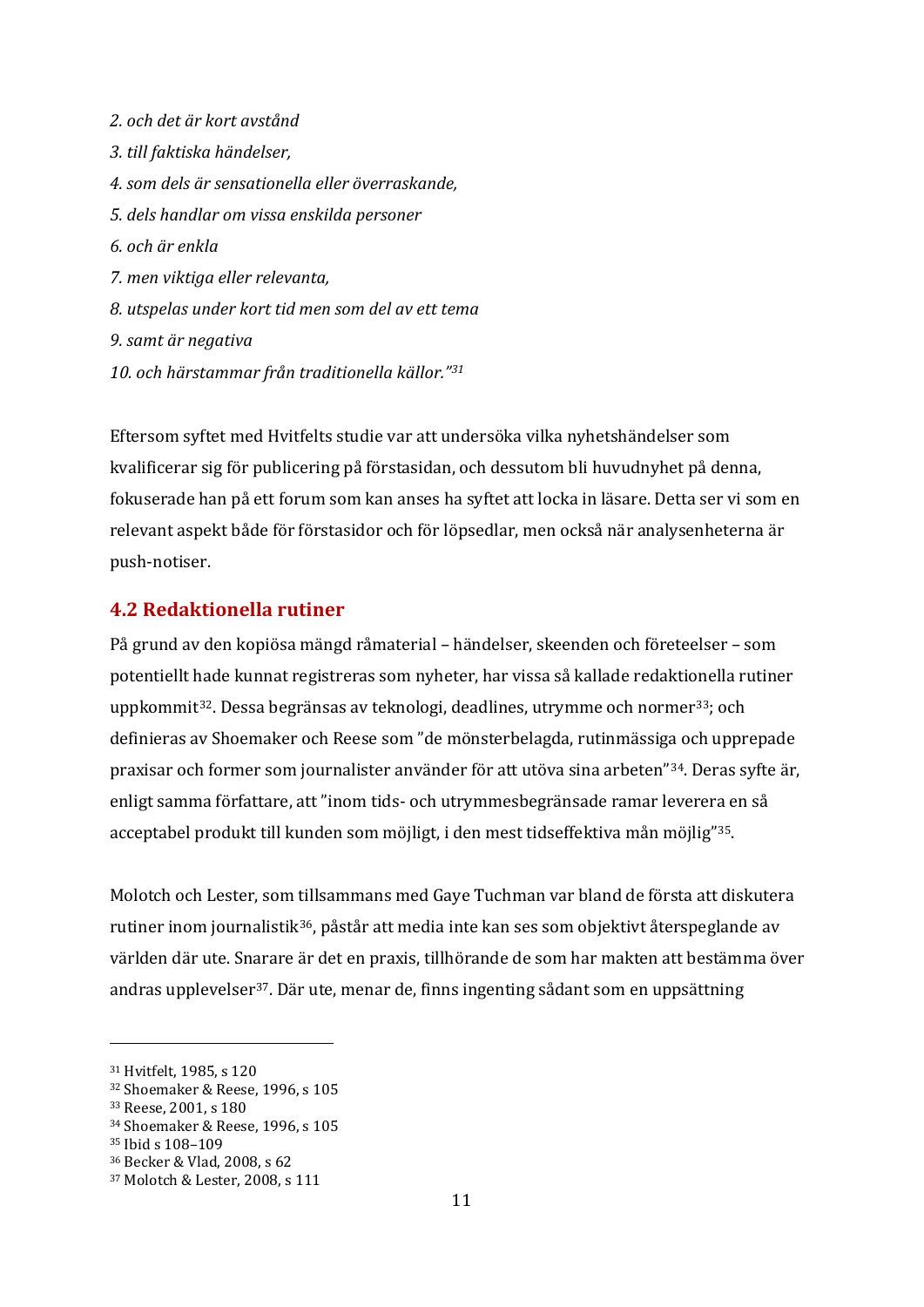*2. och det är kort avstånd*

*3. till faktiska händelser,*

*4. som dels är sensationella eller överraskande,*

*5. dels handlar om vissa enskilda personer*

*6. och är enkla*

*7. men viktiga eller relevanta,*

*8. utspelas under kort tid men som del av ett tema*

*9. samt är negativa*

*10. och härstammar från traditionella källor.”*[31]

Eftersom syftet med Hvitfelts studie var att undersöka vilka nyhetshändelser som kvalificerar sig för publicering på förstasidan, och dessutom bli huvudnyhet på denna, fokuserade han på ett forum som kan anses ha syftet att locka in läsare. Detta ser vi som en relevant aspekt både för förstasidor och för löpsedlar, men också när analysenheterna är push-notiser.

## 4.2 Redaktionella rutiner

På grund av den kopiösa mängd råmaterial – händelser, skeenden och företeelser – som potentiellt hade kunnat registreras som nyheter, har vissa så kallade redaktionella rutiner uppkommit[32]. Dessa begränsas av teknologi, deadlines, utrymme och normer[33]; och definieras av Shoemaker och Reese som ”de mönsterbelagda, rutinmässiga och upprepade praxisar och former som journalister använder för att utöva sina arbeten”[34]. Deras syfte är, enligt samma författare, att ”inom tids- och utrymmesbegränsade ramar leverera en så acceptabel produkt till kunden som möjligt, i den mest tidseffektiva mån möjlig”[35].

Molotch och Lester, som tillsammans med Gaye Tuchman var bland de första att diskutera rutiner inom journalistik[36], påstår att media inte kan ses som objektivt återspeglande av världen där ute. Snarare är det en praxis, tillhörande de som har makten att bestämma över andras upplevelser[37]. Där ute, menar de, finns ingenting sådant som en uppsättning

---

[31] Hvitfelt, 1985, s 120

[32] Shoemaker & Reese, 1996, s 105

[33] Reese, 2001, s 180

[34] Shoemaker & Reese, 1996, s 105

[35] Ibid s 108–109

[36] Becker & Vlad, 2008, s 62

[37] Molotch & Lester, 2008, s 111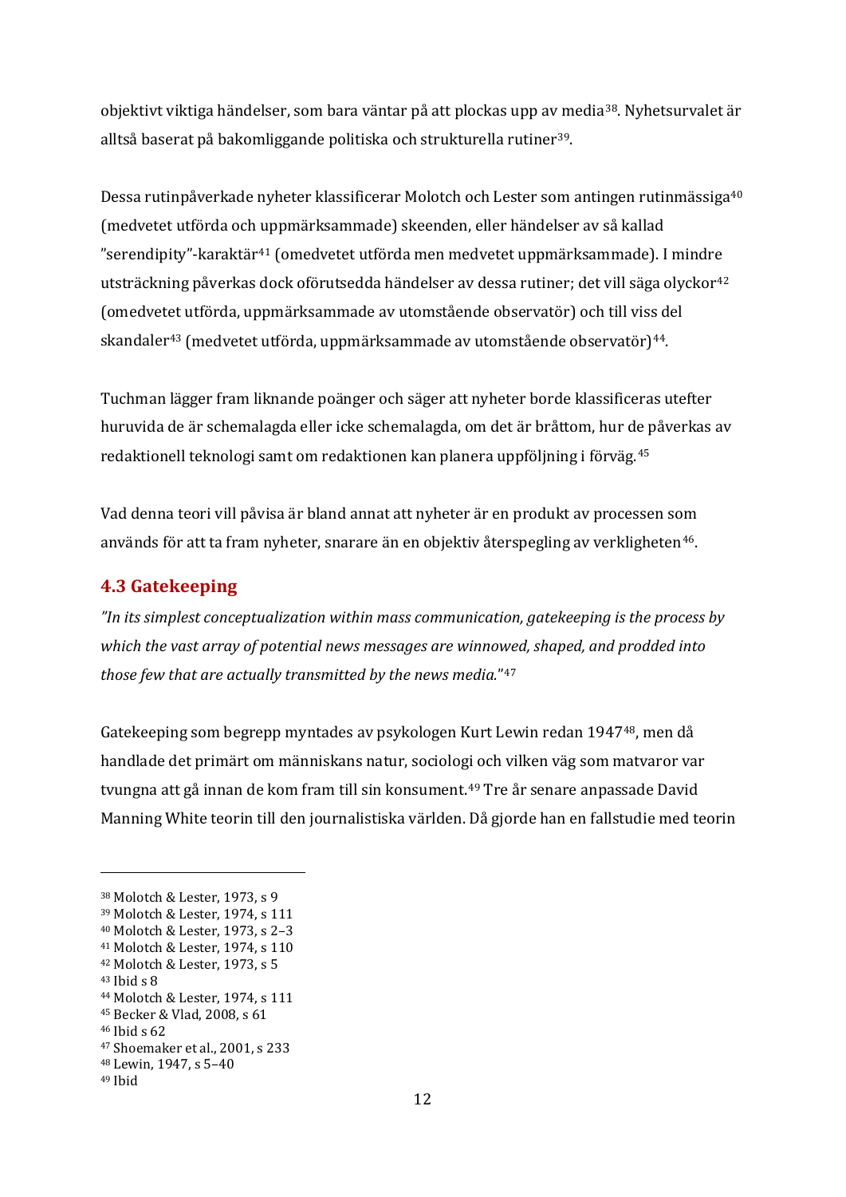objektivt viktiga händelser, som bara väntar på att plockas upp av media[38]. Nyhetsurvalet är alltså baserat på bakomliggande politiska och strukturella rutiner[39].

Dessa rutinpåverkade nyheter klassificerar Molotch och Lester som antingen rutinmässiga[40] (medvetet utförda och uppmärksammade) skeenden, eller händelser av så kallad ”serendipity”-karaktär[41] (omedvetet utförda men medvetet uppmärksammade). I mindre utsträckning påverkas dock oförutsedda händelser av dessa rutiner; det vill säga olyckor[42] (omedvetet utförda, uppmärksammade av utomstående observatör) och till viss del skandaler[43] (medvetet utförda, uppmärksammade av utomstående observatör)[44].

Tuchman lägger fram liknande poänger och säger att nyheter borde klassificeras utefter huruvida de är schemalagda eller icke schemalagda, om det är bråttom, hur de påverkas av redaktionell teknologi samt om redaktionen kan planera uppföljning i förväg.[45]

Vad denna teori vill påvisa är bland annat att nyheter är en produkt av processen som används för att ta fram nyheter, snarare än en objektiv återspegling av verkligheten[46].

## 4.3 Gatekeeping

*”In its simplest conceptualization within mass communication, gatekeeping is the process by which the vast array of potential news messages are winnowed, shaped, and prodded into those few that are actually transmitted by the news media.”*[47]

Gatekeeping som begrepp myntades av psykologen Kurt Lewin redan 1947[48], men då handlade det primärt om människans natur, sociologi och vilken väg som matvaror var tvungna att gå innan de kom fram till sin konsument.[49] Tre år senare anpassade David Manning White teorin till den journalistiska världen. Då gjorde han en fallstudie med teorin

---

[38] Molotch & Lester, 1973, s 9
[39] Molotch & Lester, 1974, s 111
[40] Molotch & Lester, 1973, s 2–3
[41] Molotch & Lester, 1974, s 110
[42] Molotch & Lester, 1973, s 5
[43] Ibid s 8
[44] Molotch & Lester, 1974, s 111
[45] Becker & Vlad, 2008, s 61
[46] Ibid s 62
[47] Shoemaker et al., 2001, s 233
[48] Lewin, 1947, s 5–40
[49] Ibid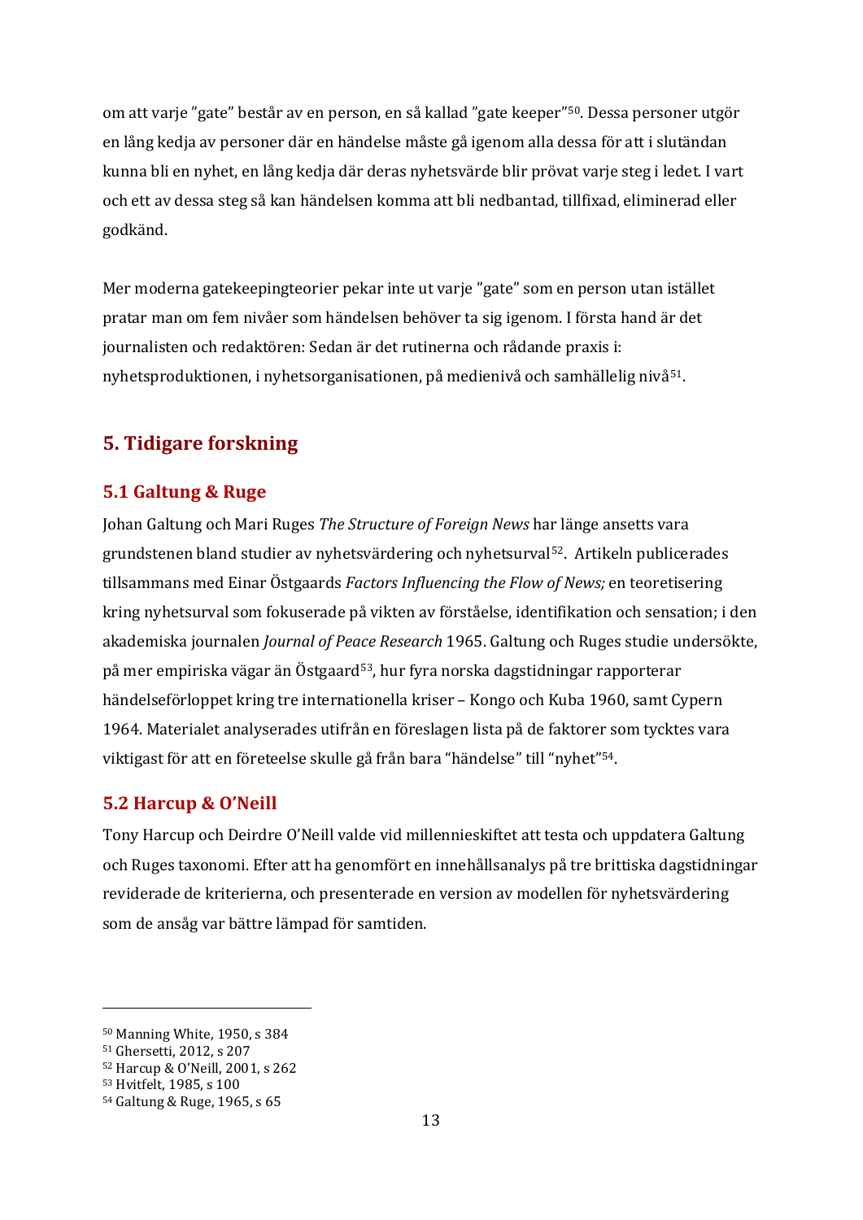om att varje ”gate” består av en person, en så kallad ”gate keeper”[50]. Dessa personer utgör en lång kedja av personer där en händelse måste gå igenom alla dessa för att i slutändan kunna bli en nyhet, en lång kedja där deras nyhetsvärde blir prövat varje steg i ledet. I vart och ett av dessa steg så kan händelsen komma att bli nedbantad, tillfixad, eliminerad eller godkänd.

Mer moderna gatekeepingteorier pekar inte ut varje ”gate” som en person utan istället pratar man om fem nivåer som händelsen behöver ta sig igenom. I första hand är det journalisten och redaktören: Sedan är det rutinerna och rådande praxis i: nyhetsproduktionen, i nyhetsorganisationen, på medienivå och samhällelig nivå[51].

## 5. Tidigare forskning

### 5.1 Galtung & Ruge

Johan Galtung och Mari Ruges *The Structure of Foreign News* har länge ansetts vara grundstenen bland studier av nyhetsvärdering och nyhetsurval[52]. Artikeln publicerades tillsammans med Einar Östgaards *Factors Influencing the Flow of News;* en teoretisering kring nyhetsurval som fokuserade på vikten av förståelse, identifikation och sensation; i den akademiska journalen *Journal of Peace Research* 1965. Galtung och Ruges studie undersökte, på mer empiriska vägar än Östgaard[53], hur fyra norska dagstidningar rapporterar händelseförloppet kring tre internationella kriser – Kongo och Kuba 1960, samt Cypern 1964. Materialet analyserades utifrån en föreslagen lista på de faktorer som tycktes vara viktigast för att en företeelse skulle gå från bara “händelse” till “nyhet”[54].

### 5.2 Harcup & O'Neill

Tony Harcup och Deirdre O'Neill valde vid millennieskiftet att testa och uppdatera Galtung och Ruges taxonomi. Efter att ha genomfört en innehållsanalys på tre brittiska dagstidningar reviderade de kriterierna, och presenterade en version av modellen för nyhetsvärdering som de ansåg var bättre lämpad för samtiden.

---

[50] Manning White, 1950, s 384
[51] Ghersetti, 2012, s 207
[52] Harcup & O'Neill, 2001, s 262
[53] Hvitfelt, 1985, s 100
[54] Galtung & Ruge, 1965, s 65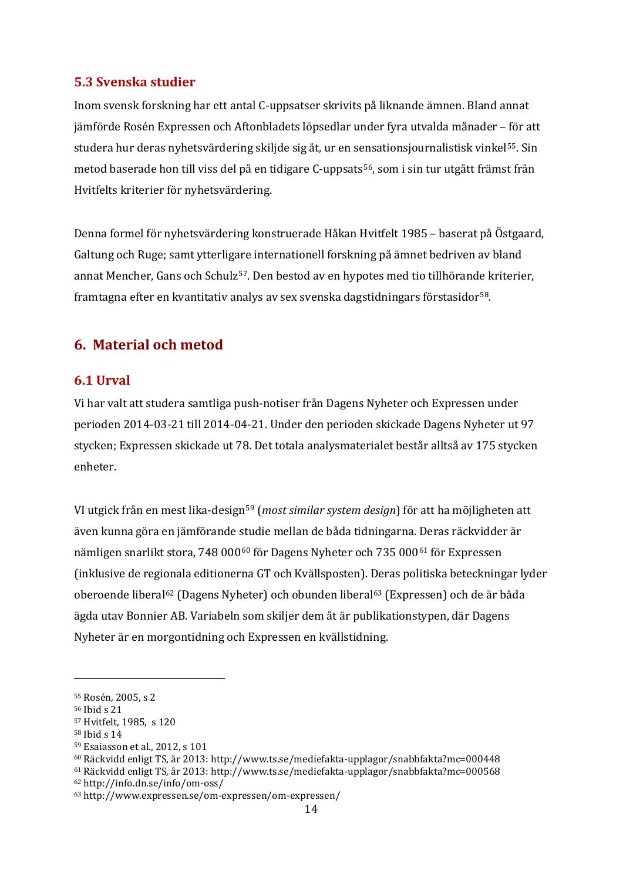### 5.3 Svenska studier

Inom svensk forskning har ett antal C-uppsatser skrivits på liknande ämnen. Bland annat jämförde Rosén Expressen och Aftonbladets löpsedlar under fyra utvalda månader – för att studera hur deras nyhetsvärdering skiljde sig åt, ur en sensationsjournalistisk vinkel[55]. Sin metod baserade hon till viss del på en tidigare C-uppsats[56], som i sin tur utgått främst från Hvitfelts kriterier för nyhetsvärdering.

Denna formel för nyhetsvärdering konstruerade Håkan Hvitfelt 1985 – baserat på Östgaard, Galtung och Ruge; samt ytterligare internationell forskning på ämnet bedriven av bland annat Mencher, Gans och Schulz[57]. Den bestod av en hypotes med tio tillhörande kriterier, framtagna efter en kvantitativ analys av sex svenska dagstidningars förstasidor[58].

## 6. Material och metod

### 6.1 Urval

Vi har valt att studera samtliga push-notiser från Dagens Nyheter och Expressen under perioden 2014-03-21 till 2014-04-21. Under den perioden skickade Dagens Nyheter ut 97 stycken; Expressen skickade ut 78. Det totala analysmaterialet består alltså av 175 stycken enheter.

VI utgick från en mest lika-design[59] (*most similar system design*) för att ha möjligheten att även kunna göra en jämförande studie mellan de båda tidningarna. Deras räckvidder är nämligen snarlikt stora, 748 000[60] för Dagens Nyheter och 735 000[61] för Expressen (inklusive de regionala editionerna GT och Kvällsposten). Deras politiska beteckningar lyder oberoende liberal[62] (Dagens Nyheter) och obunden liberal[63] (Expressen) och de är båda ägda utav Bonnier AB. Variabeln som skiljer dem åt är publikationstypen, där Dagens Nyheter är en morgontidning och Expressen en kvällstidning.

---

[55] Rosén, 2005, s 2
[56] Ibid s 21
[57] Hvitfelt, 1985, s 120
[58] Ibid s 14
[59] Esaiasson et al., 2012, s 101
[60] Räckvidd enligt TS, år 2013: http://www.ts.se/mediefakta-upplagor/snabbfakta?mc=000448
[61] Räckvidd enligt TS, år 2013: http://www.ts.se/mediefakta-upplagor/snabbfakta?mc=000568
[62] http://info.dn.se/info/om-oss/
[63] http://www.expressen.se/om-expressen/om-expressen/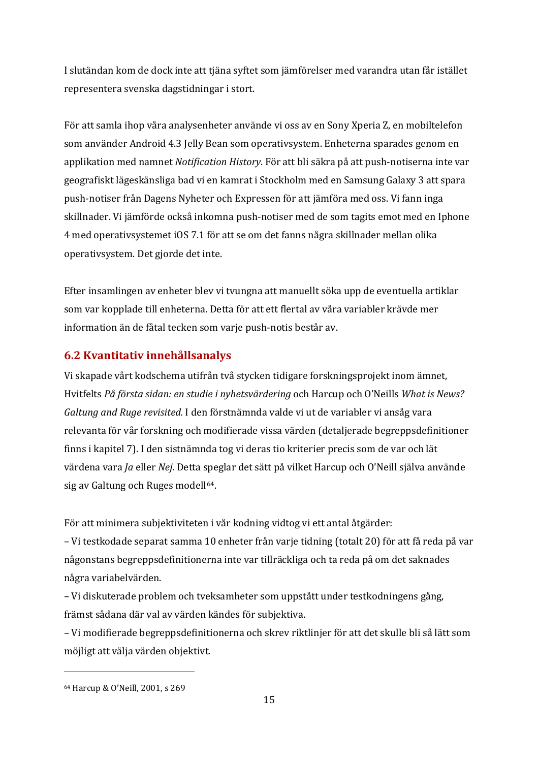I slutändan kom de dock inte att tjäna syftet som jämförelser med varandra utan får istället representera svenska dagstidningar i stort.

För att samla ihop våra analysenheter använde vi oss av en Sony Xperia Z, en mobiltelefon som använder Android 4.3 Jelly Bean som operativsystem. Enheterna sparades genom en applikation med namnet *Notification History*. För att bli säkra på att push-notiserna inte var geografiskt lägeskänsliga bad vi en kamrat i Stockholm med en Samsung Galaxy 3 att spara push-notiser från Dagens Nyheter och Expressen för att jämföra med oss. Vi fann inga skillnader. Vi jämförde också inkomna push-notiser med de som tagits emot med en Iphone 4 med operativsystemet iOS 7.1 för att se om det fanns några skillnader mellan olika operativsystem. Det gjorde det inte.

Efter insamlingen av enheter blev vi tvungna att manuellt söka upp de eventuella artiklar som var kopplade till enheterna. Detta för att ett flertal av våra variabler krävde mer information än de fåtal tecken som varje push-notis består av.

## 6.2 Kvantitativ innehållsanalys

Vi skapade vårt kodschema utifrån två stycken tidigare forskningsprojekt inom ämnet, Hvitfelts *På första sidan: en studie i nyhetsvärdering* och Harcup och O'Neills *What is News? Galtung and Ruge revisited.* I den förstnämnda valde vi ut de variabler vi ansåg vara relevanta för vår forskning och modifierade vissa värden (detaljerade begreppsdefinitioner finns i kapitel 7). I den sistnämnda tog vi deras tio kriterier precis som de var och lät värdena vara *Ja* eller *Nej*. Detta speglar det sätt på vilket Harcup och O'Neill själva använde sig av Galtung och Ruges modell[64].

För att minimera subjektiviteten i vår kodning vidtog vi ett antal åtgärder:
– Vi testkodade separat samma 10 enheter från varje tidning (totalt 20) för att få reda på var någonstans begreppsdefinitionerna inte var tillräckliga och ta reda på om det saknades några variabelvärden.
– Vi diskuterade problem och tveksamheter som uppstått under testkodningens gång, främst sådana där val av värden kändes för subjektiva.
– Vi modifierade begreppsdefinitionerna och skrev riktlinjer för att det skulle bli så lätt som möjligt att välja värden objektivt.

[64] Harcup & O'Neill, 2001, s 269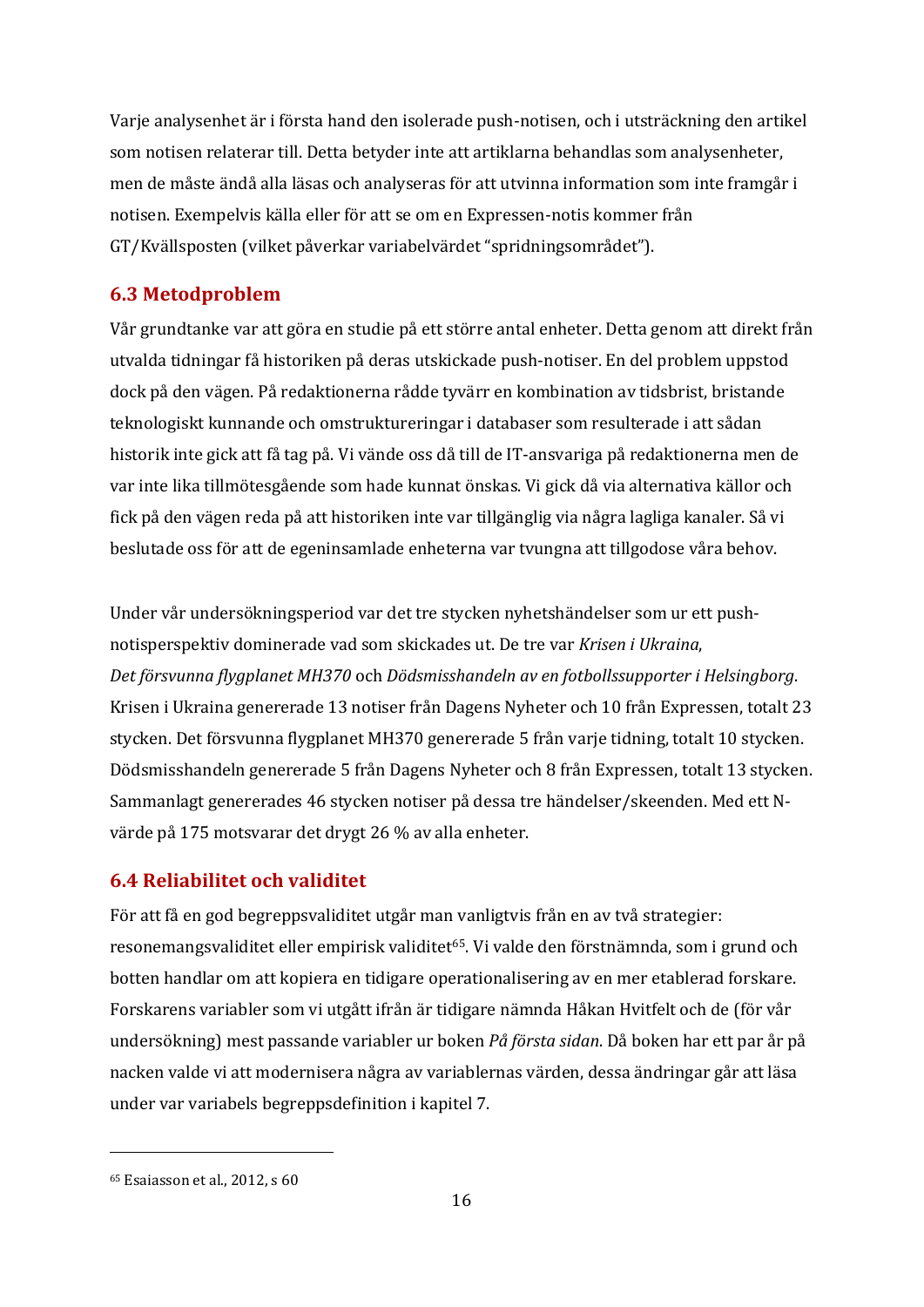Varje analysenhet är i första hand den isolerade push-notisen, och i utsträckning den artikel som notisen relaterar till. Detta betyder inte att artiklarna behandlas som analysenheter, men de måste ändå alla läsas och analyseras för att utvinna information som inte framgår i notisen. Exempelvis källa eller för att se om en Expressen-notis kommer från GT/Kvällsposten (vilket påverkar variabelvärdet "spridningsområdet").

## 6.3 Metodproblem

Vår grundtanke var att göra en studie på ett större antal enheter. Detta genom att direkt från utvalda tidningar få historiken på deras utskickade push-notiser. En del problem uppstod dock på den vägen. På redaktionerna rådde tyvärr en kombination av tidsbrist, bristande teknologiskt kunnande och omstruktureringar i databaser som resulterade i att sådan historik inte gick att få tag på. Vi vände oss då till de IT-ansvariga på redaktionerna men de var inte lika tillmötesgående som hade kunnat önskas. Vi gick då via alternativa källor och fick på den vägen reda på att historiken inte var tillgänglig via några lagliga kanaler. Så vi beslutade oss för att de egeninsamlade enheterna var tvungna att tillgodose våra behov.

Under vår undersökningsperiod var det tre stycken nyhetshändelser som ur ett push-notisperspektiv dominerade vad som skickades ut. De tre var *Krisen i Ukraina*, *Det försvunna flygplanet MH370* och *Dödsmisshandeln av en fotbollssupporter i Helsingborg*. Krisen i Ukraina genererade 13 notiser från Dagens Nyheter och 10 från Expressen, totalt 23 stycken. Det försvunna flygplanet MH370 genererade 5 från varje tidning, totalt 10 stycken. Dödsmisshandeln genererade 5 från Dagens Nyheter och 8 från Expressen, totalt 13 stycken. Sammanlagt genererades 46 stycken notiser på dessa tre händelser/skeenden. Med ett N-värde på 175 motsvarar det drygt 26 % av alla enheter.

## 6.4 Reliabilitet och validitet

För att få en god begreppsvaliditet utgår man vanligtvis från en av två strategier: resonemangsvaliditet eller empirisk validitet[65]. Vi valde den förstnämnda, som i grund och botten handlar om att kopiera en tidigare operationalisering av en mer etablerad forskare. Forskarens variabler som vi utgått ifrån är tidigare nämnda Håkan Hvitfelt och de (för vår undersökning) mest passande variabler ur boken *På första sidan*. Då boken har ett par år på nacken valde vi att modernisera några av variablernas värden, dessa ändringar går att läsa under var variabels begreppsdefinition i kapitel 7.

---

[65] Esaiasson et al., 2012, s 60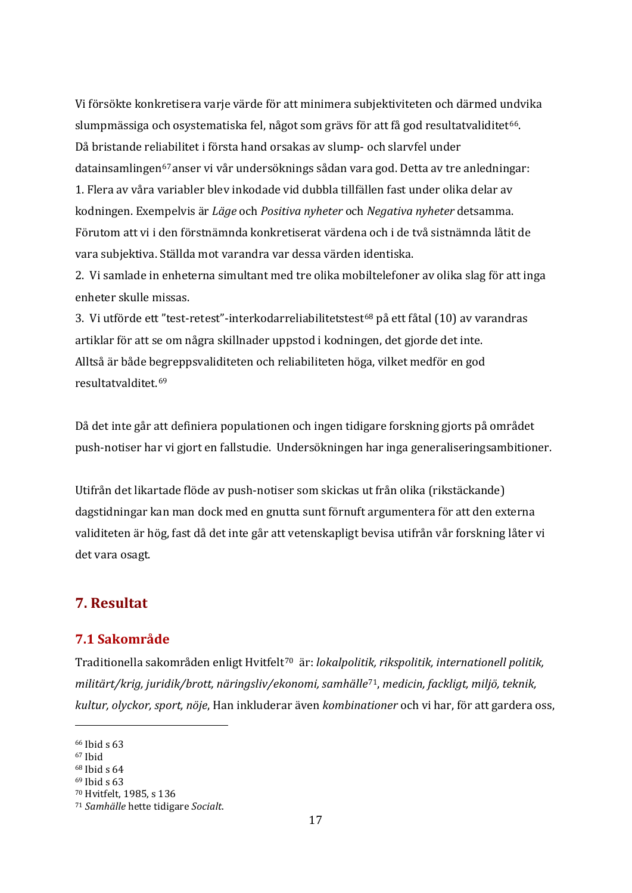Vi försökte konkretisera varje värde för att minimera subjektiviteten och därmed undvika slumpmässiga och osystematiska fel, något som grävs för att få god resultatvaliditet[66]. Då bristande reliabilitet i första hand orsakas av slump- och slarvfel under datainsamlingen[67] anser vi vår undersöknings sådan vara god. Detta av tre anledningar:

1. Flera av våra variabler blev inkodade vid dubbla tillfällen fast under olika delar av kodningen. Exempelvis är *Läge* och *Positiva nyheter* och *Negativa nyheter* detsamma. Förutom att vi i den förstnämnda konkretiserat värdena och i de två sistnämnda låtit de vara subjektiva. Ställda mot varandra var dessa värden identiska.
2. Vi samlade in enheterna simultant med tre olika mobiltelefoner av olika slag för att inga enheter skulle missas.
3. Vi utförde ett "test-retest"-interkodarreliabilitetstest[68] på ett fåtal (10) av varandras artiklar för att se om några skillnader uppstod i kodningen, det gjorde det inte.

Alltså är både begreppsvaliditeten och reliabiliteten höga, vilket medför en god resultatvalditet.[69]

Då det inte går att definiera populationen och ingen tidigare forskning gjorts på området push-notiser har vi gjort en fallstudie. Undersökningen har inga generaliseringsambitioner.

Utifrån det likartade flöde av push-notiser som skickas ut från olika (rikstäckande) dagstidningar kan man dock med en gnutta sunt förnuft argumentera för att den externa validiteten är hög, fast då det inte går att vetenskapligt bevisa utifrån vår forskning låter vi det vara osagt.

## 7. Resultat

### 7.1 Sakområde

Traditionella sakområden enligt Hvitfelt[70] är: *lokalpolitik, rikspolitik, internationell politik, militärt/krig, juridik/brott, näringsliv/ekonomi, samhälle*[71], *medicin, fackligt, miljö, teknik, kultur, olyckor, sport, nöje*, Han inkluderar även *kombinationer* och vi har, för att gardera oss,

---

[66] Ibid s 63
[67] Ibid
[68] Ibid s 64
[69] Ibid s 63
[70] Hvitfelt, 1985, s 136
[71] *Samhälle* hette tidigare *Socialt*.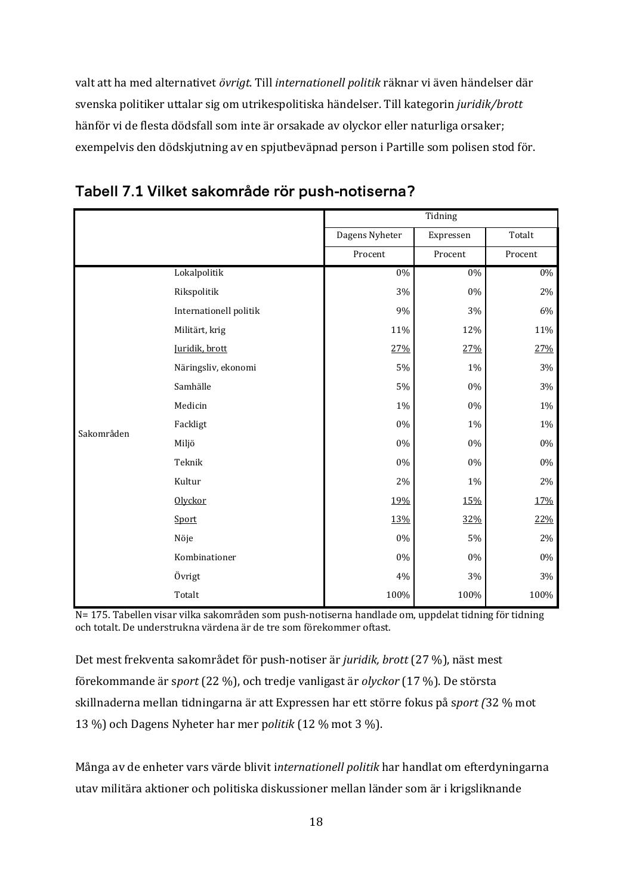valt att ha med alternativet *övrigt*. Till *internationell politik* räknar vi även händelser där svenska politiker uttalar sig om utrikespolitiska händelser. Till kategorin *juridik/brott* hänför vi de flesta dödsfall som inte är orsakade av olyckor eller naturliga orsaker; exempelvis den dödskjutning av en spjutbeväpnad person i Partille som polisen stod för.

## Tabell 7.1 Vilket sakområde rör push-notiserna?

| | | Tidning | | |
|---|---|---|---|---|
| | | Dagens Nyheter | Expressen | Totalt |
| | | Procent | Procent | Procent |
| Sakområden | Lokalpolitik | 0% | 0% | 0% |
| | Rikspolitik | 3% | 0% | 2% |
| | Internationell politik | 9% | 3% | 6% |
| | Militärt, krig | 11% | 12% | 11% |
| | Juridik, brott | 27% | 27% | 27% |
| | Näringsliv, ekonomi | 5% | 1% | 3% |
| | Samhälle | 5% | 0% | 3% |
| | Medicin | 1% | 0% | 1% |
| | Fackligt | 0% | 1% | 1% |
| | Miljö | 0% | 0% | 0% |
| | Teknik | 0% | 0% | 0% |
| | Kultur | 2% | 1% | 2% |
| | Olyckor | 19% | 15% | 17% |
| | Sport | 13% | 32% | 22% |
| | Nöje | 0% | 5% | 2% |
| | Kombinationer | 0% | 0% | 0% |
| | Övrigt | 4% | 3% | 3% |
| | Totalt | 100% | 100% | 100% |

N= 175. Tabellen visar vilka sakområden som push-notiserna handlade om, uppdelat tidning för tidning och totalt. De understrukna värdena är de tre som förekommer oftast.

Det mest frekventa sakområdet för push-notiser är *juridik, brott* (27 %), näst mest förekommande är s*port* (22 %), och tredje vanligast är *olyckor* (17 %). De största skillnaderna mellan tidningarna är att Expressen har ett större fokus på s*port (*32 % mot 13 %) och Dagens Nyheter har mer p*olitik* (12 % mot 3 %).

Många av de enheter vars värde blivit i*nternationell politik* har handlat om efterdyningarna utav militära aktioner och politiska diskussioner mellan länder som är i krigsliknande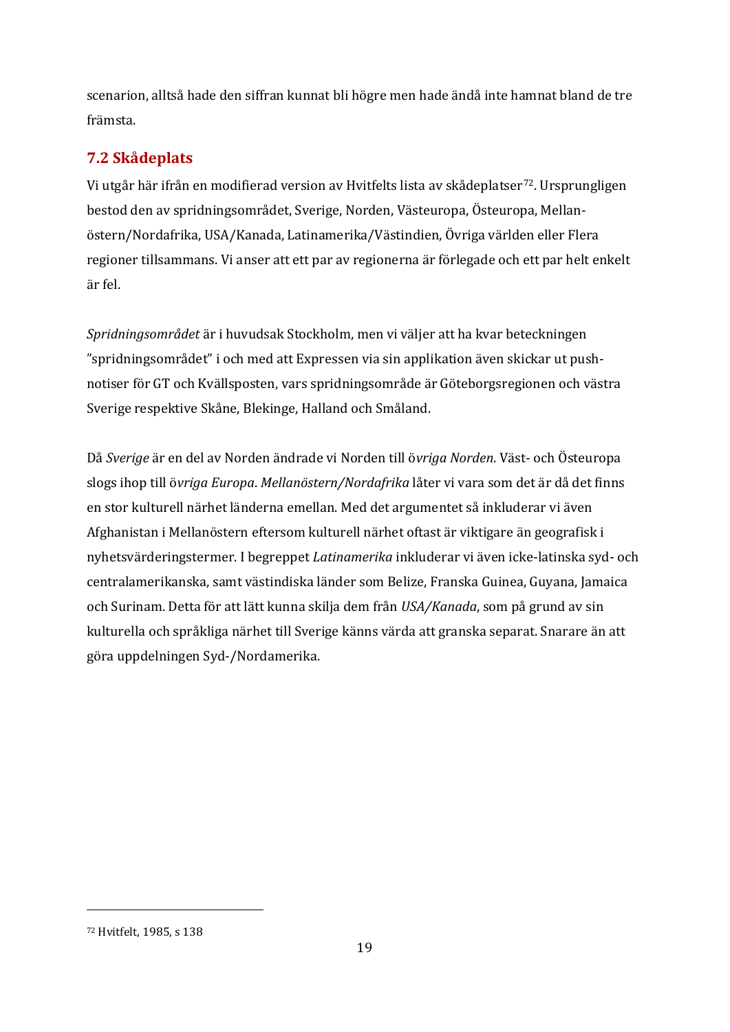scenarion, alltså hade den siffran kunnat bli högre men hade ändå inte hamnat bland de tre främsta.

## 7.2 Skådeplats

Vi utgår här ifrån en modifierad version av Hvitfelts lista av skådeplatser[72]. Ursprungligen bestod den av spridningsområdet, Sverige, Norden, Västeuropa, Östeuropa, Mellanöstern/Nordafrika, USA/Kanada, Latinamerika/Västindien, Övriga världen eller Flera regioner tillsammans. Vi anser att ett par av regionerna är förlegade och ett par helt enkelt är fel.

*Spridningsområdet* är i huvudsak Stockholm, men vi väljer att ha kvar beteckningen "spridningsområdet" i och med att Expressen via sin applikation även skickar ut push-notiser för GT och Kvällsposten, vars spridningsområde är Göteborgsregionen och västra Sverige respektive Skåne, Blekinge, Halland och Småland.

Då *Sverige* är en del av Norden ändrade vi Norden till ö*vriga Norden*. Väst- och Östeuropa slogs ihop till ö*vriga Europa*. *Mellanöstern/Nordafrika* låter vi vara som det är då det finns en stor kulturell närhet länderna emellan. Med det argumentet så inkluderar vi även Afghanistan i Mellanöstern eftersom kulturell närhet oftast är viktigare än geografisk i nyhetsvärderingstermer. I begreppet *Latinamerika* inkluderar vi även icke-latinska syd- och centralamerikanska, samt västindiska länder som Belize, Franska Guinea, Guyana, Jamaica och Surinam. Detta för att lätt kunna skilja dem från *USA/Kanada*, som på grund av sin kulturella och språkliga närhet till Sverige känns värda att granska separat. Snarare än att göra uppdelningen Syd-/Nordamerika.

---

[72] Hvitfelt, 1985, s 138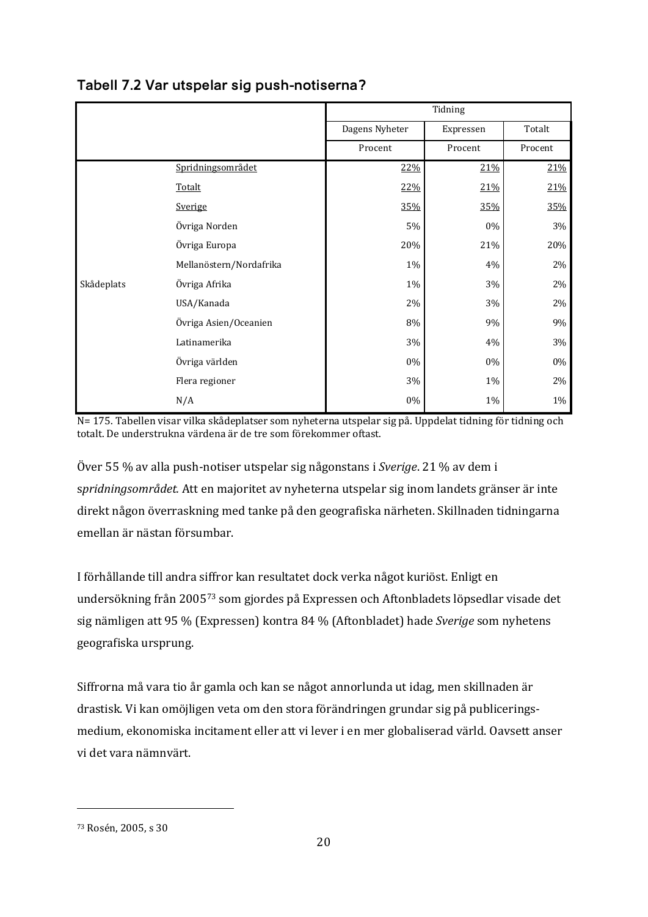### Tabell 7.2 Var utspelar sig push-notiserna?

| | | Tidning | | |
|---|---|---|---|---|
| | | Dagens Nyheter | Expressen | Totalt |
| | | Procent | Procent | Procent |
| Skådeplats | <u>Spridningsområdet</u> | <u>22%</u> | <u>21%</u> | <u>21%</u> |
| | <u>Totalt</u> | <u>22%</u> | <u>21%</u> | <u>21%</u> |
| | <u>Sverige</u> | <u>35%</u> | <u>35%</u> | <u>35%</u> |
| | Övriga Norden | 5% | 0% | 3% |
| | Övriga Europa | 20% | 21% | 20% |
| | Mellanöstern/Nordafrika | 1% | 4% | 2% |
| | Övriga Afrika | 1% | 3% | 2% |
| | USA/Kanada | 2% | 3% | 2% |
| | Övriga Asien/Oceanien | 8% | 9% | 9% |
| | Latinamerika | 3% | 4% | 3% |
| | Övriga världen | 0% | 0% | 0% |
| | Flera regioner | 3% | 1% | 2% |
| | N/A | 0% | 1% | 1% |

N= 175. Tabellen visar vilka skådeplatser som nyheterna utspelar sig på. Uppdelat tidning för tidning och totalt. De understrukna värdena är de tre som förekommer oftast.

Över 55 % av alla push-notiser utspelar sig någonstans i *Sverige*. 21 % av dem i s*pridningsområdet.* Att en majoritet av nyheterna utspelar sig inom landets gränser är inte direkt någon överraskning med tanke på den geografiska närheten. Skillnaden tidningarna emellan är nästan försumbar.

I förhållande till andra siffror kan resultatet dock verka något kuriöst. Enligt en undersökning från 2005[73] som gjordes på Expressen och Aftonbladets löpsedlar visade det sig nämligen att 95 % (Expressen) kontra 84 % (Aftonbladet) hade *Sverige* som nyhetens geografiska ursprung.

Siffrorna må vara tio år gamla och kan se något annorlunda ut idag, men skillnaden är drastisk. Vi kan omöjligen veta om den stora förändringen grundar sig på publiceringsmedium, ekonomiska incitament eller att vi lever i en mer globaliserad värld. Oavsett anser vi det vara nämnvärt.

---

[73] Rosén, 2005, s 30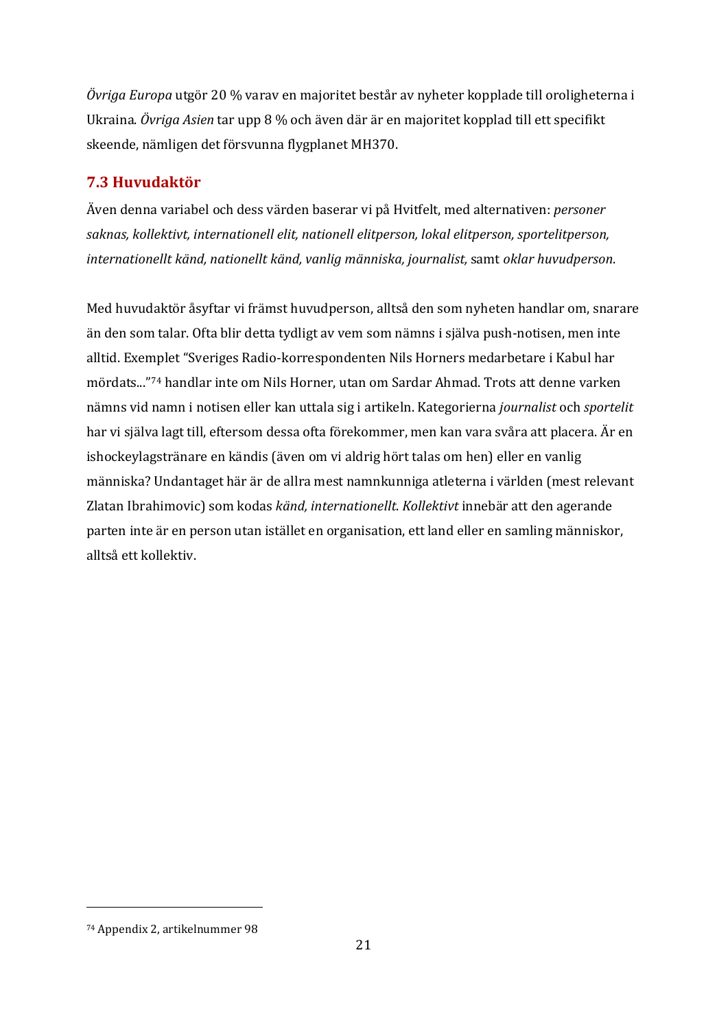*Övriga Europa* utgör 20 % varav en majoritet består av nyheter kopplade till oroligheterna i Ukraina. *Övriga Asien* tar upp 8 % och även där är en majoritet kopplad till ett specifikt skeende, nämligen det försvunna flygplanet MH370.

## 7.3 Huvudaktör

Även denna variabel och dess värden baserar vi på Hvitfelt, med alternativen: *personer saknas, kollektivt, internationell elit, nationell elitperson, lokal elitperson, sportelitperson, internationellt känd, nationellt känd, vanlig människa, journalist,* samt *oklar huvudperson*.

Med huvudaktör åsyftar vi främst huvudperson, alltså den som nyheten handlar om, snarare än den som talar. Ofta blir detta tydligt av vem som nämns i själva push-notisen, men inte alltid. Exemplet "Sveriges Radio-korrespondenten Nils Horners medarbetare i Kabul har mördats..."[74] handlar inte om Nils Horner, utan om Sardar Ahmad. Trots att denne varken nämns vid namn i notisen eller kan uttala sig i artikeln. Kategorierna *journalist* och *sportelit* har vi själva lagt till, eftersom dessa ofta förekommer, men kan vara svåra att placera. Är en ishockeylagstränare en kändis (även om vi aldrig hört talas om hen) eller en vanlig människa? Undantaget här är de allra mest namnkunniga atleterna i världen (mest relevant Zlatan Ibrahimovic) som kodas *känd, internationellt*. *Kollektivt* innebär att den agerande parten inte är en person utan istället en organisation, ett land eller en samling människor, alltså ett kollektiv.

---

[74] Appendix 2, artikelnummer 98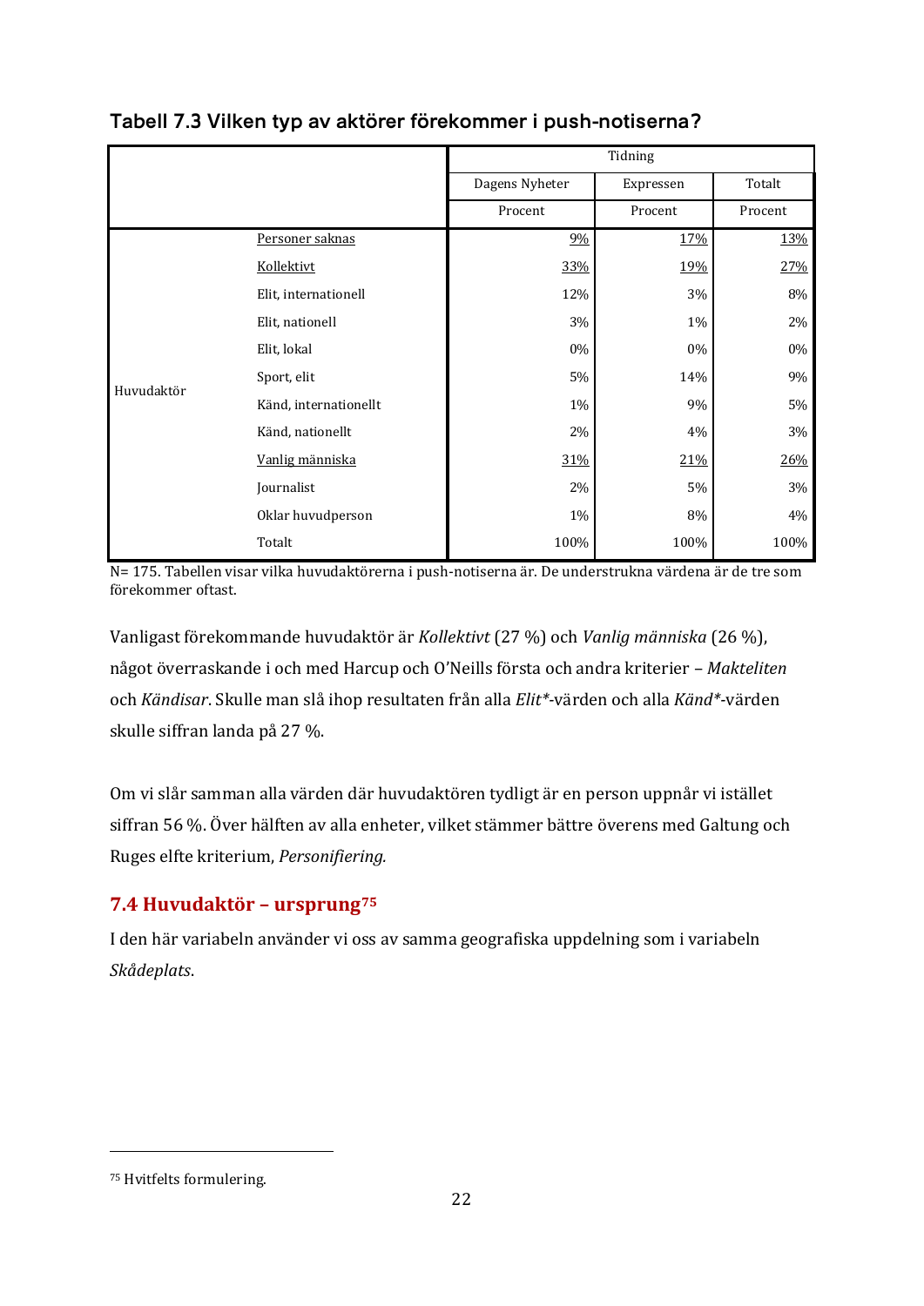**Tabell 7.3 Vilken typ av aktörer förekommer i push-notiserna?**

| | | Tidning | | |
|---|---|---|---|---|
| | | Dagens Nyheter | Expressen | Totalt |
| | | Procent | Procent | Procent |
| Huvudaktör | Personer saknas | 9% | 17% | 13% |
| | Kollektivt | 33% | 19% | 27% |
| | Elit, internationell | 12% | 3% | 8% |
| | Elit, nationell | 3% | 1% | 2% |
| | Elit, lokal | 0% | 0% | 0% |
| | Sport, elit | 5% | 14% | 9% |
| | Känd, internationellt | 1% | 9% | 5% |
| | Känd, nationellt | 2% | 4% | 3% |
| | Vanlig människa | 31% | 21% | 26% |
| | Journalist | 2% | 5% | 3% |
| | Oklar huvudperson | 1% | 8% | 4% |
| | Totalt | 100% | 100% | 100% |

N= 175. Tabellen visar vilka huvudaktörerna i push-notiserna är. De understrukna värdena är de tre som förekommer oftast.

Vanligast förekommande huvudaktör är *Kollektivt* (27 %) och *Vanlig människa* (26 %), något överraskande i och med Harcup och O'Neills första och andra kriterier – *Makteliten* och *Kändisar*. Skulle man slå ihop resultaten från alla *Elit**-värden och alla *Känd**-värden skulle siffran landa på 27 %.

Om vi slår samman alla värden där huvudaktören tydligt är en person uppnår vi istället siffran 56 %. Över hälften av alla enheter, vilket stämmer bättre överens med Galtung och Ruges elfte kriterium, *Personifiering.*

## 7.4 Huvudaktör – ursprung[75]

I den här variabeln använder vi oss av samma geografiska uppdelning som i variabeln *Skådeplats*.

[75] Hvitfelts formulering.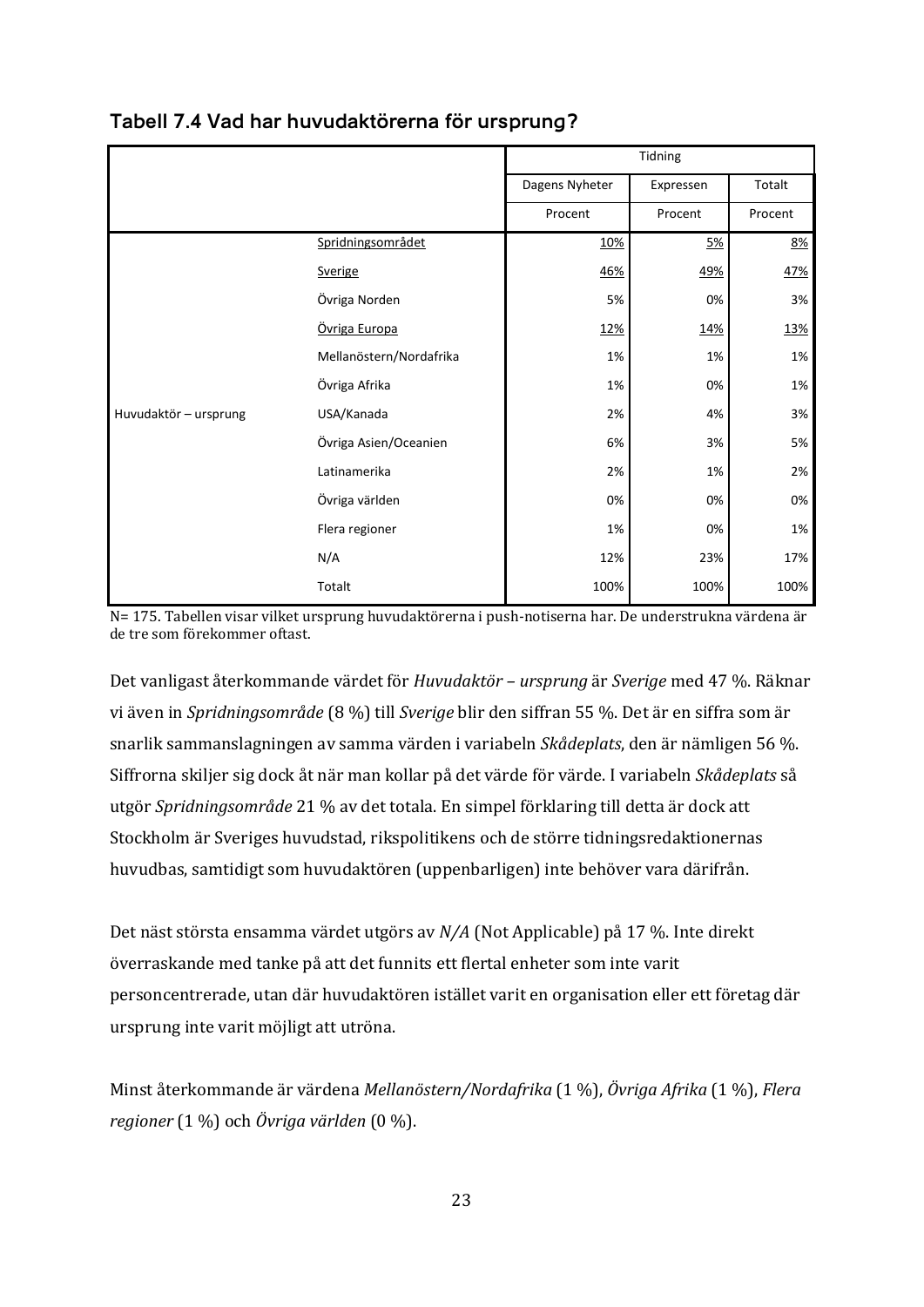### Tabell 7.4 Vad har huvudaktörerna för ursprung?

| | | Tidning | | |
|---|---|---|---|---|
| | | Dagens Nyheter | Expressen | Totalt |
| | | Procent | Procent | Procent |
| Huvudaktör – ursprung | Spridningsområdet | 10% | 5% | 8% |
| | Sverige | 46% | 49% | 47% |
| | Övriga Norden | 5% | 0% | 3% |
| | Övriga Europa | 12% | 14% | 13% |
| | Mellanöstern/Nordafrika | 1% | 1% | 1% |
| | Övriga Afrika | 1% | 0% | 1% |
| | USA/Kanada | 2% | 4% | 3% |
| | Övriga Asien/Oceanien | 6% | 3% | 5% |
| | Latinamerika | 2% | 1% | 2% |
| | Övriga världen | 0% | 0% | 0% |
| | Flera regioner | 1% | 0% | 1% |
| | N/A | 12% | 23% | 17% |
| | Totalt | 100% | 100% | 100% |

N= 175. Tabellen visar vilket ursprung huvudaktörerna i push-notiserna har. De understrukna värdena är de tre som förekommer oftast.

Det vanligast återkommande värdet för *Huvudaktör – ursprung* är *Sverige* med 47 %. Räknar vi även in *Spridningsområde* (8 %) till *Sverige* blir den siffran 55 %. Det är en siffra som är snarlik sammanslagningen av samma värden i variabeln *Skådeplats*, den är nämligen 56 %. Siffrorna skiljer sig dock åt när man kollar på det värde för värde. I variabeln *Skådeplats* så utgör *Spridningsområde* 21 % av det totala. En simpel förklaring till detta är dock att Stockholm är Sveriges huvudstad, rikspolitikens och de större tidningsredaktionernas huvudbas, samtidigt som huvudaktören (uppenbarligen) inte behöver vara därifrån.

Det näst största ensamma värdet utgörs av *N/A* (Not Applicable) på 17 %. Inte direkt överraskande med tanke på att det funnits ett flertal enheter som inte varit personcentrerade, utan där huvudaktören istället varit en organisation eller ett företag där ursprung inte varit möjligt att utröna.

Minst återkommande är värdena *Mellanöstern/Nordafrika* (1 %), *Övriga Afrika* (1 %), *Flera regioner* (1 %) och *Övriga världen* (0 %).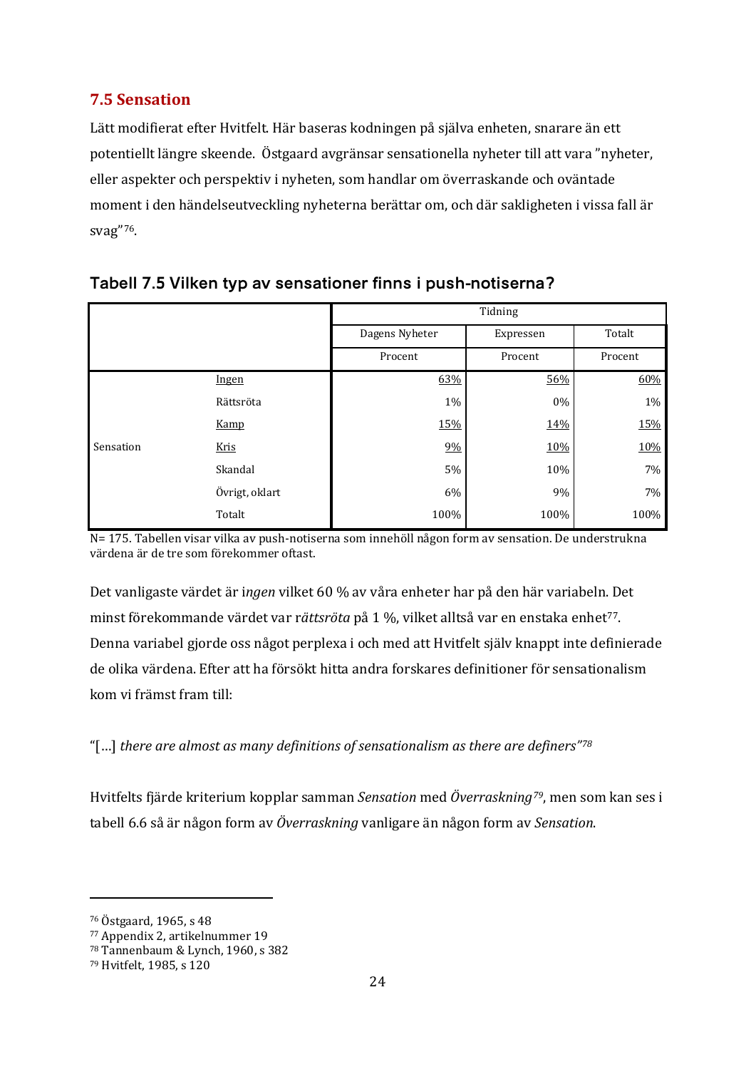## 7.5 Sensation

Lätt modifierat efter Hvitfelt. Här baseras kodningen på själva enheten, snarare än ett potentiellt längre skeende. Östgaard avgränsar sensationella nyheter till att vara "nyheter, eller aspekter och perspektiv i nyheten, som handlar om överraskande och oväntade moment i den händelseutveckling nyheterna berättar om, och där sakligheten i vissa fall är svag"[76].

**Tabell 7.5 Vilken typ av sensationer finns i push-notiserna?**

| | | Tidning | | |
|---|---|---|---|---|
| | | Dagens Nyheter | Expressen | Totalt |
| | | Procent | Procent | Procent |
| Sensation | Ingen | 63% | 56% | 60% |
| | Rättsröta | 1% | 0% | 1% |
| | Kamp | 15% | 14% | 15% |
| | Kris | 9% | 10% | 10% |
| | Skandal | 5% | 10% | 7% |
| | Övrigt, oklart | 6% | 9% | 7% |
| | Totalt | 100% | 100% | 100% |

N= 175. Tabellen visar vilka av push-notiserna som innehöll någon form av sensation. De understrukna värdena är de tre som förekommer oftast.

Det vanligaste värdet är i*ngen* vilket 60 % av våra enheter har på den här variabeln. Det minst förekommande värdet var r*ättsröta* på 1 %, vilket alltså var en enstaka enhet[77]. Denna variabel gjorde oss något perplexa i och med att Hvitfelt själv knappt inte definierade de olika värdena. Efter att ha försökt hitta andra forskares definitioner för sensationalism kom vi främst fram till:

"[…] *there are almost as many definitions of sensationalism as there are definers"*[78]

Hvitfelts fjärde kriterium kopplar samman *Sensation* med *Överraskning*[79], men som kan ses i tabell 6.6 så är någon form av *Överraskning* vanligare än någon form av *Sensation*.

---

[76] Östgaard, 1965, s 48
[77] Appendix 2, artikelnummer 19
[78] Tannenbaum & Lynch, 1960, s 382
[79] Hvitfelt, 1985, s 120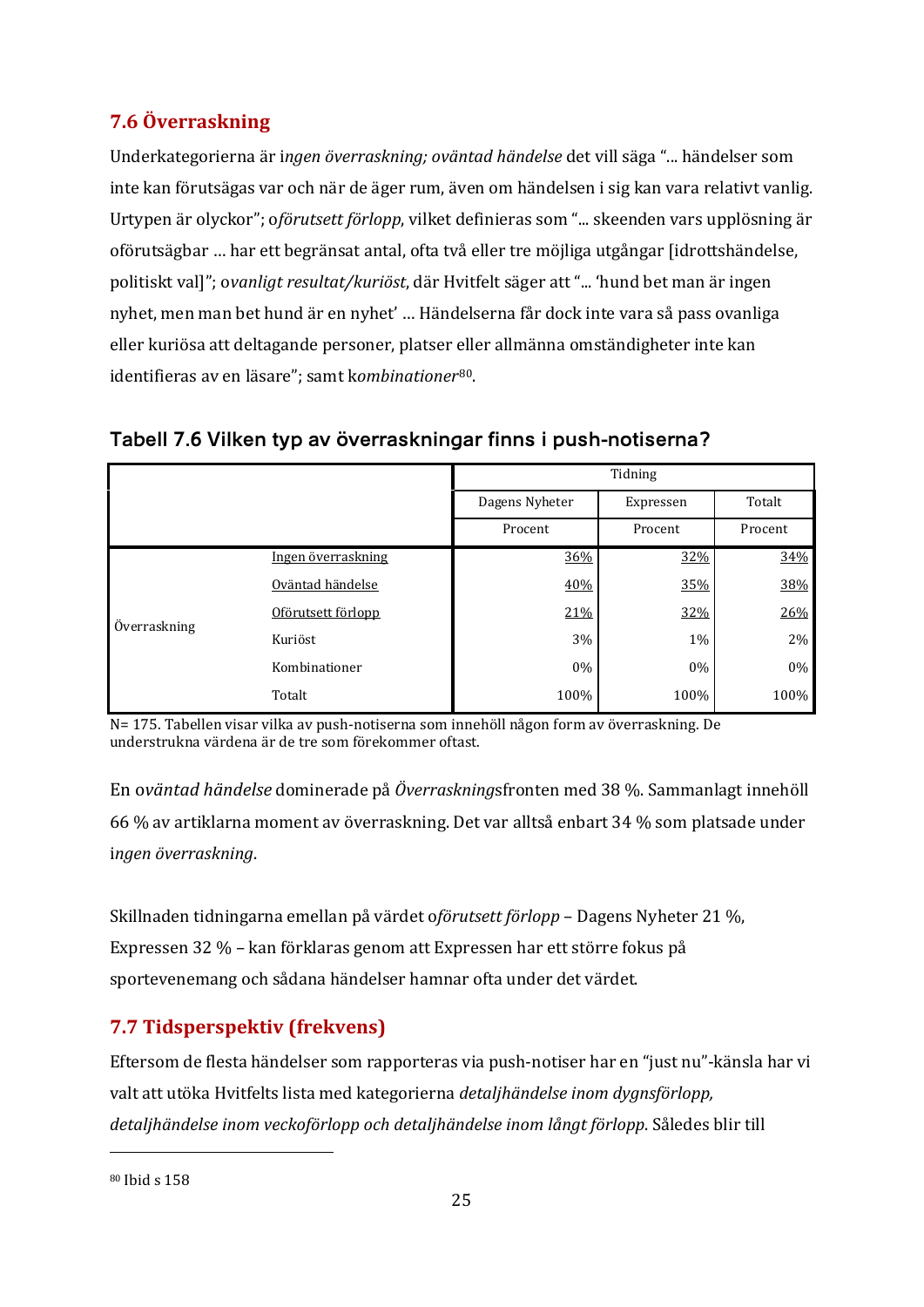## 7.6 Överraskning

Underkategorierna är i*ngen överraskning; oväntad händelse* det vill säga "... händelser som inte kan förutsägas var och när de äger rum, även om händelsen i sig kan vara relativt vanlig. Urtypen är olyckor"; o*förutsett förlopp*, vilket definieras som "... skeenden vars upplösning är oförutsägbar ... har ett begränsat antal, ofta två eller tre möjliga utgångar [idrottshändelse, politiskt val]"; o*vanligt resultat/kuriöst*, där Hvitfelt säger att "... 'hund bet man är ingen nyhet, men man bet hund är en nyhet' ... Händelserna får dock inte vara så pass ovanliga eller kuriösa att deltagande personer, platser eller allmänna omständigheter inte kan identifieras av en läsare"; samt k*ombinationer*[80].

### Tabell 7.6 Vilken typ av överraskningar finns i push-notiserna?

| | | Tidning | | |
|---|---|---|---|---|
| | | Dagens Nyheter | Expressen | Totalt |
| | | Procent | Procent | Procent |
| Överraskning | Ingen överraskning | 36% | 32% | 34% |
| | Oväntad händelse | 40% | 35% | 38% |
| | Oförutsett förlopp | 21% | 32% | 26% |
| | Kuriöst | 3% | 1% | 2% |
| | Kombinationer | 0% | 0% | 0% |
| | Totalt | 100% | 100% | 100% |

N= 175. Tabellen visar vilka av push-notiserna som innehöll någon form av överraskning. De understrukna värdena är de tre som förekommer oftast.

En o*väntad händelse* dominerade på *Överrasknings*fronten med 38 %. Sammanlagt innehöll 66 % av artiklarna moment av överraskning. Det var alltså enbart 34 % som platsade under i*ngen överraskning*.

Skillnaden tidningarna emellan på värdet o*förutsett förlopp* – Dagens Nyheter 21 %, Expressen 32 % – kan förklaras genom att Expressen har ett större fokus på sportevenemang och sådana händelser hamnar ofta under det värdet.

## 7.7 Tidsperspektiv (frekvens)

Eftersom de flesta händelser som rapporteras via push-notiser har en "just nu"-känsla har vi valt att utöka Hvitfelts lista med kategorierna *detaljhändelse inom dygnsförlopp, detaljhändelse inom veckoförlopp och detaljhändelse inom långt förlopp*. Således blir till

---

[80] Ibid s 158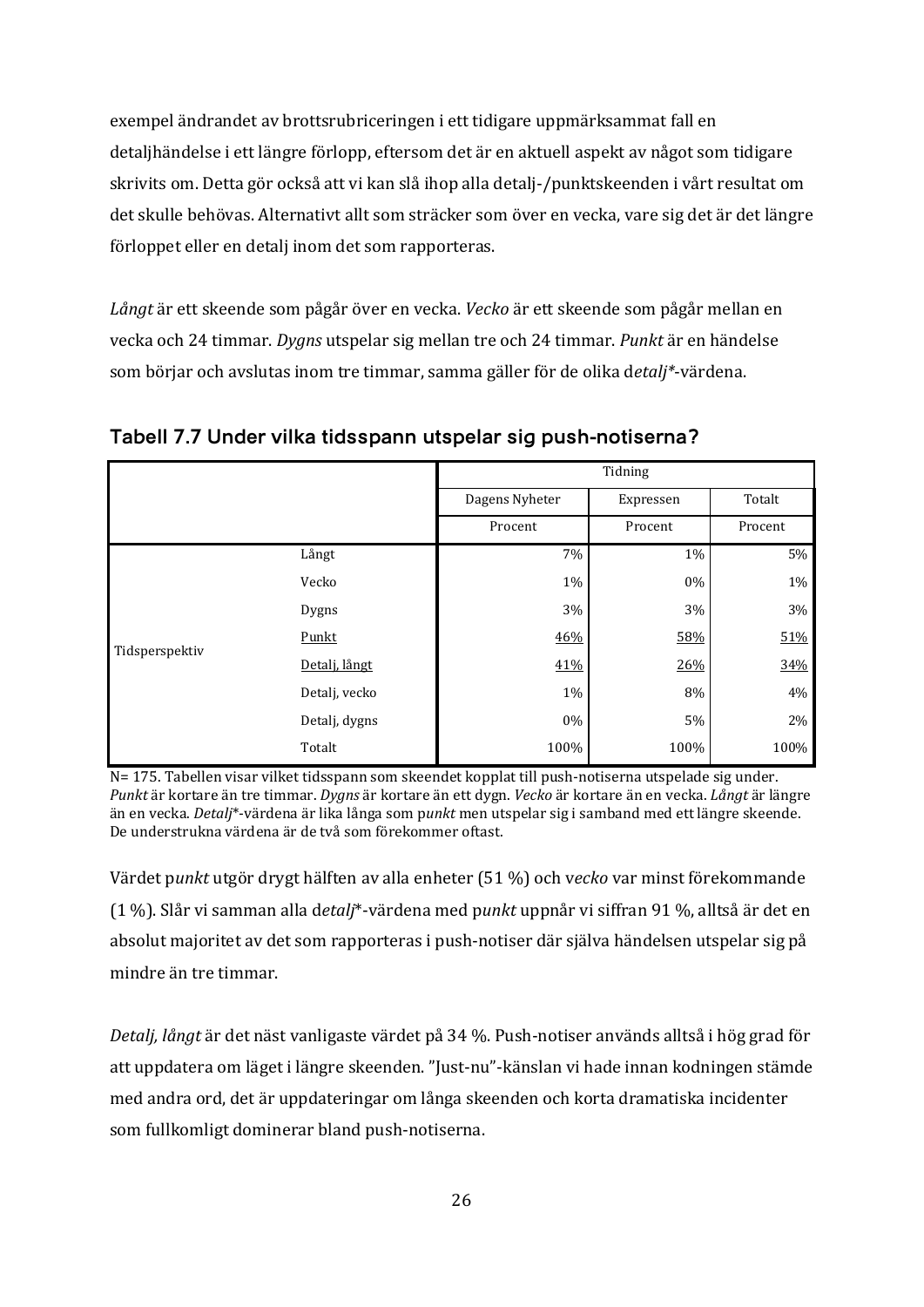exempel ändrandet av brottsrubriceringen i ett tidigare uppmärksammat fall en detaljhändelse i ett längre förlopp, eftersom det är en aktuell aspekt av något som tidigare skrivits om. Detta gör också att vi kan slå ihop alla detalj-/punktskeenden i vårt resultat om det skulle behövas. Alternativt allt som sträcker som över en vecka, vare sig det är det längre förloppet eller en detalj inom det som rapporteras.

*Långt* är ett skeende som pågår över en vecka. *Vecko* är ett skeende som pågår mellan en vecka och 24 timmar. *Dygns* utspelar sig mellan tre och 24 timmar. *Punkt* är en händelse som börjar och avslutas inom tre timmar, samma gäller för de olika d*etalj**-värdena.

### Tabell 7.7 Under vilka tidsspann utspelar sig push-notiserna?

| | | Tidning | | |
|---|---|---|---|---|
| | | Dagens Nyheter | Expressen | Totalt |
| | | Procent | Procent | Procent |
| Tidsperspektiv | Långt | 7% | 1% | 5% |
| | Vecko | 1% | 0% | 1% |
| | Dygns | 3% | 3% | 3% |
| | <u>Punkt</u> | <u>46%</u> | <u>58%</u> | <u>51%</u> |
| | <u>Detalj, långt</u> | <u>41%</u> | <u>26%</u> | <u>34%</u> |
| | Detalj, vecko | 1% | 8% | 4% |
| | Detalj, dygns | 0% | 5% | 2% |
| | Totalt | 100% | 100% | 100% |

N= 175. Tabellen visar vilket tidsspann som skeendet kopplat till push-notiserna utspelade sig under. *Punkt* är kortare än tre timmar. *Dygns* är kortare än ett dygn. *Vecko* är kortare än en vecka. *Långt* är längre än en vecka. *Detalj**-värdena är lika långa som p*unkt* men utspelar sig i samband med ett längre skeende. De understrukna värdena är de två som förekommer oftast.

Värdet p*unkt* utgör drygt hälften av alla enheter (51 %) och v*ecko* var minst förekommande (1 %). Slår vi samman alla d*etalj**-värdena med p*unkt* uppnår vi siffran 91 %, alltså är det en absolut majoritet av det som rapporteras i push-notiser där själva händelsen utspelar sig på mindre än tre timmar.

*Detalj, långt* är det näst vanligaste värdet på 34 %. Push-notiser används alltså i hög grad för att uppdatera om läget i längre skeenden. ”Just-nu”-känslan vi hade innan kodningen stämde med andra ord, det är uppdateringar om långa skeenden och korta dramatiska incidenter som fullkomligt dominerar bland push-notiserna.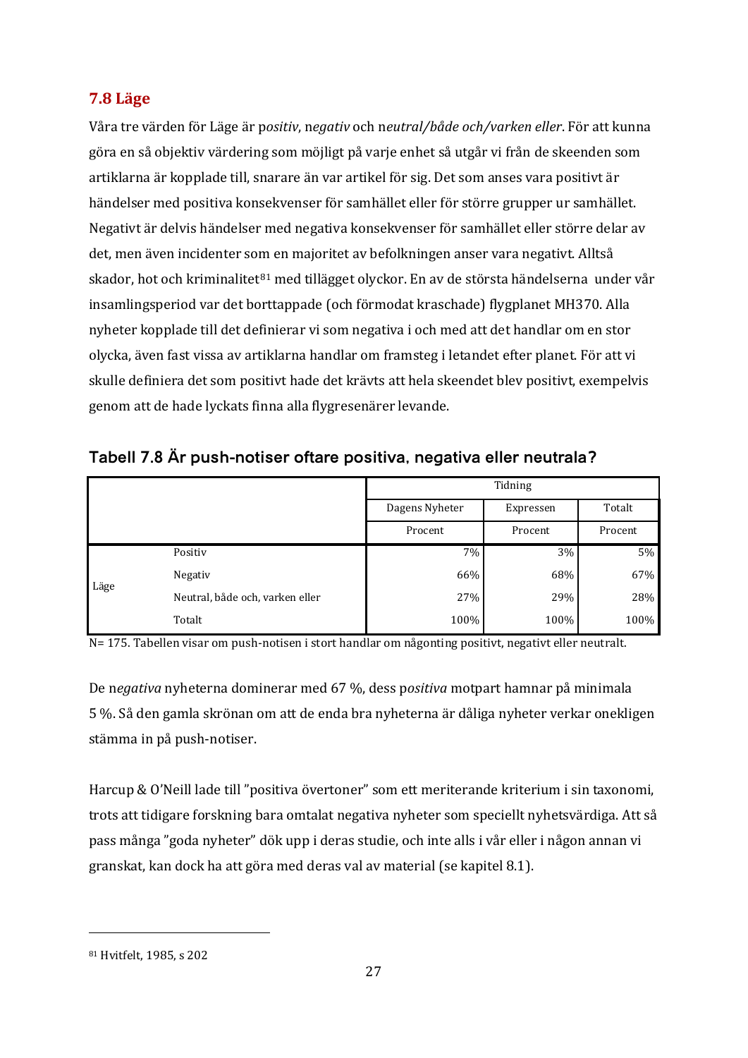## 7.8 Läge

Våra tre värden för Läge är p*ositiv*, n*egativ* och n*eutral/både och/varken eller*. För att kunna göra en så objektiv värdering som möjligt på varje enhet så utgår vi från de skeenden som artiklarna är kopplade till, snarare än var artikel för sig. Det som anses vara positivt är händelser med positiva konsekvenser för samhället eller för större grupper ur samhället. Negativt är delvis händelser med negativa konsekvenser för samhället eller större delar av det, men även incidenter som en majoritet av befolkningen anser vara negativt. Alltså skador, hot och kriminalitet[81] med tillägget olyckor. En av de största händelserna under vår insamlingsperiod var det borttappade (och förmodat kraschade) flygplanet MH370. Alla nyheter kopplade till det definierar vi som negativa i och med att det handlar om en stor olycka, även fast vissa av artiklarna handlar om framsteg i letandet efter planet. För att vi skulle definiera det som positivt hade det krävts att hela skeendet blev positivt, exempelvis genom att de hade lyckats finna alla flygresenärer levande.

**Tabell 7.8 Är push-notiser oftare positiva, negativa eller neutrala?**

| | | Tidning | | |
|---|---|---|---|---|
| | | Dagens Nyheter | Expressen | Totalt |
| | | Procent | Procent | Procent |
| Läge | Positiv | 7% | 3% | 5% |
| | Negativ | 66% | 68% | 67% |
| | Neutral, både och, varken eller | 27% | 29% | 28% |
| | Totalt | 100% | 100% | 100% |

N= 175. Tabellen visar om push-notisen i stort handlar om någonting positivt, negativt eller neutralt.

De n*egativa* nyheterna dominerar med 67 %, dess p*ositiva* motpart hamnar på minimala 5 %. Så den gamla skrönan om att de enda bra nyheterna är dåliga nyheter verkar onekligen stämma in på push-notiser.

Harcup & O'Neill lade till ”positiva övertoner” som ett meriterande kriterium i sin taxonomi, trots att tidigare forskning bara omtalat negativa nyheter som speciellt nyhetsvärdiga. Att så pass många ”goda nyheter” dök upp i deras studie, och inte alls i vår eller i någon annan vi granskat, kan dock ha att göra med deras val av material (se kapitel 8.1).

[81] Hvitfelt, 1985, s 202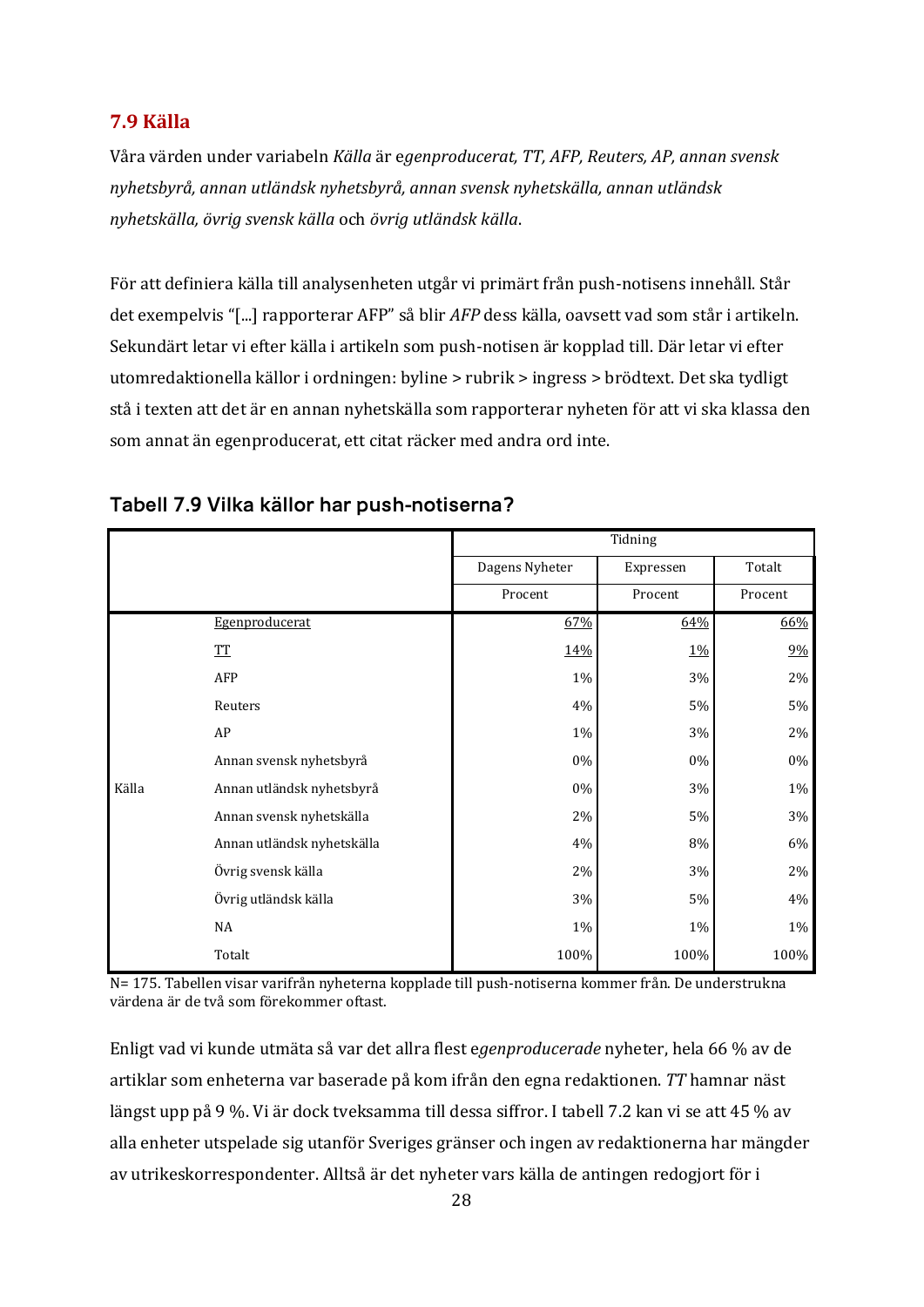## 7.9 Källa

Våra värden under variabeln *Källa* är *egenproducerat, TT, AFP, Reuters, AP, annan svensk nyhetsbyrå, annan utländsk nyhetsbyrå, annan svensk nyhetskälla, annan utländsk nyhetskälla, övrig svensk källa* och *övrig utländsk källa*.

För att definiera källa till analysenheten utgår vi primärt från push-notisens innehåll. Står det exempelvis "[...] rapporterar AFP" så blir *AFP* dess källa, oavsett vad som står i artikeln. Sekundärt letar vi efter källa i artikeln som push-notisen är kopplad till. Där letar vi efter utomredaktionella källor i ordningen: byline > rubrik > ingress > brödtext. Det ska tydligt stå i texten att det är en annan nyhetskälla som rapporterar nyheten för att vi ska klassa den som annat än egenproducerat, ett citat räcker med andra ord inte.

### Tabell 7.9 Vilka källor har push-notiserna?

| | | Tidning | | |
|---|---|---|---|---|
| | | Dagens Nyheter | Expressen | Totalt |
| | | Procent | Procent | Procent |
| Källa | Egenproducerat | 67% | 64% | 66% |
| | TT | 14% | 1% | 9% |
| | AFP | 1% | 3% | 2% |
| | Reuters | 4% | 5% | 5% |
| | AP | 1% | 3% | 2% |
| | Annan svensk nyhetsbyrå | 0% | 0% | 0% |
| | Annan utländsk nyhetsbyrå | 0% | 3% | 1% |
| | Annan svensk nyhetskälla | 2% | 5% | 3% |
| | Annan utländsk nyhetskälla | 4% | 8% | 6% |
| | Övrig svensk källa | 2% | 3% | 2% |
| | Övrig utländsk källa | 3% | 5% | 4% |
| | NA | 1% | 1% | 1% |
| | Totalt | 100% | 100% | 100% |

N= 175. Tabellen visar varifrån nyheterna kopplade till push-notiserna kommer från. De understrukna värdena är de två som förekommer oftast.

Enligt vad vi kunde utmäta så var det allra flest *egenproducerade* nyheter, hela 66 % av de artiklar som enheterna var baserade på kom ifrån den egna redaktionen. *TT* hamnar näst längst upp på 9 %. Vi är dock tveksamma till dessa siffror. I tabell 7.2 kan vi se att 45 % av alla enheter utspelade sig utanför Sveriges gränser och ingen av redaktionerna har mängder av utrikeskorrespondenter. Alltså är det nyheter vars källa de antingen redogjort för i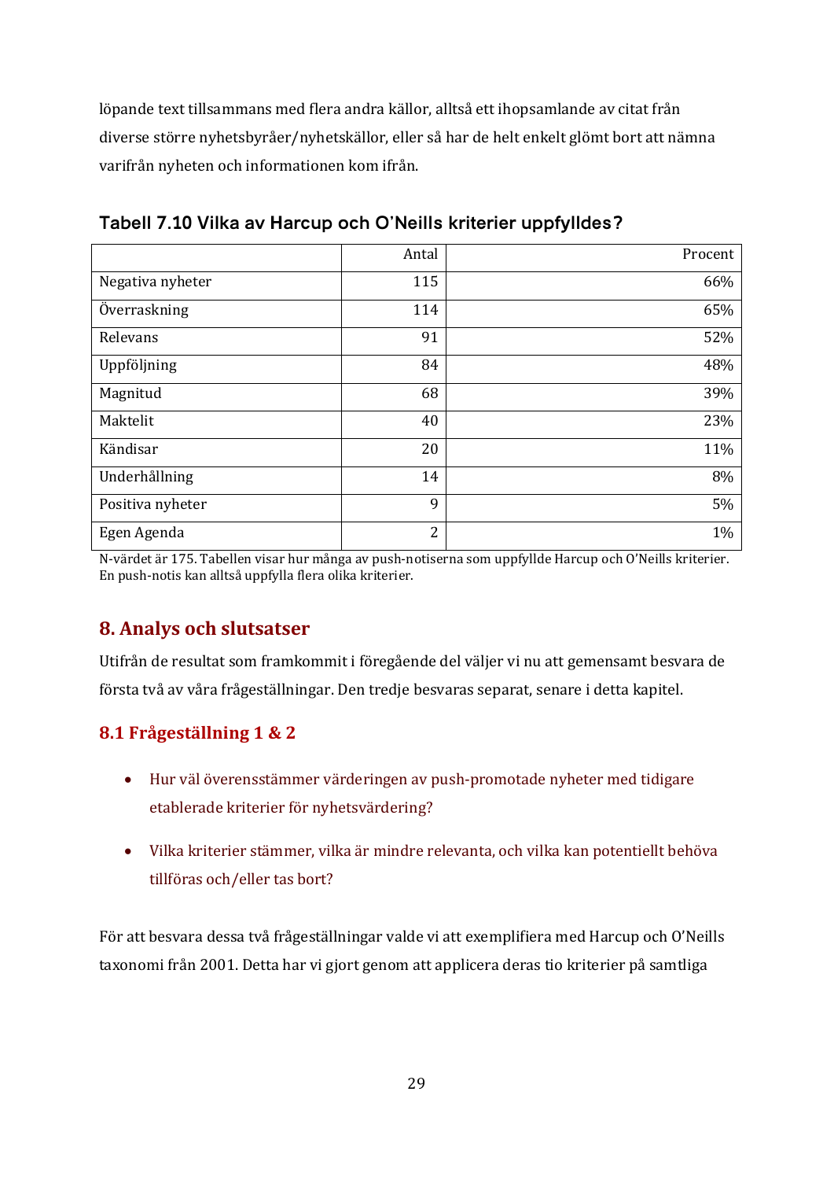löpande text tillsammans med flera andra källor, alltså ett ihopsamlande av citat från diverse större nyhetsbyråer/nyhetskällor, eller så har de helt enkelt glömt bort att nämna varifrån nyheten och informationen kom ifrån.

**Tabell 7.10 Vilka av Harcup och O'Neills kriterier uppfylldes?**

| | Antal | Procent |
|---|---|---|
| Negativa nyheter | 115 | 66% |
| Överraskning | 114 | 65% |
| Relevans | 91 | 52% |
| Uppföljning | 84 | 48% |
| Magnitud | 68 | 39% |
| Maktelit | 40 | 23% |
| Kändisar | 20 | 11% |
| Underhållning | 14 | 8% |
| Positiva nyheter | 9 | 5% |
| Egen Agenda | 2 | 1% |

N-värdet är 175. Tabellen visar hur många av push-notiserna som uppfyllde Harcup och O'Neills kriterier. En push-notis kan alltså uppfylla flera olika kriterier.

## 8. Analys och slutsatser

Utifrån de resultat som framkommit i föregående del väljer vi nu att gemensamt besvara de första två av våra frågeställningar. Den tredje besvaras separat, senare i detta kapitel.

### 8.1 Frågeställning 1 & 2

- Hur väl överensstämmer värderingen av push-promotade nyheter med tidigare etablerade kriterier för nyhetsvärdering?
- Vilka kriterier stämmer, vilka är mindre relevanta, och vilka kan potentiellt behöva tillföras och/eller tas bort?

För att besvara dessa två frågeställningar valde vi att exemplifiera med Harcup och O'Neills taxonomi från 2001. Detta har vi gjort genom att applicera deras tio kriterier på samtliga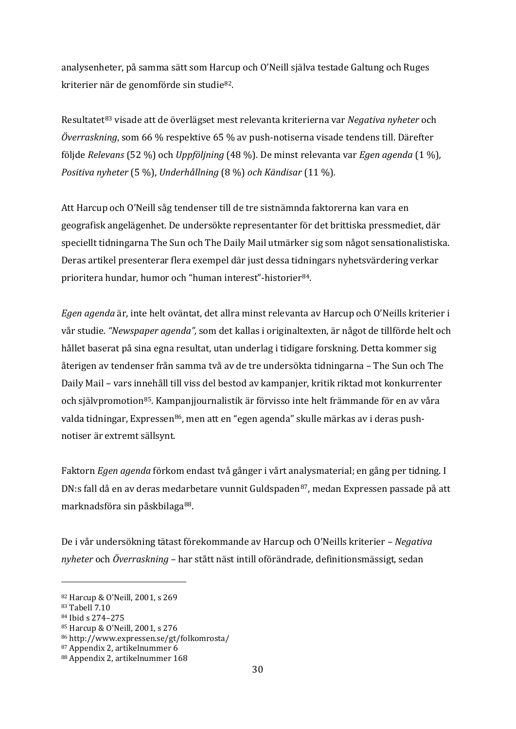analysenheter, på samma sätt som Harcup och O'Neill själva testade Galtung och Ruges kriterier när de genomförde sin studie[82].

Resultatet[83] visade att de överlägset mest relevanta kriterierna var *Negativa nyheter* och *Överraskning*, som 66 % respektive 65 % av push-notiserna visade tendens till. Därefter följde *Relevans* (52 %) och *Uppföljning* (48 %). De minst relevanta var *Egen agenda* (1 %), *Positiva nyheter* (5 %), *Underhållning* (8 %) *och Kändisar* (11 %).

Att Harcup och O'Neill såg tendenser till de tre sistnämnda faktorerna kan vara en geografisk angelägenhet. De undersökte representanter för det brittiska pressmediet, där speciellt tidningarna The Sun och The Daily Mail utmärker sig som något sensationalistiska. Deras artikel presenterar flera exempel där just dessa tidningars nyhetsvärdering verkar prioritera hundar, humor och "human interest"-historier[84].

*Egen agenda* är, inte helt oväntat, det allra minst relevanta av Harcup och O'Neills kriterier i vår studie. *"Newspaper agenda",* som det kallas i originaltexten, är något de tillförde helt och hållet baserat på sina egna resultat, utan underlag i tidigare forskning. Detta kommer sig återigen av tendenser från samma två av de tre undersökta tidningarna – The Sun och The Daily Mail – vars innehåll till viss del bestod av kampanjer, kritik riktad mot konkurrenter och självpromotion[85]. Kampanjjournalistik är förvisso inte helt främmande för en av våra valda tidningar, Expressen[86], men att en "egen agenda" skulle märkas av i deras push-notiser är extremt sällsynt.

Faktorn *Egen agenda* förkom endast två gånger i vårt analysmaterial; en gång per tidning. I DN:s fall då en av deras medarbetare vunnit Guldspaden[87], medan Expressen passade på att marknadsföra sin påskbilaga[88].

De i vår undersökning tätast förekommande av Harcup och O'Neills kriterier – *Negativa nyheter* och *Överraskning* – har stått näst intill oförändrade, definitionsmässigt, sedan

---

[82] Harcup & O'Neill, 2001, s 269
[83] Tabell 7.10
[84] Ibid s 274–275
[85] Harcup & O'Neill, 2001, s 276
[86] http://www.expressen.se/gt/folkomrosta/
[87] Appendix 2, artikelnummer 6
[88] Appendix 2, artikelnummer 168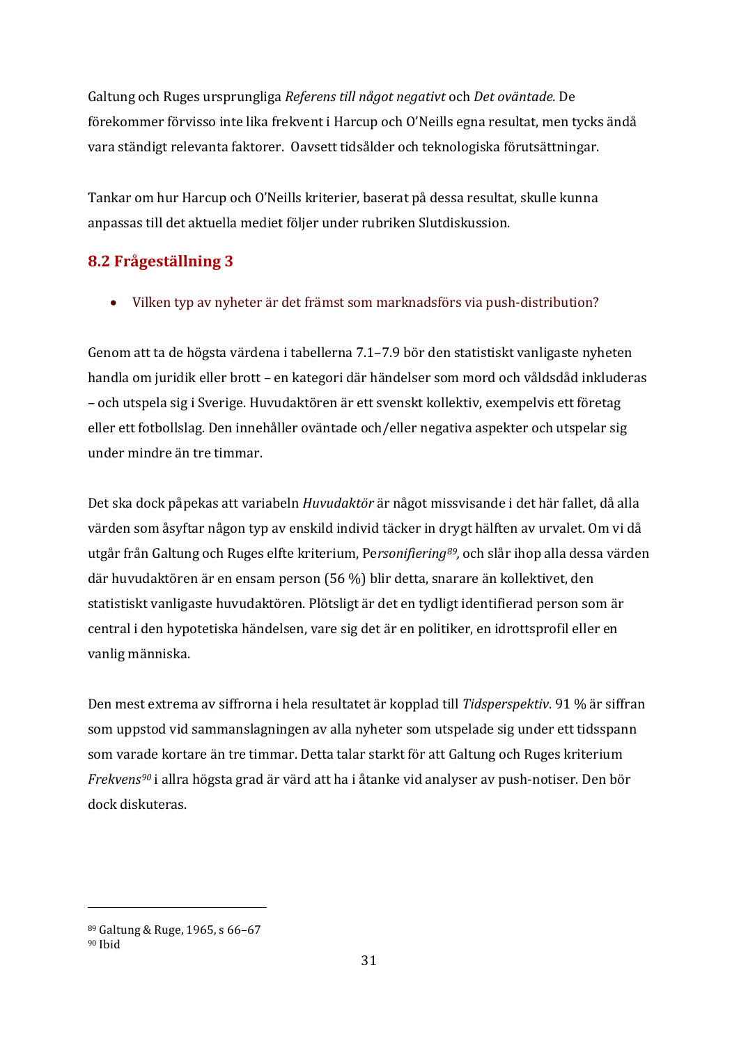Galtung och Ruges ursprungliga *Referens till något negativt* och *Det oväntade.* De förekommer förvisso inte lika frekvent i Harcup och O'Neills egna resultat, men tycks ändå vara ständigt relevanta faktorer. Oavsett tidsålder och teknologiska förutsättningar.

Tankar om hur Harcup och O'Neills kriterier, baserat på dessa resultat, skulle kunna anpassas till det aktuella mediet följer under rubriken Slutdiskussion.

## 8.2 Frågeställning 3

- Vilken typ av nyheter är det främst som marknadsförs via push-distribution?

Genom att ta de högsta värdena i tabellerna 7.1–7.9 bör den statistiskt vanligaste nyheten handla om juridik eller brott – en kategori där händelser som mord och våldsdåd inkluderas – och utspela sig i Sverige. Huvudaktören är ett svenskt kollektiv, exempelvis ett företag eller ett fotbollslag. Den innehåller oväntade och/eller negativa aspekter och utspelar sig under mindre än tre timmar.

Det ska dock påpekas att variabeln *Huvudaktör* är något missvisande i det här fallet, då alla värden som åsyftar någon typ av enskild individ täcker in drygt hälften av urvalet. Om vi då utgår från Galtung och Ruges elfte kriterium, Pe*rsonifiering*[89], och slår ihop alla dessa värden där huvudaktören är en ensam person (56 %) blir detta, snarare än kollektivet, den statistiskt vanligaste huvudaktören. Plötsligt är det en tydligt identifierad person som är central i den hypotetiska händelsen, vare sig det är en politiker, en idrottsprofil eller en vanlig människa.

Den mest extrema av siffrorna i hela resultatet är kopplad till *Tidsperspektiv*. 91 % är siffran som uppstod vid sammanslagningen av alla nyheter som utspelade sig under ett tidsspann som varade kortare än tre timmar. Detta talar starkt för att Galtung och Ruges kriterium *Frekvens*[90] i allra högsta grad är värd att ha i åtanke vid analyser av push-notiser. Den bör dock diskuteras.

---

[89] Galtung & Ruge, 1965, s 66–67
[90] Ibid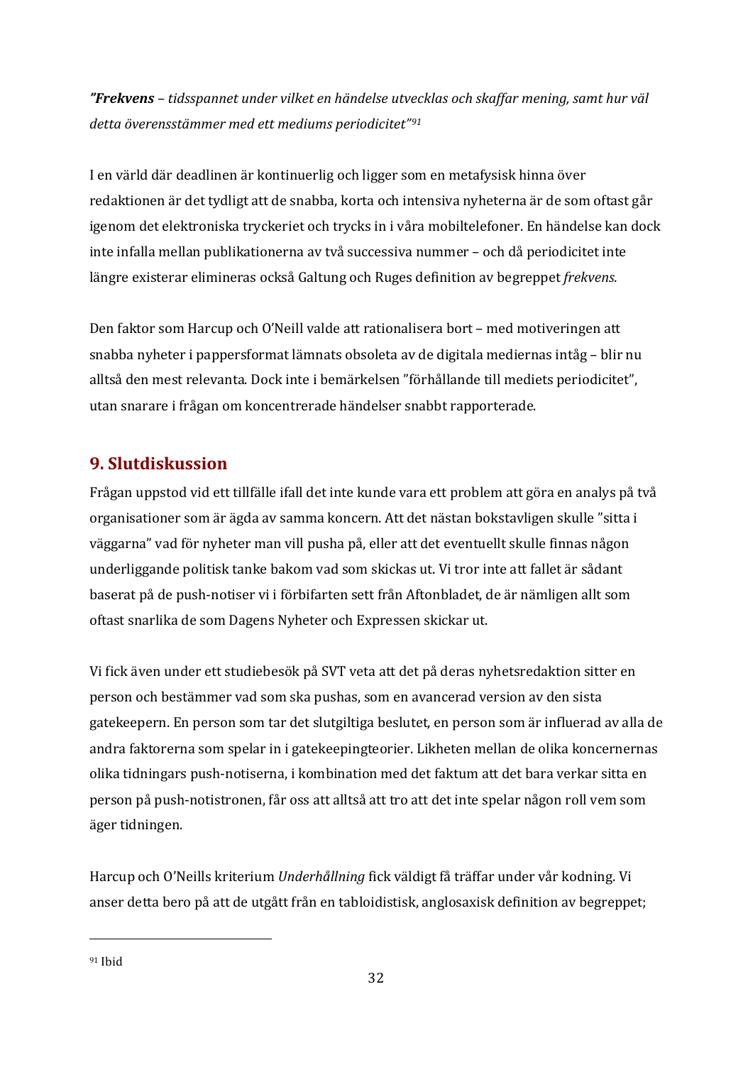***”Frekvens** – tidsspannet under vilket en händelse utvecklas och skaffar mening, samt hur väl detta överensstämmer med ett mediums periodicitet”*[91]

I en värld där deadlinen är kontinuerlig och ligger som en metafysisk hinna över redaktionen är det tydligt att de snabba, korta och intensiva nyheterna är de som oftast går igenom det elektroniska tryckeriet och trycks in i våra mobiltelefoner. En händelse kan dock inte infalla mellan publikationerna av två successiva nummer – och då periodicitet inte längre existerar elimineras också Galtung och Ruges definition av begreppet *frekvens.*

Den faktor som Harcup och O'Neill valde att rationalisera bort – med motiveringen att snabba nyheter i pappersformat lämnats obsoleta av de digitala mediernas intåg – blir nu alltså den mest relevanta. Dock inte i bemärkelsen ”förhållande till mediets periodicitet”, utan snarare i frågan om koncentrerade händelser snabbt rapporterade.

## 9. Slutdiskussion

Frågan uppstod vid ett tillfälle ifall det inte kunde vara ett problem att göra en analys på två organisationer som är ägda av samma koncern. Att det nästan bokstavligen skulle ”sitta i väggarna” vad för nyheter man vill pusha på, eller att det eventuellt skulle finnas någon underliggande politisk tanke bakom vad som skickas ut. Vi tror inte att fallet är sådant baserat på de push-notiser vi i förbifarten sett från Aftonbladet, de är nämligen allt som oftast snarlika de som Dagens Nyheter och Expressen skickar ut.

Vi fick även under ett studiebesök på SVT veta att det på deras nyhetsredaktion sitter en person och bestämmer vad som ska pushas, som en avancerad version av den sista gatekeepern. En person som tar det slutgiltiga beslutet, en person som är influerad av alla de andra faktorerna som spelar in i gatekeepingteorier. Likheten mellan de olika koncernernas olika tidningars push-notiserna, i kombination med det faktum att det bara verkar sitta en person på push-notistronen, får oss att alltså att tro att det inte spelar någon roll vem som äger tidningen.

Harcup och O'Neills kriterium *Underhållning* fick väldigt få träffar under vår kodning. Vi anser detta bero på att de utgått från en tabloidistisk, anglosaxisk definition av begreppet;

---

[91] Ibid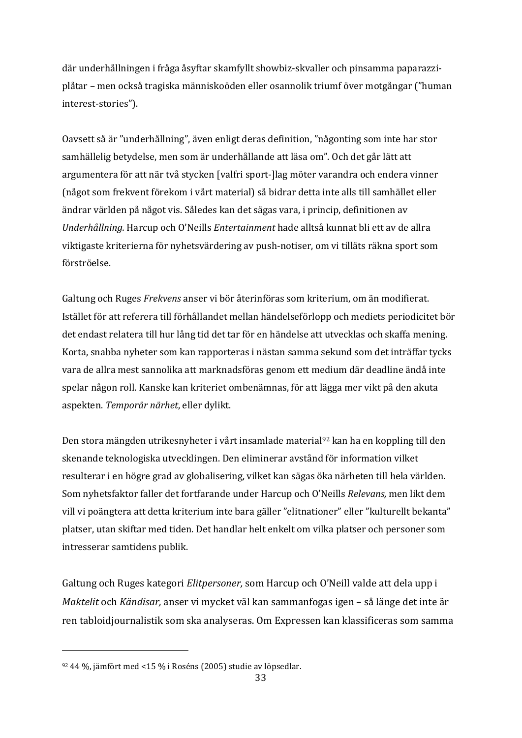där underhållningen i fråga åsyftar skamfyllt showbiz-skvaller och pinsamma paparazzi-plåtar – men också tragiska människoöden eller osannolik triumf över motgångar ("human interest-stories").

Oavsett så är "underhållning", även enligt deras definition, "någonting som inte har stor samhällelig betydelse, men som är underhållande att läsa om". Och det går lätt att argumentera för att när två stycken [valfri sport-]lag möter varandra och endera vinner (något som frekvent förekom i vårt material) så bidrar detta inte alls till samhället eller ändrar världen på något vis. Således kan det sägas vara, i princip, definitionen av *Underhållning.* Harcup och O'Neills *Entertainment* hade alltså kunnat bli ett av de allra viktigaste kriterierna för nyhetsvärdering av push-notiser, om vi tillåts räkna sport som förströelse.

Galtung och Ruges *Frekvens* anser vi bör återinföras som kriterium, om än modifierat. Istället för att referera till förhållandet mellan händelseförlopp och mediets periodicitet bör det endast relatera till hur lång tid det tar för en händelse att utvecklas och skaffa mening. Korta, snabba nyheter som kan rapporteras i nästan samma sekund som det inträffar tycks vara de allra mest sannolika att marknadsföras genom ett medium där deadline ändå inte spelar någon roll. Kanske kan kriteriet ombenämnas, för att lägga mer vikt på den akuta aspekten. *Temporär närhet*, eller dylikt.

Den stora mängden utrikesnyheter i vårt insamlade material[92] kan ha en koppling till den skenande teknologiska utvecklingen. Den eliminerar avstånd för information vilket resulterar i en högre grad av globalisering, vilket kan sägas öka närheten till hela världen. Som nyhetsfaktor faller det fortfarande under Harcup och O'Neills *Relevans,* men likt dem vill vi poängtera att detta kriterium inte bara gäller "elitnationer" eller "kulturellt bekanta" platser, utan skiftar med tiden. Det handlar helt enkelt om vilka platser och personer som intresserar samtidens publik.

Galtung och Ruges kategori *Elitpersoner,* som Harcup och O'Neill valde att dela upp i *Maktelit* och *Kändisar,* anser vi mycket väl kan sammanfogas igen – så länge det inte är ren tabloidjournalistik som ska analyseras. Om Expressen kan klassificeras som samma

---

[92] 44 %, jämfört med <15 % i Roséns (2005) studie av löpsedlar.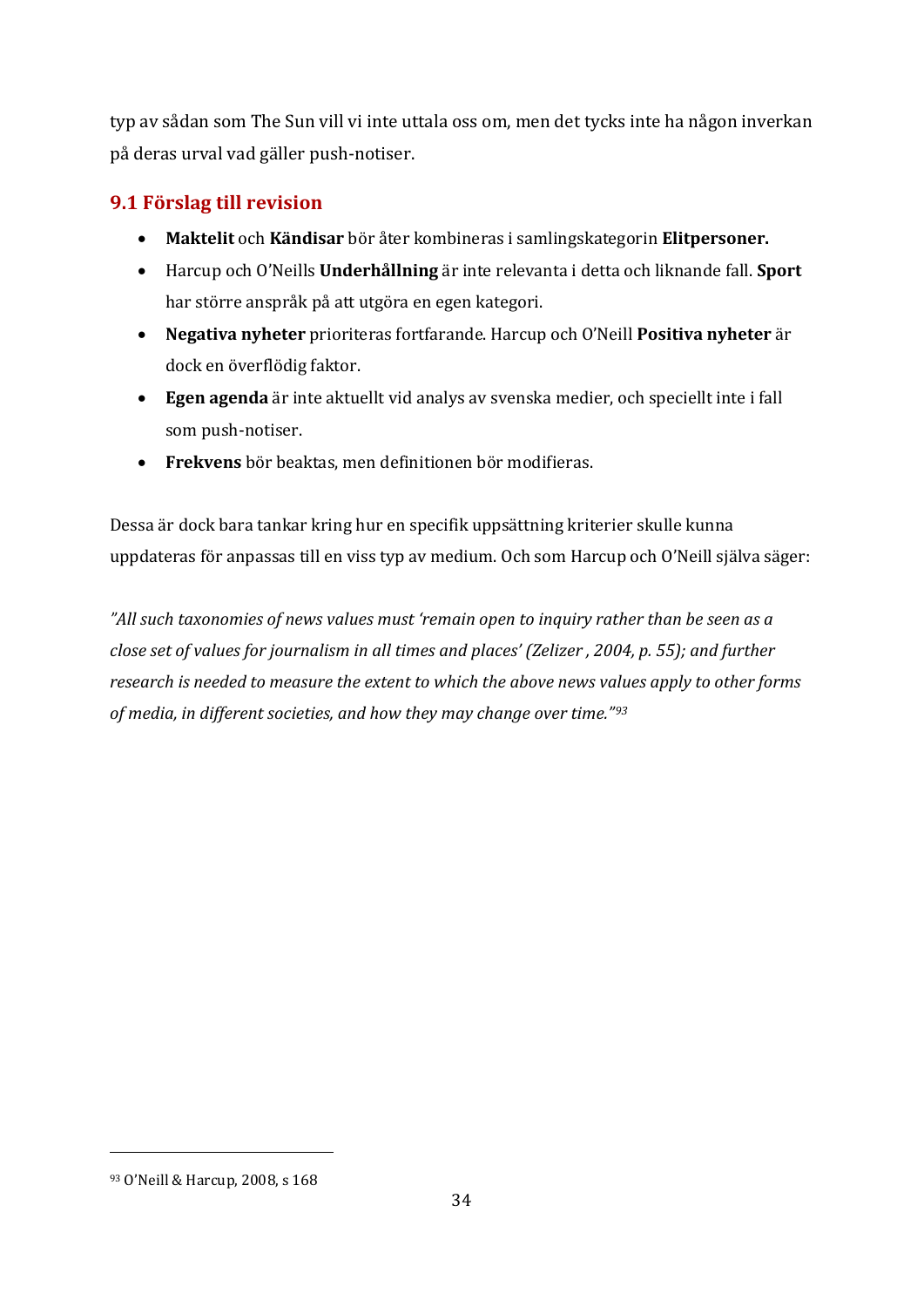typ av sådan som The Sun vill vi inte uttala oss om, men det tycks inte ha någon inverkan på deras urval vad gäller push-notiser.

## 9.1 Förslag till revision

- **Maktelit** och **Kändisar** bör åter kombineras i samlingskategorin **Elitpersoner.**
- Harcup och O'Neills **Underhållning** är inte relevanta i detta och liknande fall. **Sport** har större anspråk på att utgöra en egen kategori.
- **Negativa nyheter** prioriteras fortfarande. Harcup och O'Neill **Positiva nyheter** är dock en överflödig faktor.
- **Egen agenda** är inte aktuellt vid analys av svenska medier, och speciellt inte i fall som push-notiser.
- **Frekvens** bör beaktas, men definitionen bör modifieras.

Dessa är dock bara tankar kring hur en specifik uppsättning kriterier skulle kunna uppdateras för anpassas till en viss typ av medium. Och som Harcup och O'Neill själva säger:

*"All such taxonomies of news values must 'remain open to inquiry rather than be seen as a close set of values for journalism in all times and places' (Zelizer , 2004, p. 55); and further research is needed to measure the extent to which the above news values apply to other forms of media, in different societies, and how they may change over time."*[93]

---

[93] O'Neill & Harcup, 2008, s 168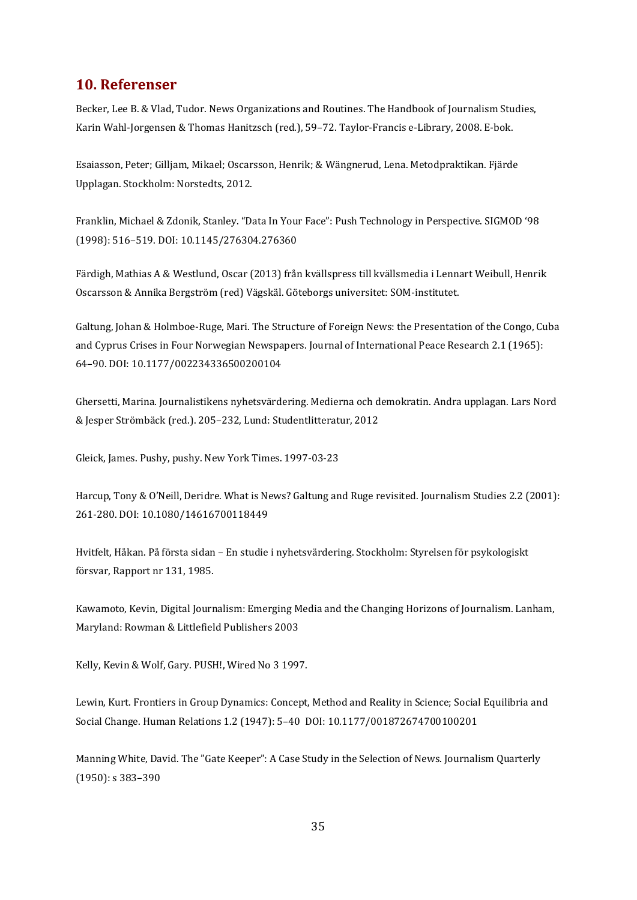## 10. Referenser

Becker, Lee B. & Vlad, Tudor. News Organizations and Routines. The Handbook of Journalism Studies, Karin Wahl-Jorgensen & Thomas Hanitzsch (red.), 59–72. Taylor-Francis e-Library, 2008. E-bok.

Esaiasson, Peter; Gilljam, Mikael; Oscarsson, Henrik; & Wängnerud, Lena. Metodpraktikan. Fjärde Upplagan. Stockholm: Norstedts, 2012.

Franklin, Michael & Zdonik, Stanley. "Data In Your Face": Push Technology in Perspective. SIGMOD '98 (1998): 516–519. DOI: 10.1145/276304.276360

Färdigh, Mathias A & Westlund, Oscar (2013) från kvällspress till kvällsmedia i Lennart Weibull, Henrik Oscarsson & Annika Bergström (red) Vägskäl. Göteborgs universitet: SOM-institutet.

Galtung, Johan & Holmboe-Ruge, Mari. The Structure of Foreign News: the Presentation of the Congo, Cuba and Cyprus Crises in Four Norwegian Newspapers. Journal of International Peace Research 2.1 (1965): 64–90. DOI: 10.1177/002234336500200104

Ghersetti, Marina. Journalistikens nyhetsvärdering. Medierna och demokratin. Andra upplagan. Lars Nord & Jesper Strömbäck (red.). 205–232, Lund: Studentlitteratur, 2012

Gleick, James. Pushy, pushy. New York Times. 1997-03-23

Harcup, Tony & O'Neill, Deridre. What is News? Galtung and Ruge revisited. Journalism Studies 2.2 (2001): 261-280. DOI: 10.1080/14616700118449

Hvitfelt, Håkan. På första sidan – En studie i nyhetsvärdering. Stockholm: Styrelsen för psykologiskt försvar, Rapport nr 131, 1985.

Kawamoto, Kevin, Digital Journalism: Emerging Media and the Changing Horizons of Journalism. Lanham, Maryland: Rowman & Littlefield Publishers 2003

Kelly, Kevin & Wolf, Gary. PUSH!, Wired No 3 1997.

Lewin, Kurt. Frontiers in Group Dynamics: Concept, Method and Reality in Science; Social Equilibria and Social Change. Human Relations 1.2 (1947): 5–40 DOI: 10.1177/001872674700100201

Manning White, David. The "Gate Keeper": A Case Study in the Selection of News. Journalism Quarterly (1950): s 383–390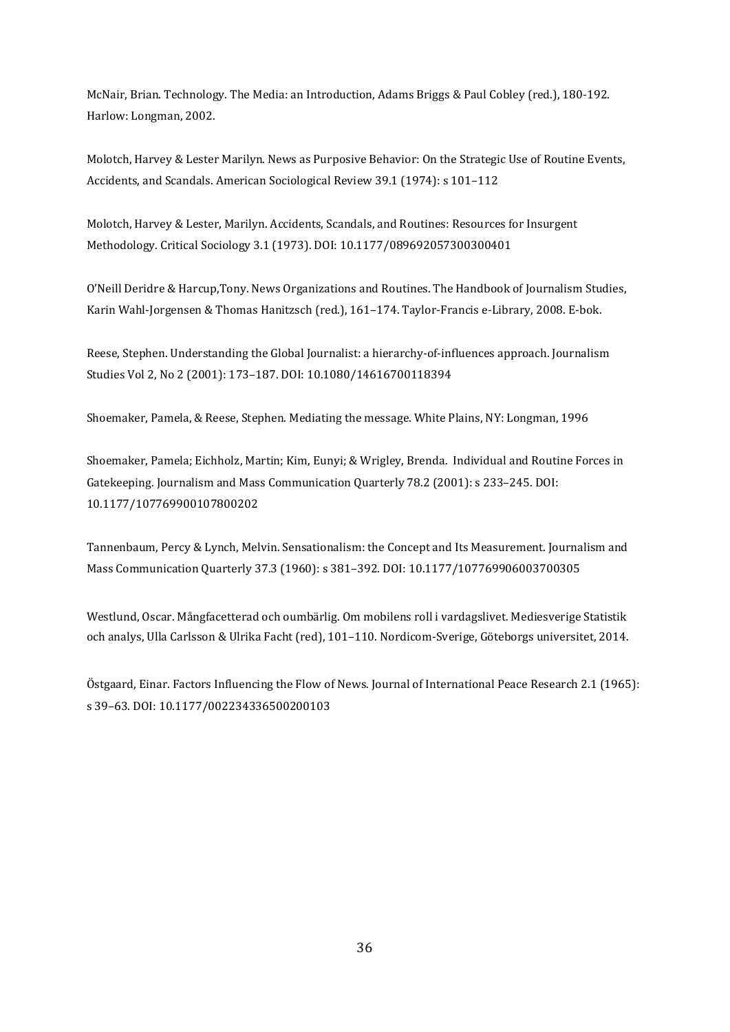McNair, Brian. Technology. The Media: an Introduction, Adams Briggs & Paul Cobley (red.), 180-192. Harlow: Longman, 2002.

Molotch, Harvey & Lester Marilyn. News as Purposive Behavior: On the Strategic Use of Routine Events, Accidents, and Scandals. American Sociological Review 39.1 (1974): s 101–112

Molotch, Harvey & Lester, Marilyn. Accidents, Scandals, and Routines: Resources for Insurgent Methodology. Critical Sociology 3.1 (1973). DOI: 10.1177/089692057300300401

O'Neill Deridre & Harcup,Tony. News Organizations and Routines. The Handbook of Journalism Studies, Karin Wahl-Jorgensen & Thomas Hanitzsch (red.), 161–174. Taylor-Francis e-Library, 2008. E-bok.

Reese, Stephen. Understanding the Global Journalist: a hierarchy-of-influences approach. Journalism Studies Vol 2, No 2 (2001): 173–187. DOI: 10.1080/14616700118394

Shoemaker, Pamela, & Reese, Stephen. Mediating the message. White Plains, NY: Longman, 1996

Shoemaker, Pamela; Eichholz, Martin; Kim, Eunyi; & Wrigley, Brenda. Individual and Routine Forces in Gatekeeping. Journalism and Mass Communication Quarterly 78.2 (2001): s 233–245. DOI: 10.1177/107769900107800202

Tannenbaum, Percy & Lynch, Melvin. Sensationalism: the Concept and Its Measurement. Journalism and Mass Communication Quarterly 37.3 (1960): s 381–392. DOI: 10.1177/107769906003700305

Westlund, Oscar. Mångfacetterad och oumbärlig. Om mobilens roll i vardagslivet. Mediesverige Statistik och analys, Ulla Carlsson & Ulrika Facht (red), 101–110. Nordicom-Sverige, Göteborgs universitet, 2014.

Östgaard, Einar. Factors Influencing the Flow of News. Journal of International Peace Research 2.1 (1965): s 39–63. DOI: 10.1177/002234336500200103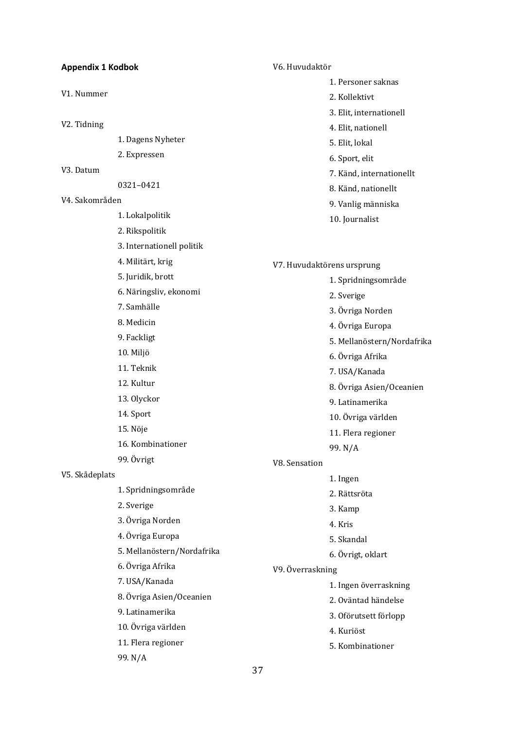**Appendix 1 Kodbok**

V1. Nummer

V2. Tidning

1. Dagens Nyheter
2. Expressen

V3. Datum

0321–0421

V4. Sakområden

1. Lokalpolitik
2. Rikspolitik
3. Internationell politik
4. Militärt, krig
5. Juridik, brott
6. Näringsliv, ekonomi
7. Samhälle
8. Medicin
9. Fackligt
10. Miljö
11. Teknik
12. Kultur
13. Olyckor
14. Sport
15. Nöje
16. Kombinationer

99. Övrigt

V5. Skådeplats

1. Spridningsområde
2. Sverige
3. Övriga Norden
4. Övriga Europa
5. Mellanöstern/Nordafrika
6. Övriga Afrika
7. USA/Kanada
8. Övriga Asien/Oceanien
9. Latinamerika
10. Övriga världen
11. Flera regioner

99. N/A

V6. Huvudaktör

1. Personer saknas
2. Kollektivt
3. Elit, internationell
4. Elit, nationell
5. Elit, lokal
6. Sport, elit
7. Känd, internationellt
8. Känd, nationellt
9. Vanlig människa
10. Journalist

V7. Huvudaktörens ursprung

1. Spridningsområde
2. Sverige
3. Övriga Norden
4. Övriga Europa
5. Mellanöstern/Nordafrika
6. Övriga Afrika
7. USA/Kanada
8. Övriga Asien/Oceanien
9. Latinamerika
10. Övriga världen
11. Flera regioner

99. N/A

V8. Sensation

1. Ingen
2. Rättsröta
3. Kamp
4. Kris
5. Skandal
6. Övrigt, oklart

V9. Överraskning

1. Ingen överraskning
2. Oväntad händelse
3. Oförutsett förlopp
4. Kuriöst
5. Kombinationer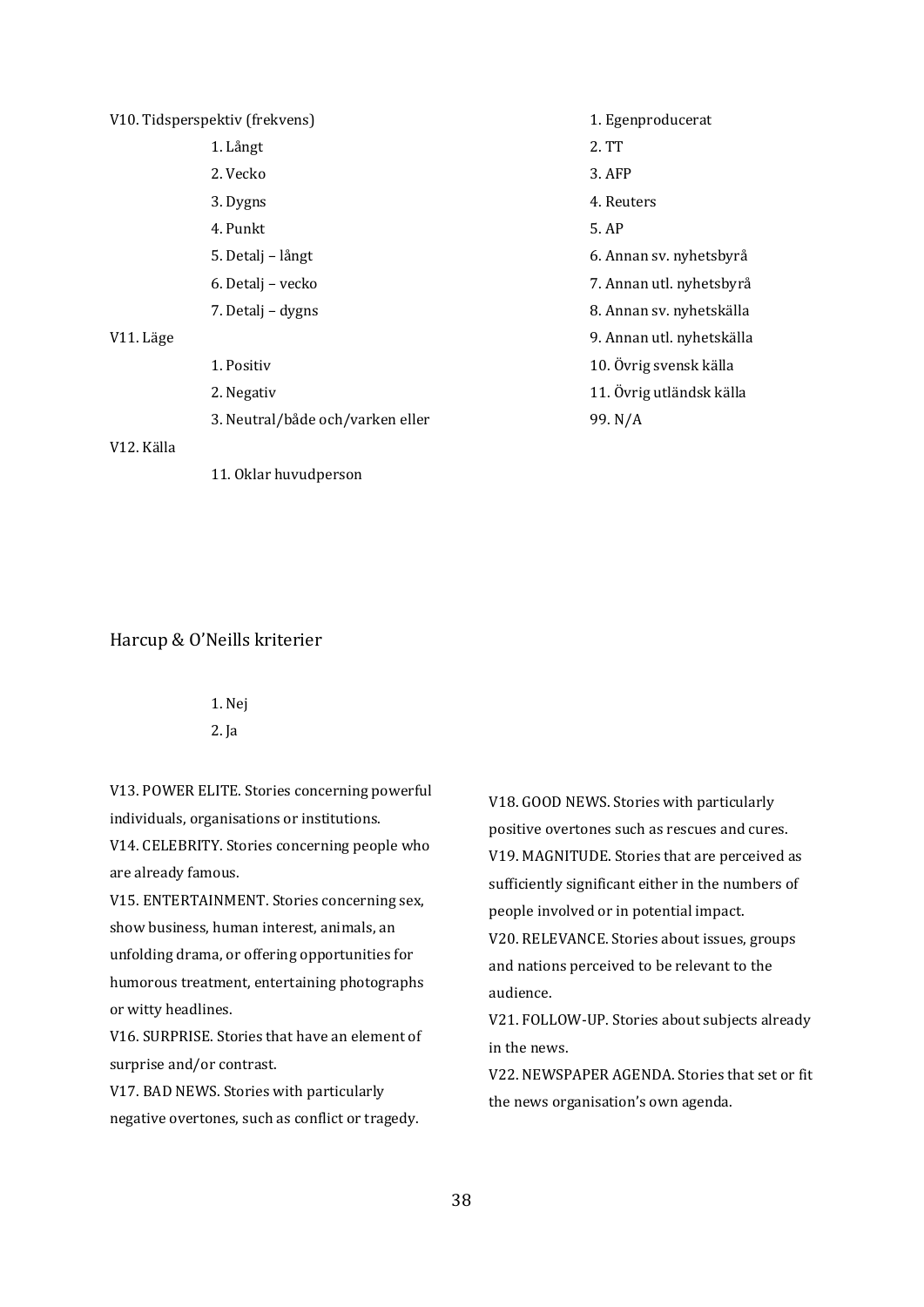V10. Tidsperspektiv (frekvens)

1. Långt
2. Vecko
3. Dygns
4. Punkt
5. Detalj – långt
6. Detalj – vecko
7. Detalj – dygns

V11. Läge

1. Positiv
2. Negativ
3. Neutral/både och/varken eller

V12. Källa

1. Egenproducerat
2. TT
3. AFP
4. Reuters
5. AP
6. Annan sv. nyhetsbyrå
7. Annan utl. nyhetsbyrå
8. Annan sv. nyhetskälla
9. Annan utl. nyhetskälla
10. Övrig svensk källa
11. Övrig utländsk källa
99. N/A

11. Oklar huvudperson

## Harcup & O'Neills kriterier

1. Nej
2. Ja

V13. POWER ELITE. Stories concerning powerful individuals, organisations or institutions.

V14. CELEBRITY. Stories concerning people who are already famous.

V15. ENTERTAINMENT. Stories concerning sex, show business, human interest, animals, an unfolding drama, or offering opportunities for humorous treatment, entertaining photographs or witty headlines.

V16. SURPRISE. Stories that have an element of surprise and/or contrast.

V17. BAD NEWS. Stories with particularly negative overtones, such as conflict or tragedy.

V18. GOOD NEWS. Stories with particularly positive overtones such as rescues and cures.

V19. MAGNITUDE. Stories that are perceived as sufficiently significant either in the numbers of people involved or in potential impact.

V20. RELEVANCE. Stories about issues, groups and nations perceived to be relevant to the audience.

V21. FOLLOW-UP. Stories about subjects already in the news.

V22. NEWSPAPER AGENDA. Stories that set or fit the news organisation's own agenda.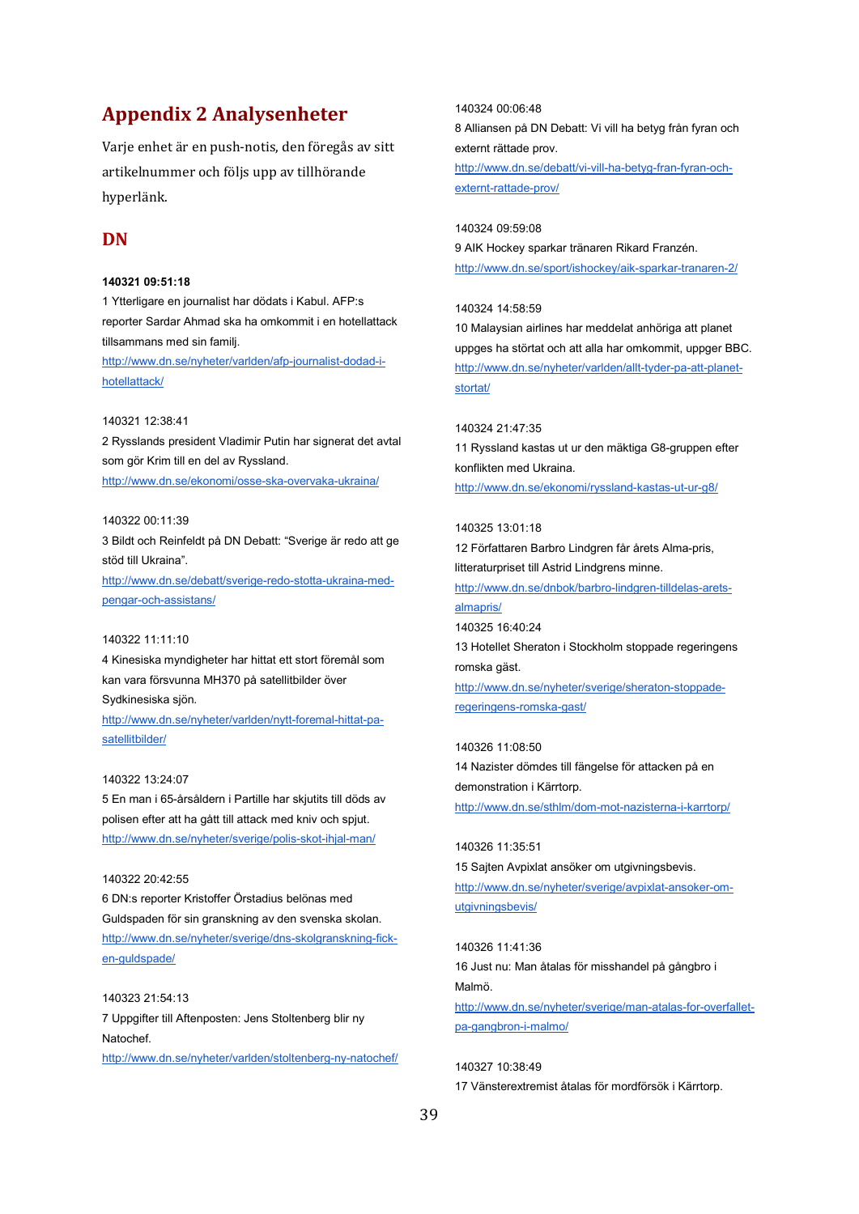# Appendix 2 Analysenheter

Varje enhet är en push-notis, den föregås av sitt artikelnummer och följs upp av tillhörande hyperlänk.

## DN

**140321 09:51:18**

1 Ytterligare en journalist har dödats i Kabul. AFP:s reporter Sardar Ahmad ska ha omkommit i en hotellattack tillsammans med sin familj.

http://www.dn.se/nyheter/varlden/afp-journalist-dodad-i-hotellattack/

140321 12:38:41

2 Rysslands president Vladimir Putin har signerat det avtal som gör Krim till en del av Ryssland.

http://www.dn.se/ekonomi/osse-ska-overvaka-ukraina/

140322 00:11:39

3 Bildt och Reinfeldt på DN Debatt: "Sverige är redo att ge stöd till Ukraina".

http://www.dn.se/debatt/sverige-redo-stotta-ukraina-med-pengar-och-assistans/

140322 11:11:10

4 Kinesiska myndigheter har hittat ett stort föremål som kan vara försvunna MH370 på satellitbilder över Sydkinesiska sjön.

http://www.dn.se/nyheter/varlden/nytt-foremal-hittat-pa-satellitbilder/

140322 13:24:07

5 En man i 65-årsåldern i Partille har skjutits till döds av polisen efter att ha gått till attack med kniv och spjut.

http://www.dn.se/nyheter/sverige/polis-skot-ihjal-man/

140322 20:42:55

6 DN:s reporter Kristoffer Örstadius belönas med Guldspaden för sin granskning av den svenska skolan.

http://www.dn.se/nyheter/sverige/dns-skolgranskning-fick-en-guldspade/

140323 21:54:13

7 Uppgifter till Aftenposten: Jens Stoltenberg blir ny Natochef.

http://www.dn.se/nyheter/varlden/stoltenberg-ny-natochef/

140324 00:06:48

8 Alliansen på DN Debatt: Vi vill ha betyg från fyran och externt rättade prov.

http://www.dn.se/debatt/vi-vill-ha-betyg-fran-fyran-och-externt-rattade-prov/

140324 09:59:08

9 AIK Hockey sparkar tränaren Rikard Franzén.

http://www.dn.se/sport/ishockey/aik-sparkar-tranaren-2/

140324 14:58:59

10 Malaysian airlines har meddelat anhöriga att planet uppges ha störtat och att alla har omkommit, uppger BBC.

http://www.dn.se/nyheter/varlden/allt-tyder-pa-att-planet-stortat/

140324 21:47:35

11 Ryssland kastas ut ur den mäktiga G8-gruppen efter konflikten med Ukraina.

http://www.dn.se/ekonomi/ryssland-kastas-ut-ur-g8/

140325 13:01:18

12 Författaren Barbro Lindgren får årets Alma-pris, litteraturpriset till Astrid Lindgrens minne.

http://www.dn.se/dnbok/barbro-lindgren-tilldelas-arets-almapris/

140325 16:40:24

13 Hotellet Sheraton i Stockholm stoppade regeringens romska gäst.

http://www.dn.se/nyheter/sverige/sheraton-stoppade-regeringens-romska-gast/

140326 11:08:50

14 Nazister dömdes till fängelse för attacken på en demonstration i Kärrtorp.

http://www.dn.se/sthlm/dom-mot-nazisterna-i-karrtorp/

140326 11:35:51

15 Sajten Avpixlat ansöker om utgivningsbevis.

http://www.dn.se/nyheter/sverige/avpixlat-ansoker-om-utgivningsbevis/

140326 11:41:36

16 Just nu: Man åtalas för misshandel på gångbro i Malmö.

http://www.dn.se/nyheter/sverige/man-atalas-for-overfallet-pa-gangbron-i-malmo/

140327 10:38:49

17 Vänsterextremist åtalas för mordförsök i Kärrtorp.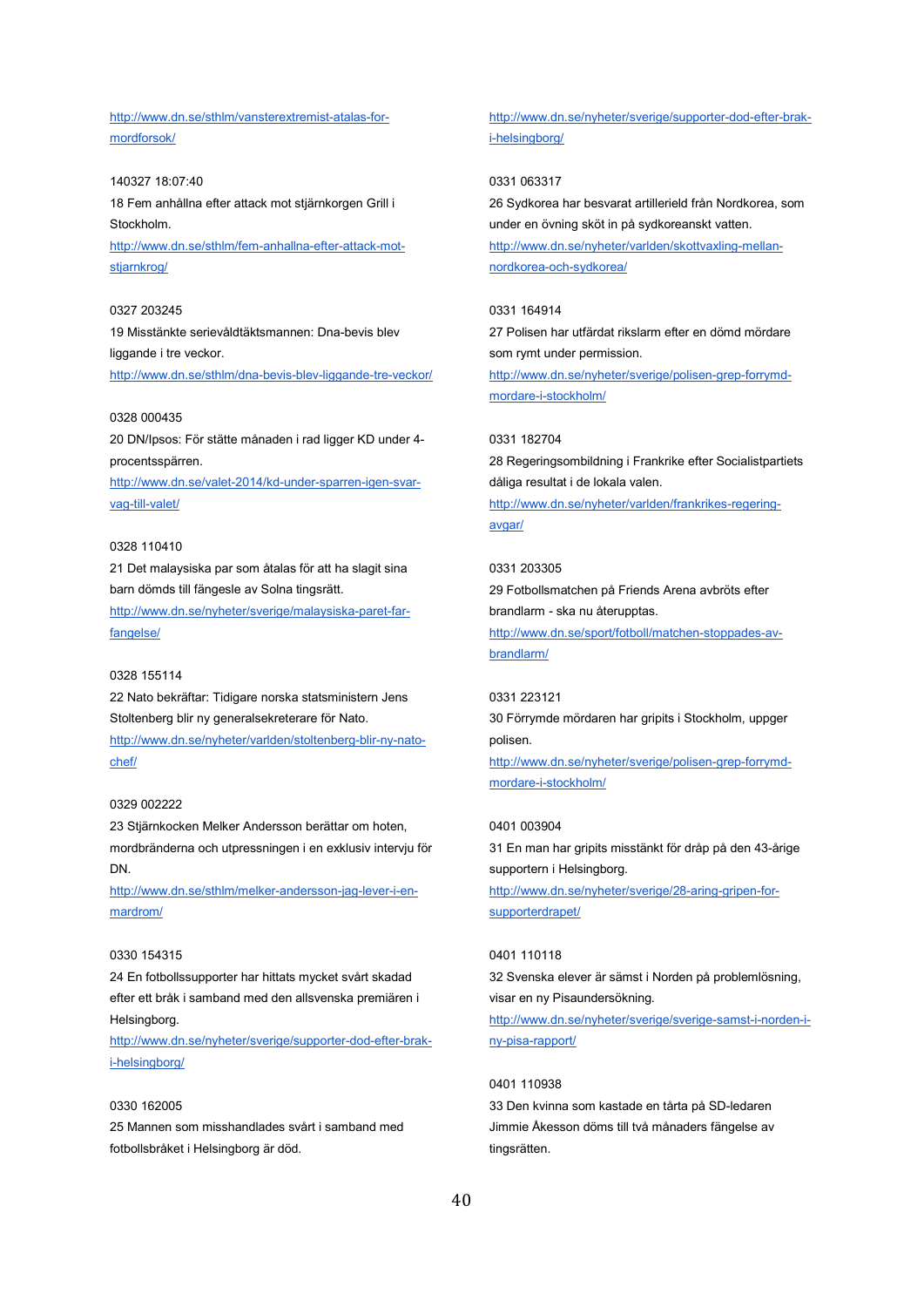http://www.dn.se/sthlm/vansterextremist-atalas-for-mordforsok/

140327 18:07:40
18 Fem anhållna efter attack mot stjärnkorgen Grill i Stockholm.
http://www.dn.se/sthlm/fem-anhallna-efter-attack-mot-stjarnkrog/

0327 203245
19 Misstänkte serievåldtäktsmannen: Dna-bevis blev liggande i tre veckor.
http://www.dn.se/sthlm/dna-bevis-blev-liggande-tre-veckor/

0328 000435
20 DN/Ipsos: För stätte månaden i rad ligger KD under 4-procentsspärren.
http://www.dn.se/valet-2014/kd-under-sparren-igen-svar-vag-till-valet/

0328 110410
21 Det malaysiska par som åtalas för att ha slagit sina barn döms till fängesle av Solna tingsrätt.
http://www.dn.se/nyheter/sverige/malaysiska-paret-far-fangelse/

0328 155114
22 Nato bekräftar: Tidigare norska statsministern Jens Stoltenberg blir ny generalsekreterare för Nato.
http://www.dn.se/nyheter/varlden/stoltenberg-blir-ny-nato-chef/

0329 002222
23 Stjärnkocken Melker Andersson berättar om hoten, mordbränderna och utpressningen i en exklusiv intervju för DN.
http://www.dn.se/sthlm/melker-andersson-jag-lever-i-en-mardrom/

0330 154315
24 En fotbollssupporter har hittats mycket svårt skadad efter ett bråk i samband med den allsvenska premiären i Helsingborg.
http://www.dn.se/nyheter/sverige/supporter-dod-efter-brak-i-helsingborg/

0330 162005
25 Mannen som misshandlades svårt i samband med fotbollsbråket i Helsingborg är död.
http://www.dn.se/nyheter/sverige/supporter-dod-efter-brak-i-helsingborg/

0331 063317
26 Sydkorea har besvarat artillerield från Nordkorea, som under en övning sköt in på sydkoreanskt vatten.
http://www.dn.se/nyheter/varlden/skottvaxling-mellan-nordkorea-och-sydkorea/

0331 164914
27 Polisen har utfärdat rikslarm efter en dömd mördare som rymt under permission.
http://www.dn.se/nyheter/sverige/polisen-grep-forrymd-mordare-i-stockholm/

0331 182704
28 Regeringsombildning i Frankrike efter Socialistpartiets dåliga resultat i de lokala valen.
http://www.dn.se/nyheter/varlden/frankrikes-regering-avgar/

0331 203305
29 Fotbollsmatchen på Friends Arena avbröts efter brandlarm - ska nu återupptas.
http://www.dn.se/sport/fotboll/matchen-stoppades-av-brandlarm/

0331 223121
30 Förrymde mördaren har gripits i Stockholm, uppger polisen.
http://www.dn.se/nyheter/sverige/polisen-grep-forrymd-mordare-i-stockholm/

0401 003904
31 En man har gripits misstänkt för dråp på den 43-årige supportern i Helsingborg.
http://www.dn.se/nyheter/sverige/28-aring-gripen-for-supporterdrapet/

0401 110118
32 Svenska elever är sämst i Norden på problemlösning, visar en ny Pisaundersökning.
http://www.dn.se/nyheter/sverige/sverige-samst-i-norden-i-ny-pisa-rapport/

0401 110938
33 Den kvinna som kastade en tårta på SD-ledaren Jimmie Åkesson döms till två månaders fängelse av tingsrätten.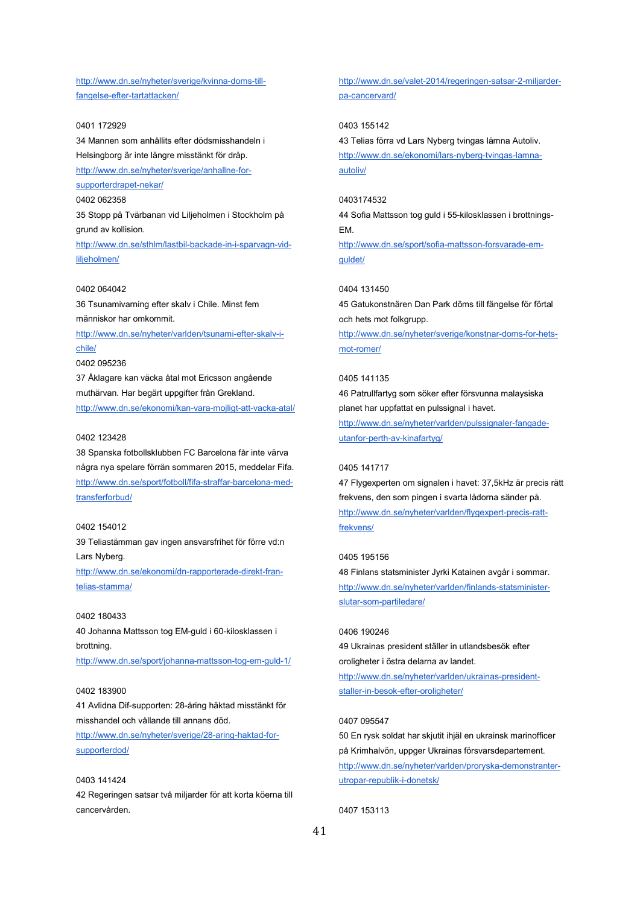http://www.dn.se/nyheter/sverige/kvinna-doms-till-fangelse-efter-tartattacken/

0401 172929

34 Mannen som anhållits efter dödsmisshandeln i Helsingborg är inte längre misstänkt för dråp.

http://www.dn.se/nyheter/sverige/anhallne-for-supporterdrapet-nekar/

0402 062358

35 Stopp på Tvärbanan vid Liljeholmen i Stockholm på grund av kollision.

http://www.dn.se/sthlm/lastbil-backade-in-i-sparvagn-vid-liljeholmen/

0402 064042

36 Tsunamivarning efter skalv i Chile. Minst fem människor har omkommit.

http://www.dn.se/nyheter/varlden/tsunami-efter-skalv-i-chile/

0402 095236

37 Åklagare kan väcka åtal mot Ericsson angående muthärvan. Har begärt uppgifter från Grekland.

http://www.dn.se/ekonomi/kan-vara-mojligt-att-vacka-atal/

0402 123428

38 Spanska fotbollsklubben FC Barcelona får inte värva några nya spelare förrän sommaren 2015, meddelar Fifa.

http://www.dn.se/sport/fotboll/fifa-straffar-barcelona-med-transferforbud/

0402 154012

39 Teliastämman gav ingen ansvarsfrihet för förre vd:n Lars Nyberg.

http://www.dn.se/ekonomi/dn-rapporterade-direkt-fran-telias-stamma/

0402 180433

40 Johanna Mattsson tog EM-guld i 60-kilosklassen i brottning.

http://www.dn.se/sport/johanna-mattsson-tog-em-guld-1/

0402 183900

41 Avlidna Dif-supporten: 28-åring häktad misstänkt för misshandel och vållande till annans död.

http://www.dn.se/nyheter/sverige/28-aring-haktad-for-supporterdod/

0403 141424

42 Regeringen satsar två miljarder för att korta köerna till cancervården.

http://www.dn.se/valet-2014/regeringen-satsar-2-miljarder-pa-cancervard/

0403 155142

43 Telias förra vd Lars Nyberg tvingas lämna Autoliv.

http://www.dn.se/ekonomi/lars-nyberg-tvingas-lamna-autoliv/

0403174532

44 Sofia Mattsson tog guld i 55-kilosklassen i brottnings-EM.

http://www.dn.se/sport/sofia-mattsson-forsvarade-em-guldet/

0404 131450

45 Gatukonstnären Dan Park döms till fängelse för förtal och hets mot folkgrupp.

http://www.dn.se/nyheter/sverige/konstnar-doms-for-hets-mot-romer/

0405 141135

46 Patrullfartyg som söker efter försvunna malaysiska planet har uppfattat en pulssignal i havet.

http://www.dn.se/nyheter/varlden/pulssignaler-fangade-utanfor-perth-av-kinafartyg/

0405 141717

47 Flygexperten om signalen i havet: 37,5kHz är precis rätt frekvens, den som pingen i svarta lådorna sänder på.

http://www.dn.se/nyheter/varlden/flygexpert-precis-ratt-frekvens/

0405 195156

48 Finlans statsminister Jyrki Katainen avgår i sommar.

http://www.dn.se/nyheter/varlden/finlands-statsminister-slutar-som-partiledare/

0406 190246

49 Ukrainas president ställer in utlandsbesök efter oroligheter i östra delarna av landet.

http://www.dn.se/nyheter/varlden/ukrainas-president-staller-in-besok-efter-oroligheter/

0407 095547

50 En rysk soldat har skjutit ihjäl en ukrainsk marinofficer på Krimhalvön, uppger Ukrainas försvarsdepartement.

http://www.dn.se/nyheter/varlden/proryska-demonstranter-utropar-republik-i-donetsk/

0407 153113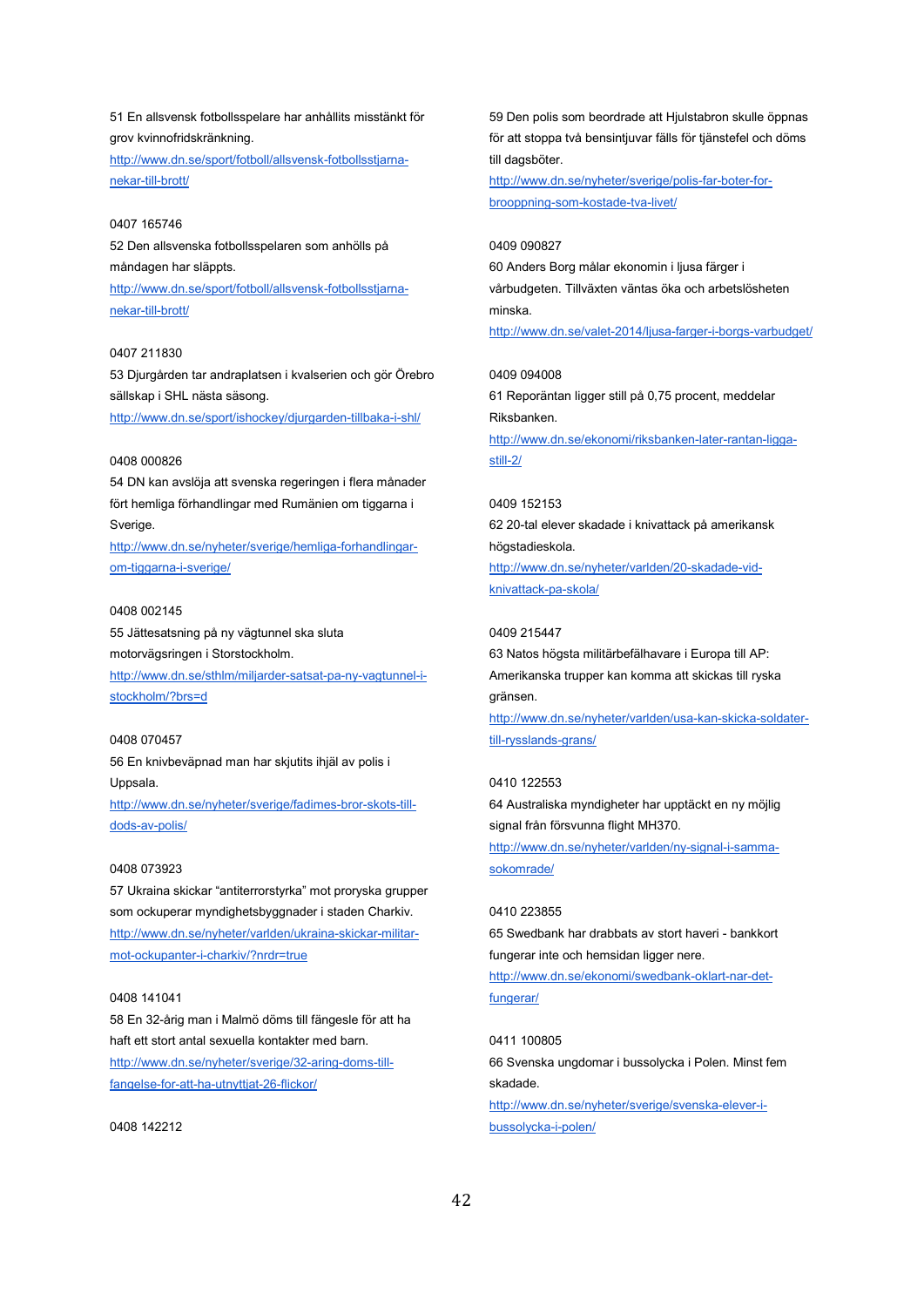51 En allsvensk fotbollsspelare har anhållits misstänkt för grov kvinnofridskränkning.
http://www.dn.se/sport/fotboll/allsvensk-fotbollsstjarna-nekar-till-brott/

0407 165746
52 Den allsvenska fotbollsspelaren som anhölls på måndagen har släppts.
http://www.dn.se/sport/fotboll/allsvensk-fotbollsstjarna-nekar-till-brott/

0407 211830
53 Djurgården tar andraplatsen i kvalserien och gör Örebro sällskap i SHL nästa säsong.
http://www.dn.se/sport/ishockey/djurgarden-tillbaka-i-shl/

0408 000826
54 DN kan avslöja att svenska regeringen i flera månader fört hemliga förhandlingar med Rumänien om tiggarna i Sverige.
http://www.dn.se/nyheter/sverige/hemliga-forhandlingar-om-tiggarna-i-sverige/

0408 002145
55 Jättesatsning på ny vägtunnel ska sluta motorvägsringen i Storstockholm.
http://www.dn.se/sthlm/miljarder-satsat-pa-ny-vagtunnel-i-stockholm/?brs=d

0408 070457
56 En knivbeväpnad man har skjutits ihjäl av polis i Uppsala.
http://www.dn.se/nyheter/sverige/fadimes-bror-skots-till-dods-av-polis/

0408 073923
57 Ukraina skickar "antiterrorstyrka" mot proryska grupper som ockuperar myndighetsbyggnader i staden Charkiv.
http://www.dn.se/nyheter/varlden/ukraina-skickar-militar-mot-ockupanter-i-charkiv/?nrdr=true

0408 141041
58 En 32-årig man i Malmö döms till fängelse för att ha haft ett stort antal sexuella kontakter med barn.
http://www.dn.se/nyheter/sverige/32-aring-doms-till-fangelse-for-att-ha-utnyttjat-26-flickor/

0408 142212
59 Den polis som beordrade att Hjulstabron skulle öppnas för att stoppa två bensintjuvar fälls för tjänstefel och döms till dagsböter.
http://www.dn.se/nyheter/sverige/polis-far-boter-for-brooppning-som-kostade-tva-livet/

0409 090827
60 Anders Borg målar ekonomin i ljusa färger i vårbudgeten. Tillväxten väntas öka och arbetslösheten minska.
http://www.dn.se/valet-2014/ljusa-farger-i-borgs-varbudget/

0409 094008
61 Reporäntan ligger still på 0,75 procent, meddelar Riksbanken.
http://www.dn.se/ekonomi/riksbanken-later-rantan-ligga-still-2/

0409 152153
62 20-tal elever skadade i knivattack på amerikansk högstadieskola.
http://www.dn.se/nyheter/varlden/20-skadade-vid-knivattack-pa-skola/

0409 215447
63 Natos högsta militärbefälhavare i Europa till AP: Amerikanska trupper kan komma att skickas till ryska gränsen.
http://www.dn.se/nyheter/varlden/usa-kan-skicka-soldater-till-rysslands-grans/

0410 122553
64 Australiska myndigheter har upptäckt en ny möjlig signal från försvunna flight MH370.
http://www.dn.se/nyheter/varlden/ny-signal-i-samma-sokomrade/

0410 223855
65 Swedbank har drabbats av stort haveri - bankkort fungerar inte och hemsidan ligger nere.
http://www.dn.se/ekonomi/swedbank-oklart-nar-det-fungerar/

0411 100805
66 Svenska ungdomar i bussolycka i Polen. Minst fem skadade.
http://www.dn.se/nyheter/sverige/svenska-elever-i-bussolycka-i-polen/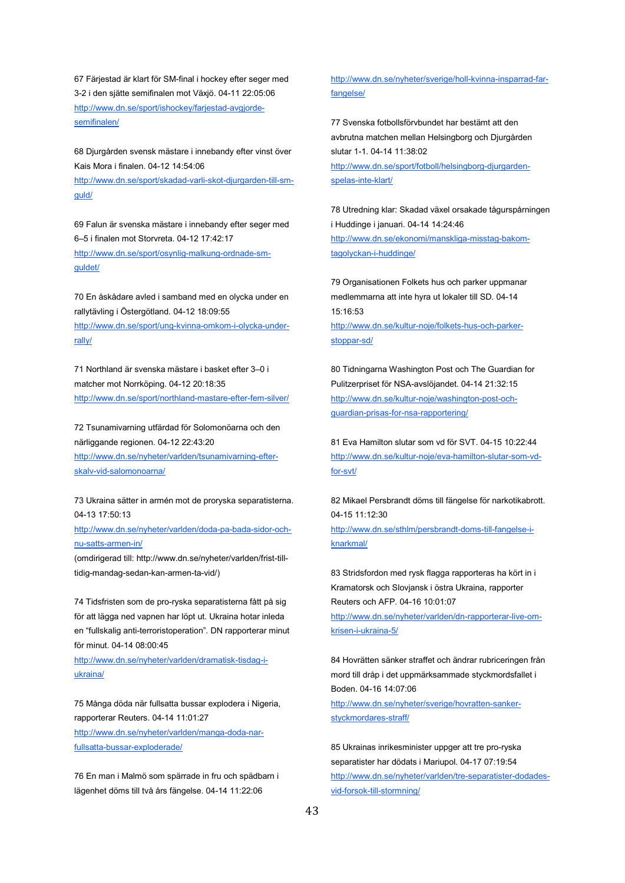67 Färjestad är klart för SM-final i hockey efter seger med 3-2 i den sjätte semifinalen mot Växjö. 04-11 22:05:06
http://www.dn.se/sport/ishockey/farjestad-avgjorde-semifinalen/

68 Djurgården svensk mästare i innebandy efter vinst över Kais Mora i finalen. 04-12 14:54:06
http://www.dn.se/sport/skadad-varli-skot-djurgarden-till-sm-guld/

69 Falun är svenska mästare i innebandy efter seger med 6–5 i finalen mot Storvreta. 04-12 17:42:17
http://www.dn.se/sport/osynlig-malkung-ordnade-sm-guldet/

70 En åskådare avled i samband med en olycka under en rallytävling i Östergötland. 04-12 18:09:55
http://www.dn.se/sport/ung-kvinna-omkom-i-olycka-under-rally/

71 Northland är svenska mästare i basket efter 3–0 i matcher mot Norrköping. 04-12 20:18:35
http://www.dn.se/sport/northland-mastare-efter-fem-silver/

72 Tsunamivarning utfärdad för Solomonöarna och den närliggande regionen. 04-12 22:43:20
http://www.dn.se/nyheter/varlden/tsunamivarning-efter-skalv-vid-salomonoarna/

73 Ukraina sätter in armén mot de proryska separatisterna. 04-13 17:50:13
http://www.dn.se/nyheter/varlden/doda-pa-bada-sidor-och-nu-satts-armen-in/
(omdirigerad till: http://www.dn.se/nyheter/varlden/frist-till-tidig-mandag-sedan-kan-armen-ta-vid/)

74 Tidsfristen som de pro-ryska separatisterna fått på sig för att lägga ned vapnen har löpt ut. Ukraina hotar inleda en "fullskalig anti-terroristoperation". DN rapporterar minut för minut. 04-14 08:00:45
http://www.dn.se/nyheter/varlden/dramatisk-tisdag-i-ukraina/

75 Många döda när fullsatta bussar explodera i Nigeria, rapporterar Reuters. 04-14 11:01:27
http://www.dn.se/nyheter/varlden/manga-doda-nar-fullsatta-bussar-exploderade/

76 En man i Malmö som spärrade in fru och spädbarn i lägenhet döms till två års fängelse. 04-14 11:22:06
http://www.dn.se/nyheter/sverige/holl-kvinna-insparrad-far-fangelse/

77 Svenska fotbollsförbundet har bestämt att den avbrutna matchen mellan Helsingborg och Djurgården slutar 1-1. 04-14 11:38:02
http://www.dn.se/sport/fotboll/helsingborg-djurgarden-spelas-inte-klart/

78 Utredning klar: Skadad växel orsakade tågurspårningen i Huddinge i januari. 04-14 14:24:46
http://www.dn.se/ekonomi/manskliga-misstag-bakom-tagolyckan-i-huddinge/

79 Organisationen Folkets hus och parker uppmanar medlemmarna att inte hyra ut lokaler till SD. 04-14 15:16:53
http://www.dn.se/kultur-noje/folkets-hus-och-parker-stoppar-sd/

80 Tidningarna Washington Post och The Guardian for Pulitzerpriset för NSA-avslöjandet. 04-14 21:32:15
http://www.dn.se/kultur-noje/washington-post-och-guardian-prisas-for-nsa-rapportering/

81 Eva Hamilton slutar som vd för SVT. 04-15 10:22:44
http://www.dn.se/kultur-noje/eva-hamilton-slutar-som-vd-for-svt/

82 Mikael Persbrandt döms till fängelse för narkotikabrott. 04-15 11:12:30
http://www.dn.se/sthlm/persbrandt-doms-till-fangelse-i-knarkmal/

83 Stridsfordon med rysk flagga rapporteras ha kört in i Kramatorsk och Slovjansk i östra Ukraina, rapporter Reuters och AFP. 04-16 10:01:07
http://www.dn.se/nyheter/varlden/dn-rapporterar-live-om-krisen-i-ukraina-5/

84 Hovrätten sänker straffet och ändrar rubriceringen från mord till dråp i det uppmärksammade styckmordsfallet i Boden. 04-16 14:07:06
http://www.dn.se/nyheter/sverige/hovratten-sanker-styckmordares-straff/

85 Ukrainas inrikesminister uppger att tre pro-ryska separatister har dödats i Mariupol. 04-17 07:19:54
http://www.dn.se/nyheter/varlden/tre-separatister-dodades-vid-forsok-till-stormning/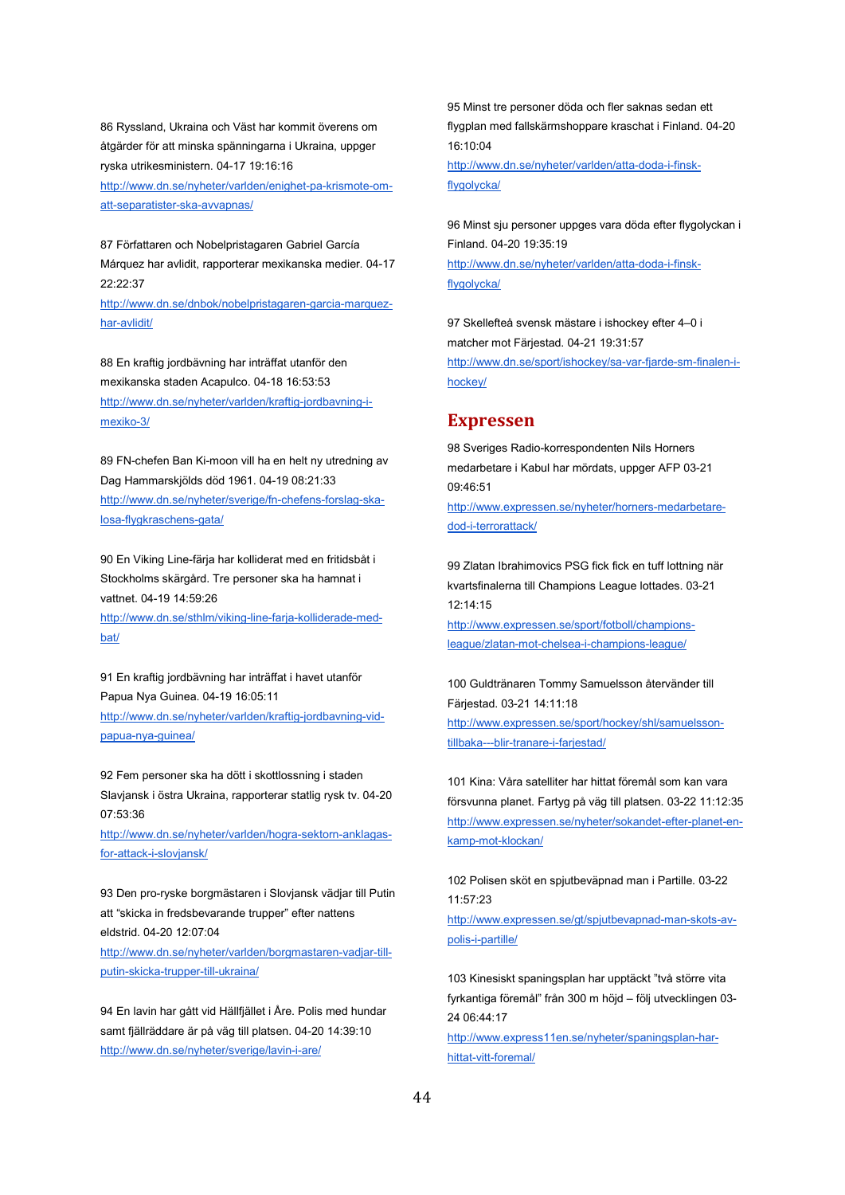86 Ryssland, Ukraina och Väst har kommit överens om åtgärder för att minska spänningarna i Ukraina, uppger ryska utrikesministern. 04-17 19:16:16
http://www.dn.se/nyheter/varlden/enighet-pa-krismote-om-att-separatister-ska-avvapnas/

87 Författaren och Nobelpristagaren Gabriel García Márquez har avlidit, rapporterar mexikanska medier. 04-17 22:22:37
http://www.dn.se/dnbok/nobelpristagaren-garcia-marquez-har-avlidit/

88 En kraftig jordbävning har inträffat utanför den mexikanska staden Acapulco. 04-18 16:53:53
http://www.dn.se/nyheter/varlden/kraftig-jordbavning-i-mexiko-3/

89 FN-chefen Ban Ki-moon vill ha en helt ny utredning av Dag Hammarskjölds död 1961. 04-19 08:21:33
http://www.dn.se/nyheter/sverige/fn-chefens-forslag-ska-losa-flygkraschens-gata/

90 En Viking Line-färja har kolliderat med en fritidsbåt i Stockholms skärgård. Tre personer ska ha hamnat i vattnet. 04-19 14:59:26
http://www.dn.se/sthlm/viking-line-farja-kolliderade-med-bat/

91 En kraftig jordbävning har inträffat i havet utanför Papua Nya Guinea. 04-19 16:05:11
http://www.dn.se/nyheter/varlden/kraftig-jordbavning-vid-papua-nya-guinea/

92 Fem personer ska ha dött i skottlossning i staden Slavjansk i östra Ukraina, rapporterar statlig rysk tv. 04-20 07:53:36
http://www.dn.se/nyheter/varlden/hogra-sektorn-anklagas-for-attack-i-slovjansk/

93 Den pro-ryske borgmästaren i Slovjansk vädjar till Putin att "skicka in fredsbevarande trupper" efter nattens eldstrid. 04-20 12:07:04
http://www.dn.se/nyheter/varlden/borgmastaren-vadjar-till-putin-skicka-trupper-till-ukraina/

94 En lavin har gått vid Hällfjället i Åre. Polis med hundar samt fjällräddare är på väg till platsen. 04-20 14:39:10
http://www.dn.se/nyheter/sverige/lavin-i-are/

95 Minst tre personer döda och fler saknas sedan ett flygplan med fallskärmshoppare kraschat i Finland. 04-20 16:10:04
http://www.dn.se/nyheter/varlden/atta-doda-i-finsk-flygolycka/

96 Minst sju personer uppges vara döda efter flygolyckan i Finland. 04-20 19:35:19
http://www.dn.se/nyheter/varlden/atta-doda-i-finsk-flygolycka/

97 Skellefteå svensk mästare i ishockey efter 4–0 i matcher mot Färjestad. 04-21 19:31:57
http://www.dn.se/sport/ishockey/sa-var-fjarde-sm-finalen-i-hockey/

## Expressen

98 Sveriges Radio-korrespondenten Nils Horners medarbetare i Kabul har mördats, uppger AFP 03-21 09:46:51
http://www.expressen.se/nyheter/horners-medarbetare-dod-i-terrorattack/

99 Zlatan Ibrahimovics PSG fick fick en tuff lottning när kvartsfinalerna till Champions League lottades. 03-21 12:14:15
http://www.expressen.se/sport/fotboll/champions-league/zlatan-mot-chelsea-i-champions-league/

100 Guldtränaren Tommy Samuelsson återvänder till Färjestad. 03-21 14:11:18
http://www.expressen.se/sport/hockey/shl/samuelsson-tillbaka---blir-tranare-i-farjestad/

101 Kina: Våra satelliter har hittat föremål som kan vara försvunna planet. Fartyg på väg till platsen. 03-22 11:12:35
http://www.expressen.se/nyheter/sokandet-efter-planet-en-kamp-mot-klockan/

102 Polisen sköt en spjutbeväpnad man i Partille. 03-22 11:57:23
http://www.expressen.se/gt/spjutbevapnad-man-skots-av-polis-i-partille/

103 Kinesiskt spaningsplan har upptäckt "två större vita fyrkantiga föremål" från 300 m höjd – följ utvecklingen 03-24 06:44:17
http://www.express11en.se/nyheter/spaningsplan-har-hittat-vitt-foremal/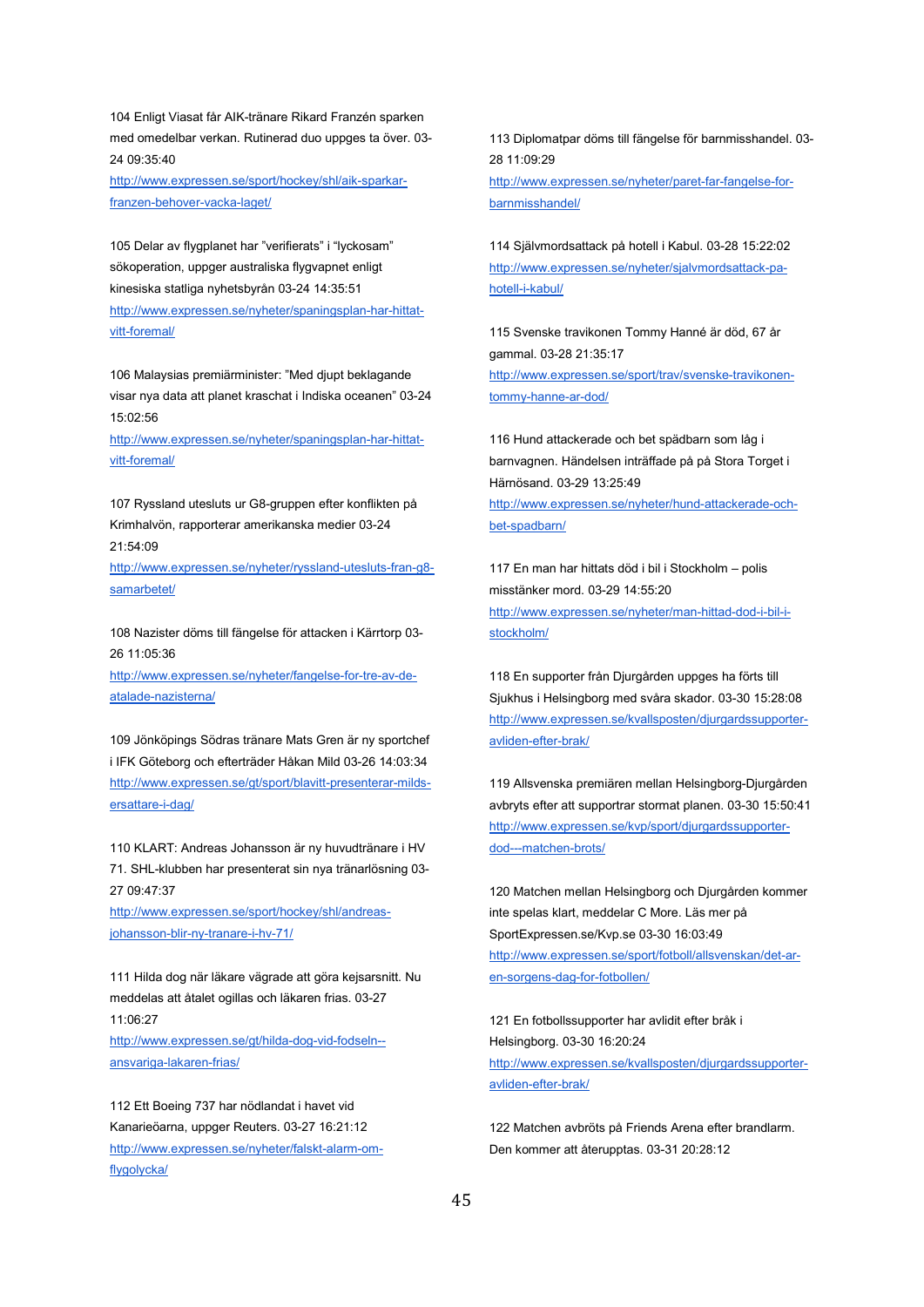104 Enligt Viasat får AIK-tränare Rikard Franzén sparken med omedelbar verkan. Rutinerad duo uppges ta över. 03-24 09:35:40
http://www.expressen.se/sport/hockey/shl/aik-sparkar-franzen-behover-vacka-laget/

105 Delar av flygplanet har "verifierats" i "lyckosam" sökoperation, uppger australiska flygvapnet enligt kinesiska statliga nyhetsbyrån 03-24 14:35:51
http://www.expressen.se/nyheter/spaningsplan-har-hittat-vitt-foremal/

106 Malaysias premiärminister: "Med djupt beklagande visar nya data att planet kraschat i Indiska oceanen" 03-24 15:02:56
http://www.expressen.se/nyheter/spaningsplan-har-hittat-vitt-foremal/

107 Ryssland utesluts ur G8-gruppen efter konflikten på Krimhalvön, rapporterar amerikanska medier 03-24 21:54:09
http://www.expressen.se/nyheter/ryssland-utesluts-fran-g8-samarbetet/

108 Nazister döms till fängelse för attacken i Kärrtorp 03-26 11:05:36
http://www.expressen.se/nyheter/fangelse-for-tre-av-de-atalade-nazisterna/

109 Jönköpings Södras tränare Mats Gren är ny sportchef i IFK Göteborg och efterträder Håkan Mild 03-26 14:03:34
http://www.expressen.se/gt/sport/blavitt-presenterar-milds-ersattare-i-dag/

110 KLART: Andreas Johansson är ny huvudtränare i HV 71. SHL-klubben har presenterat sin nya tränarlösning 03-27 09:47:37
http://www.expressen.se/sport/hockey/shl/andreas-johansson-blir-ny-tranare-i-hv-71/

111 Hilda dog när läkare vägrade att göra kejsarsnitt. Nu meddelas att åtalet ogillas och läkaren frias. 03-27 11:06:27
http://www.expressen.se/gt/hilda-dog-vid-fodseln--ansvariga-lakaren-frias/

112 Ett Boeing 737 har nödlandat i havet vid Kanarieöarna, uppger Reuters. 03-27 16:21:12
http://www.expressen.se/nyheter/falskt-alarm-om-flygolycka/

113 Diplomatpar döms till fängelse för barnmisshandel. 03-28 11:09:29
http://www.expressen.se/nyheter/paret-far-fangelse-for-barnmisshandel/

114 Självmordsattack på hotell i Kabul. 03-28 15:22:02
http://www.expressen.se/nyheter/sjalvmordsattack-pa-hotell-i-kabul/

115 Svenske travikonen Tommy Hanné är död, 67 år gammal. 03-28 21:35:17
http://www.expressen.se/sport/trav/svenske-travikonen-tommy-hanne-ar-dod/

116 Hund attackerade och bet spädbarn som låg i barnvagnen. Händelsen inträffade på på Stora Torget i Härnösand. 03-29 13:25:49
http://www.expressen.se/nyheter/hund-attackerade-och-bet-spadbarn/

117 En man har hittats död i bil i Stockholm – polis misstänker mord. 03-29 14:55:20
http://www.expressen.se/nyheter/man-hittad-dod-i-bil-i-stockholm/

118 En supporter från Djurgården uppges ha förts till Sjukhus i Helsingborg med svåra skador. 03-30 15:28:08
http://www.expressen.se/kvallsposten/djurgardssupporter-avliden-efter-brak/

119 Allsvenska premiären mellan Helsingborg-Djurgården avbryts efter att supportrar stormat planen. 03-30 15:50:41
http://www.expressen.se/kvp/sport/djurgardssupporter-dod---matchen-brots/

120 Matchen mellan Helsingborg och Djurgården kommer inte spelas klart, meddelar C More. Läs mer på SportExpressen.se/Kvp.se 03-30 16:03:49
http://www.expressen.se/sport/fotboll/allsvenskan/det-ar-en-sorgens-dag-for-fotbollen/

121 En fotbollssupporter har avlidit efter bråk i Helsingborg. 03-30 16:20:24
http://www.expressen.se/kvallsposten/djurgardssupporter-avliden-efter-brak/

122 Matchen avbröts på Friends Arena efter brandlarm. Den kommer att återupptas. 03-31 20:28:12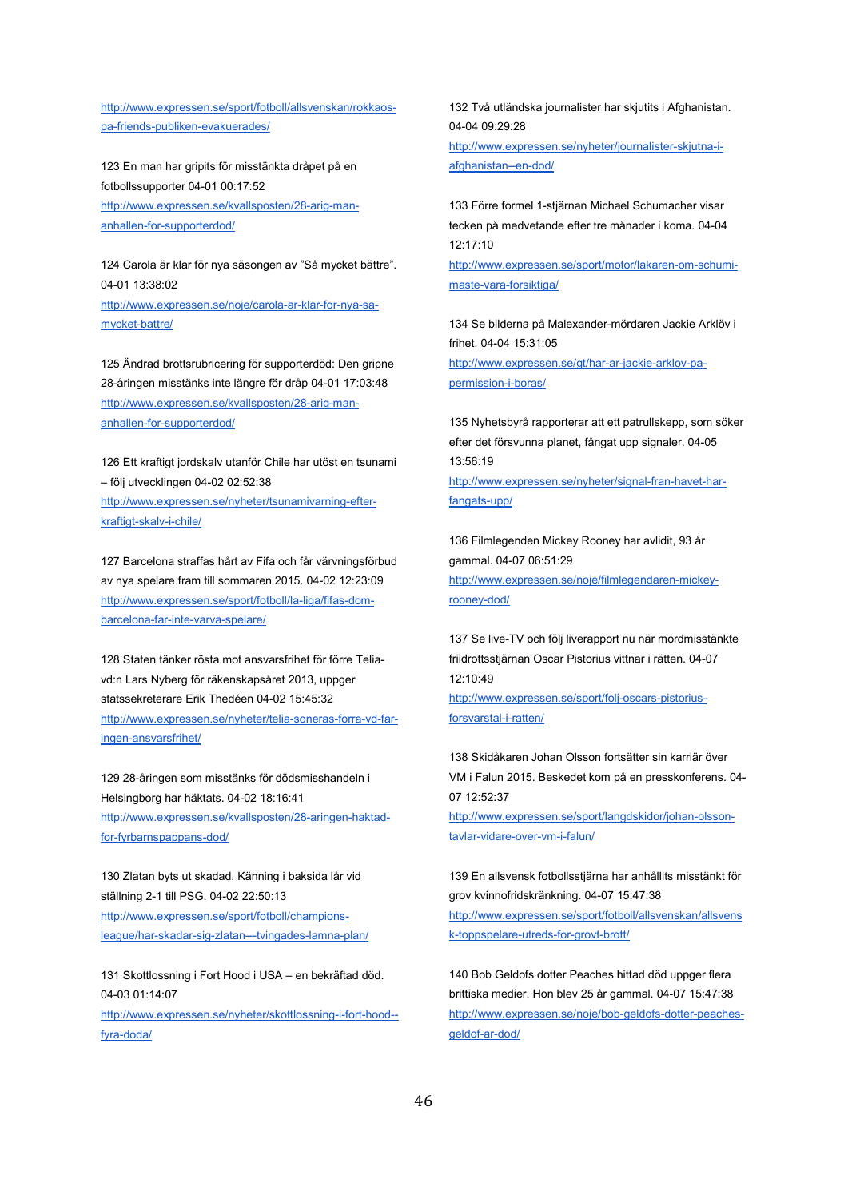http://www.expressen.se/sport/fotboll/allsvenskan/rokkaos-pa-friends-publiken-evakuerades/

123 En man har gripits för misstänkta dråpet på en fotbollssupporter 04-01 00:17:52
http://www.expressen.se/kvallsposten/28-arig-man-anhallen-for-supporterdod/

124 Carola är klar för nya säsongen av "Så mycket bättre". 04-01 13:38:02
http://www.expressen.se/noje/carola-ar-klar-for-nya-sa-mycket-battre/

125 Ändrad brottsrubricering för supporterdöd: Den gripne 28-åringen misstänks inte längre för dråp 04-01 17:03:48
http://www.expressen.se/kvallsposten/28-arig-man-anhallen-for-supporterdod/

126 Ett kraftigt jordskalv utanför Chile har utöst en tsunami – följ utvecklingen 04-02 02:52:38
http://www.expressen.se/nyheter/tsunamivarning-efter-kraftigt-skalv-i-chile/

127 Barcelona straffas hårt av Fifa och får värvningsförbud av nya spelare fram till sommaren 2015. 04-02 12:23:09
http://www.expressen.se/sport/fotboll/la-liga/fifas-dom-barcelona-far-inte-varva-spelare/

128 Staten tänker rösta mot ansvarsfrihet för förre Telia-vd:n Lars Nyberg för räkenskapsåret 2013, uppger statssekreterare Erik Thedéen 04-02 15:45:32
http://www.expressen.se/nyheter/telia-soneras-forra-vd-far-ingen-ansvarsfrihet/

129 28-åringen som misstänks för dödsmisshandeln i Helsingborg har häktats. 04-02 18:16:41
http://www.expressen.se/kvallsposten/28-aringen-haktad-for-fyrbarnspappans-dod/

130 Zlatan byts ut skadad. Känning i baksida lår vid ställning 2-1 till PSG. 04-02 22:50:13
http://www.expressen.se/sport/fotboll/champions-league/har-skadar-sig-zlatan---tvingades-lamna-plan/

131 Skottlossning i Fort Hood i USA – en bekräftad död. 04-03 01:14:07
http://www.expressen.se/nyheter/skottlossning-i-fort-hood--fyra-doda/

132 Två utländska journalister har skjutits i Afghanistan. 04-04 09:29:28
http://www.expressen.se/nyheter/journalister-skjutna-i-afghanistan--en-dod/

133 Förre formel 1-stjärnan Michael Schumacher visar tecken på medvetande efter tre månader i koma. 04-04 12:17:10
http://www.expressen.se/sport/motor/lakaren-om-schumi-maste-vara-forsiktiga/

134 Se bilderna på Malexander-mördaren Jackie Arklöv i frihet. 04-04 15:31:05
http://www.expressen.se/gt/har-ar-jackie-arklov-pa-permission-i-boras/

135 Nyhetsbyrå rapporterar att ett patrullskepp, som söker efter det försvunna planet, fångat upp signaler. 04-05 13:56:19
http://www.expressen.se/nyheter/signal-fran-havet-har-fangats-upp/

136 Filmlegenden Mickey Rooney har avlidit, 93 år gammal. 04-07 06:51:29
http://www.expressen.se/noje/filmlegendaren-mickey-rooney-dod/

137 Se live-TV och följ liverapport nu när mordmisstänkte friidrottsstjärnan Oscar Pistorius vittnar i rätten. 04-07 12:10:49
http://www.expressen.se/sport/folj-oscars-pistorius-forsvarstal-i-ratten/

138 Skidåkaren Johan Olsson fortsätter sin karriär över VM i Falun 2015. Beskedet kom på en presskonferens. 04-07 12:52:37
http://www.expressen.se/sport/langdskidor/johan-olsson-tavlar-vidare-over-vm-i-falun/

139 En allsvensk fotbollsstjärna har anhållits misstänkt för grov kvinnofridskränkning. 04-07 15:47:38
http://www.expressen.se/sport/fotboll/allsvenskan/allsvensk-toppspelare-utreds-for-grovt-brott/

140 Bob Geldofs dotter Peaches hittad död uppger flera brittiska medier. Hon blev 25 år gammal. 04-07 15:47:38
http://www.expressen.se/noje/bob-geldofs-dotter-peaches-geldof-ar-dod/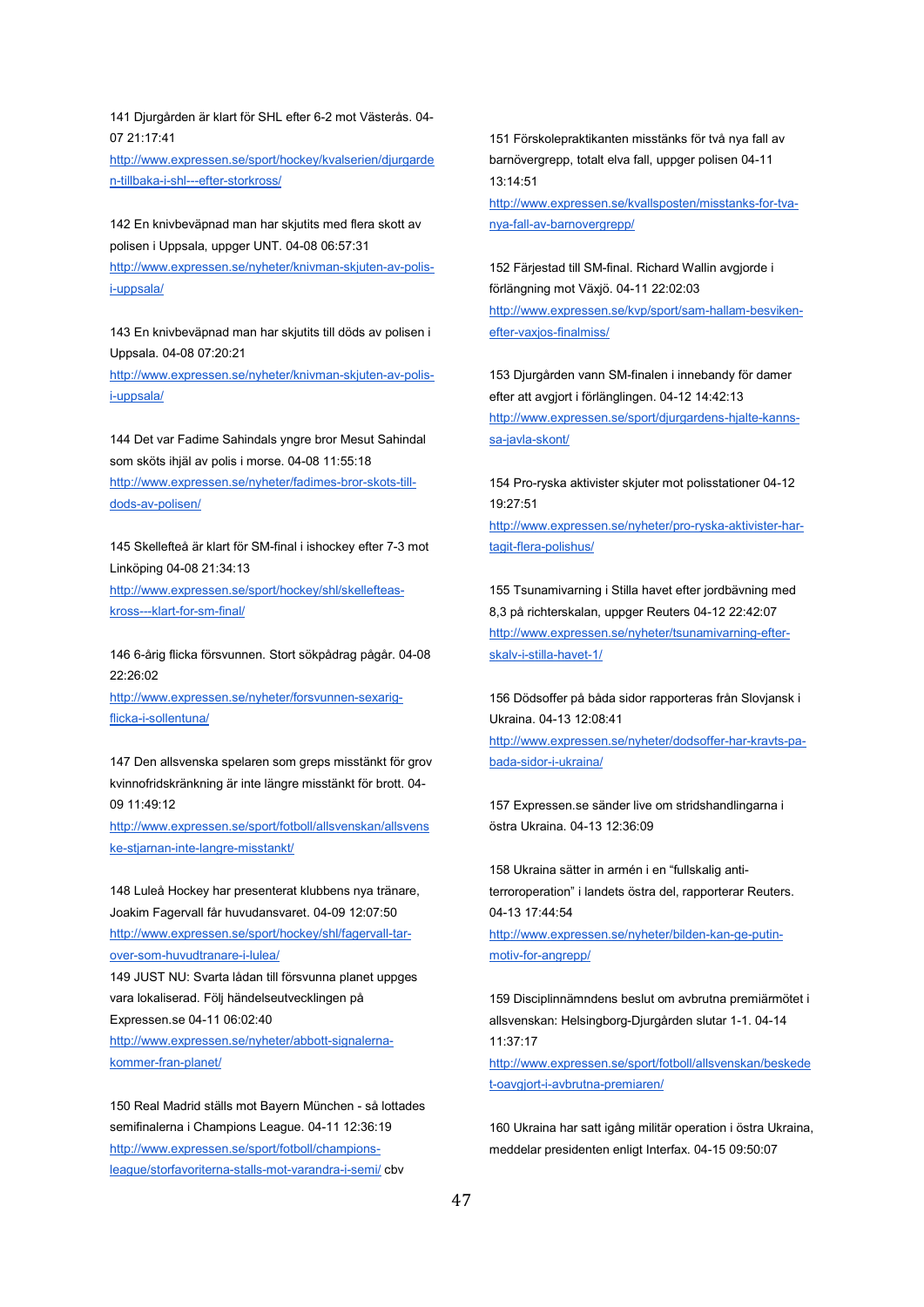141 Djurgården är klart för SHL efter 6-2 mot Västerås. 04-07 21:17:41
http://www.expressen.se/sport/hockey/kvalserien/djurgarden-tillbaka-i-shl---efter-storkross/

142 En knivbeväpnad man har skjutits med flera skott av polisen i Uppsala, uppger UNT. 04-08 06:57:31
http://www.expressen.se/nyheter/knivman-skjuten-av-polis-i-uppsala/

143 En knivbeväpnad man har skjutits till döds av polisen i Uppsala. 04-08 07:20:21
http://www.expressen.se/nyheter/knivman-skjuten-av-polis-i-uppsala/

144 Det var Fadime Sahindals yngre bror Mesut Sahindal som sköts ihjäl av polis i morse. 04-08 11:55:18
http://www.expressen.se/nyheter/fadimes-bror-skots-till-dods-av-polisen/

145 Skellefteå är klart för SM-final i ishockey efter 7-3 mot Linköping 04-08 21:34:13
http://www.expressen.se/sport/hockey/shl/skelleftea-kross---klart-for-sm-final/

146 6-årig flicka försvunnen. Stort sökpådrag pågår. 04-08 22:26:02
http://www.expressen.se/nyheter/forsvunnen-sexarig-flicka-i-sollentuna/

147 Den allsvenska spelaren som greps misstänkt för grov kvinnofridskränkning är inte längre misstänkt för brott. 04-09 11:49:12
http://www.expressen.se/sport/fotboll/allsvenskan/allsvenske-stjarnan-inte-langre-misstankt/

148 Luleå Hockey har presenterat klubbens nya tränare, Joakim Fagervall får huvudansvaret. 04-09 12:07:50
http://www.expressen.se/sport/hockey/shl/fagervall-tar-over-som-huvudtranare-i-lulea/

149 JUST NU: Svarta lådan till försvunna planet uppges vara lokaliserad. Följ händelseutvecklingen på Expressen.se 04-11 06:02:40
http://www.expressen.se/nyheter/abbott-signalerna-kommer-fran-planet/

150 Real Madrid ställs mot Bayern München - så lottades semifinalerna i Champions League. 04-11 12:36:19
http://www.expressen.se/sport/fotboll/champions-league/storfavoriterna-stalls-mot-varandra-i-semi/ cbv

151 Förskolepraktikanten misstänks för två nya fall av barnövergrepp, totalt elva fall, uppger polisen 04-11 13:14:51
http://www.expressen.se/kvallsposten/misstanks-for-tva-nya-fall-av-barnovergrepp/

152 Färjestad till SM-final. Richard Wallin avgjorde i förlängning mot Växjö. 04-11 22:02:03
http://www.expressen.se/kvp/sport/sam-hallam-besviken-efter-vaxjos-finalmiss/

153 Djurgården vann SM-finalen i innebandy för damer efter att avgjort i förlänglingen. 04-12 14:42:13
http://www.expressen.se/sport/djurgardens-hjalte-kanns-sa-javla-skont/

154 Pro-ryska aktivister skjuter mot polisstationer 04-12 19:27:51
http://www.expressen.se/nyheter/pro-ryska-aktivister-har-tagit-flera-polishus/

155 Tsunamivarning i Stilla havet efter jordbävning med 8,3 på richterskalan, uppger Reuters 04-12 22:42:07
http://www.expressen.se/nyheter/tsunamivarning-efter-skalv-i-stilla-havet-1/

156 Dödsoffer på båda sidor rapporteras från Slovjansk i Ukraina. 04-13 12:08:41
http://www.expressen.se/nyheter/dodsoffer-har-kravts-pa-bada-sidor-i-ukraina/

157 Expressen.se sänder live om stridshandlingarna i östra Ukraina. 04-13 12:36:09

158 Ukraina sätter in armén i en "fullskalig anti-terroroperation" i landets östra del, rapporterar Reuters. 04-13 17:44:54
http://www.expressen.se/nyheter/bilden-kan-ge-putin-motiv-for-angrepp/

159 Disciplinnämndens beslut om avbrutna premiärmötet i allsvenskan: Helsingborg-Djurgården slutar 1-1. 04-14 11:37:17
http://www.expressen.se/sport/fotboll/allsvenskan/beskedet-oavgjort-i-avbrutna-premiaren/

160 Ukraina har satt igång militär operation i östra Ukraina, meddelar presidenten enligt Interfax. 04-15 09:50:07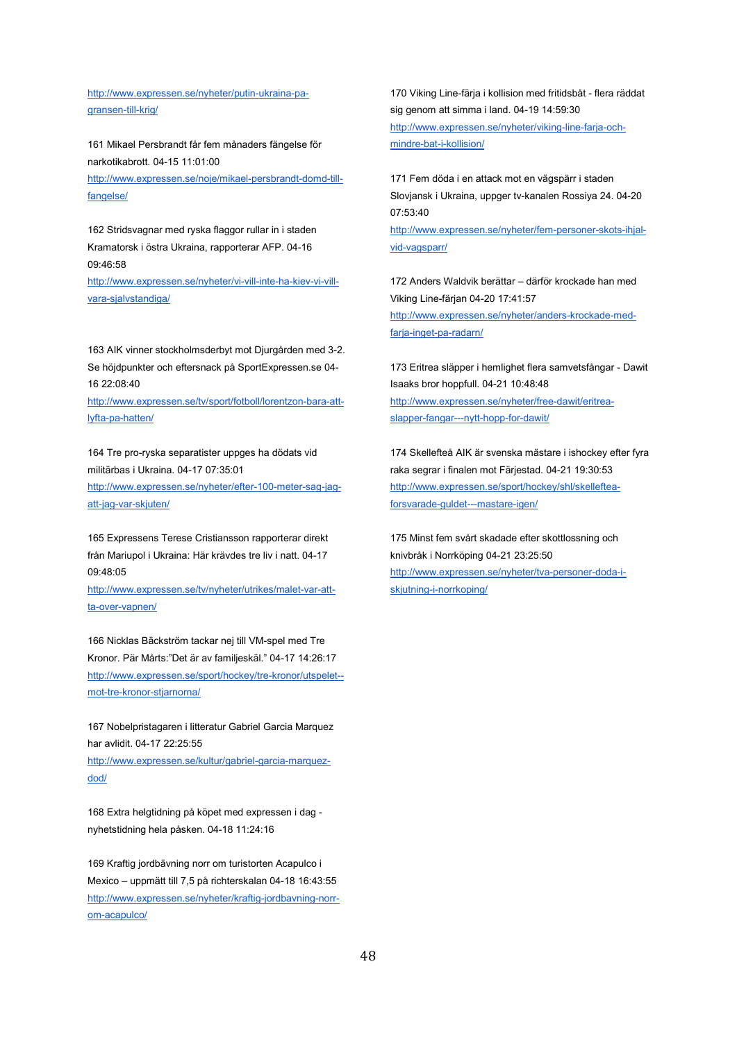http://www.expressen.se/nyheter/putin-ukraina-pa-gransen-till-krig/

161 Mikael Persbrandt får fem månaders fängelse för narkotikabrott. 04-15 11:01:00
http://www.expressen.se/noje/mikael-persbrandt-domd-till-fangelse/

162 Stridsvagnar med ryska flaggor rullar in i staden Kramatorsk i östra Ukraina, rapporterar AFP. 04-16 09:46:58
http://www.expressen.se/nyheter/vi-vill-inte-ha-kiev-vi-vill-vara-sjalvstandiga/

163 AIK vinner stockholmsderbyt mot Djurgården med 3-2. Se höjdpunkter och eftersnack på SportExpressen.se 04-16 22:08:40
http://www.expressen.se/tv/sport/fotboll/lorentzon-bara-att-lyfta-pa-hatten/

164 Tre pro-ryska separatister uppges ha dödats vid militärbas i Ukraina. 04-17 07:35:01
http://www.expressen.se/nyheter/efter-100-meter-sag-jag-att-jag-var-skjuten/

165 Expressens Terese Cristiansson rapporterar direkt från Mariupol i Ukraina: Här krävdes tre liv i natt. 04-17 09:48:05
http://www.expressen.se/tv/nyheter/utrikes/malet-var-att-ta-over-vapnen/

166 Nicklas Bäckström tackar nej till VM-spel med Tre Kronor. Pär Mårts:"Det är av familjeskäl." 04-17 14:26:17
http://www.expressen.se/sport/hockey/tre-kronor/utspelet--mot-tre-kronor-stjarnorna/

167 Nobelpristagaren i litteratur Gabriel Garcia Marquez har avlidit. 04-17 22:25:55
http://www.expressen.se/kultur/gabriel-garcia-marquez-dod/

168 Extra helgtidning på köpet med expressen i dag - nyhetstidning hela påsken. 04-18 11:24:16

169 Kraftig jordbävning norr om turistorten Acapulco i Mexico – uppmätt till 7,5 på richterskalan 04-18 16:43:55
http://www.expressen.se/nyheter/kraftig-jordbavning-norr-om-acapulco/

170 Viking Line-färja i kollision med fritidsbåt - flera räddat sig genom att simma i land. 04-19 14:59:30
http://www.expressen.se/nyheter/viking-line-farja-och-mindre-bat-i-kollision/

171 Fem döda i en attack mot en vägspärr i staden Slovjansk i Ukraina, uppger tv-kanalen Rossiya 24. 04-20 07:53:40
http://www.expressen.se/nyheter/fem-personer-skots-ihjal-vid-vagsparr/

172 Anders Waldvik berättar – därför krockade han med Viking Line-färjan 04-20 17:41:57
http://www.expressen.se/nyheter/anders-krockade-med-farja-inget-pa-radarn/

173 Eritrea släpper i hemlighet flera samvetsfångar - Dawit Isaaks bror hoppfull. 04-21 10:48:48
http://www.expressen.se/nyheter/free-dawit/eritrea-slapper-fangar---nytt-hopp-for-dawit/

174 Skellefteå AIK är svenska mästare i ishockey efter fyra raka segrar i finalen mot Färjestad. 04-21 19:30:53
http://www.expressen.se/sport/hockey/shl/skelleftea-forsvarade-guldet---mastare-igen/

175 Minst fem svårt skadade efter skottlossning och knivbråk i Norrköping 04-21 23:25:50
http://www.expressen.se/nyheter/tva-personer-doda-i-skjutning-i-norrkoping/